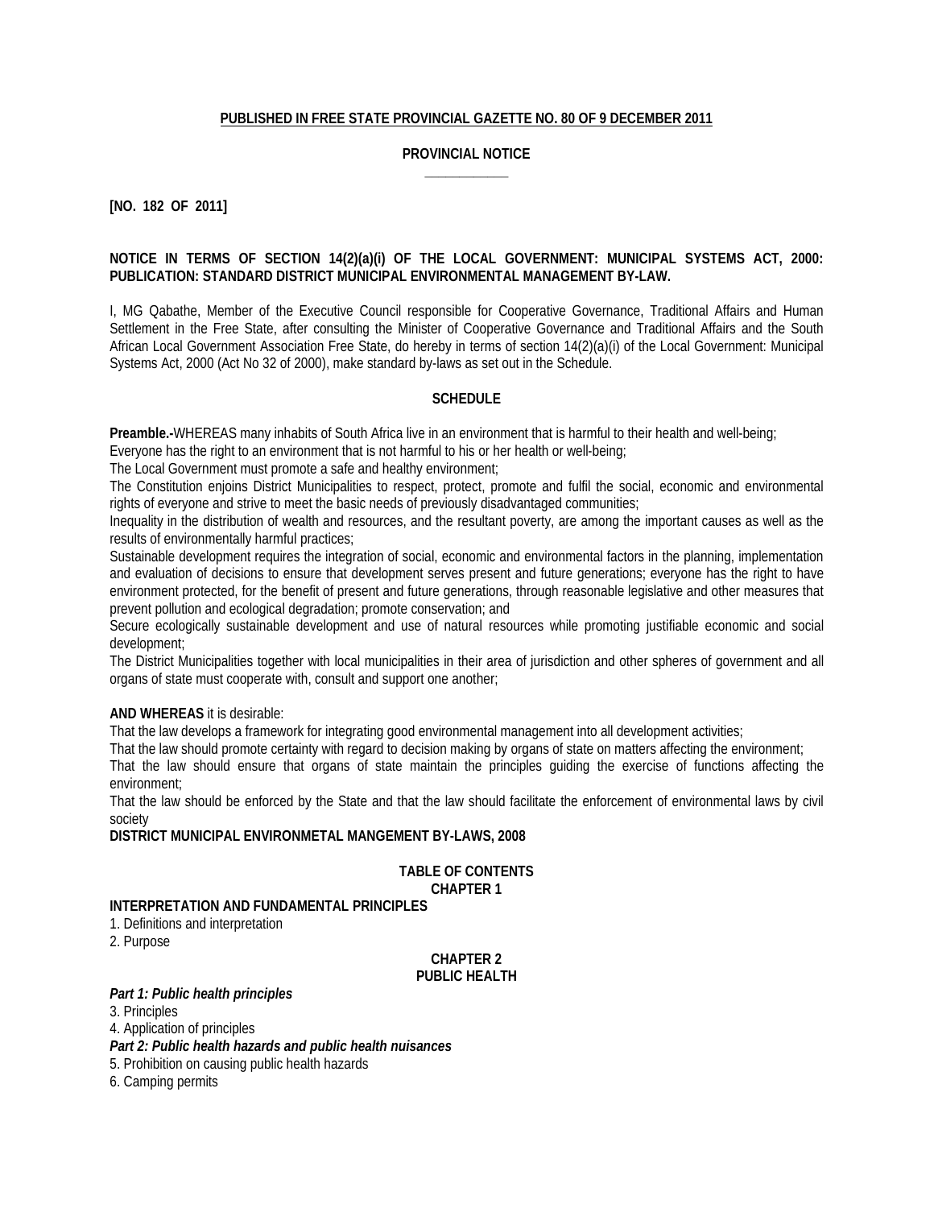**PUBLISHED IN FREE STATE PROVINCIAL GAZETTE NO. 80 OF 9 DECEMBER 2011**

**PROVINCIAL NOTICE**

**[NO. 182 OF 2011]**

**NOTICE IN TERMS OF SECTION 14(2)(a)(i) OF THE LOCAL GOVERNMENT: MUNICIPAL SYSTEMS ACT, 2000: PUBLICATION: STANDARD DISTRICT MUNICIPAL ENVIRONMENTAL MANAGEMENT BY-LAW.**

I, MG Qabathe, Member of the Executive Council responsible for Cooperative Governance, Traditional Affairs and Human Settlement in the Free State, after consulting the Minister of Cooperative Governance and Traditional Affairs and the South African Local Government Association Free State, do hereby in terms of section 14(2)(a)(i) of the Local Government: Municipal Systems Act, 2000 (Act No 32 of 2000), make standard by-laws as set out in the Schedule.

**SCHEDULE**

**Preamble.-**WHEREAS many inhabits of South Africa live in an environment that is harmful to their health and well-being;

Everyone has the right to an environment that is not harmful to his or her health or well-being;

The Local Government must promote a safe and healthy environment;

The Constitution enjoins District Municipalities to respect, protect, promote and fulfil the social, economic and environmental rights of everyone and strive to meet the basic needs of previously disadvantaged communities;

Inequality in the distribution of wealth and resources, and the resultant poverty, are among the important causes as well as the results of environmentally harmful practices;

Sustainable development requires the integration of social, economic and environmental factors in the planning, implementation and evaluation of decisions to ensure that development serves present and future generations; everyone has the right to have environment protected, for the benefit of present and future generations, through reasonable legislative and other measures that prevent pollution and ecological degradation; promote conservation; and

Secure ecologically sustainable development and use of natural resources while promoting justifiable economic and social development;

The District Municipalities together with local municipalities in their area of jurisdiction and other spheres of government and all organs of state must cooperate with, consult and support one another;

**AND WHEREAS** it is desirable:

That the law develops a framework for integrating good environmental management into all development activities;

That the law should promote certainty with regard to decision making by organs of state on matters affecting the environment;

That the law should ensure that organs of state maintain the principles guiding the exercise of functions affecting the environment;

That the law should be enforced by the State and that the law should facilitate the enforcement of environmental laws by civil society

**DISTRICT MUNICIPAL ENVIRONMETAL MANGEMENT BY-LAWS, 2008**

**TABLE OF CONTENTS**

**CHAPTER 1**

**INTERPRETATION AND FUNDAMENTAL PRINCIPLES**

1. Definitions and interpretation
2. Purpose

**CHAPTER 2**

**PUBLIC HEALTH**

***Part 1: Public health principles***

3. Principles
4. Application of principles

***Part 2: Public health hazards and public health nuisances***

5. Prohibition on causing public health hazards
6. Camping permits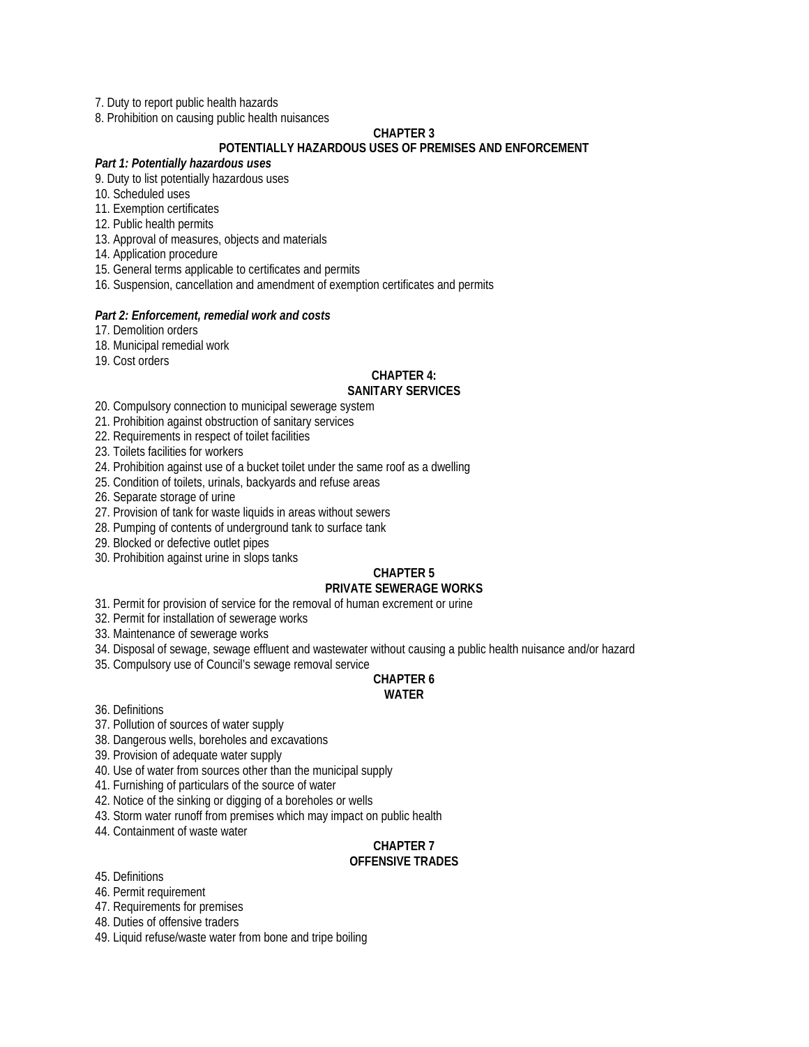7. Duty to report public health hazards
8. Prohibition on causing public health nuisances

## CHAPTER 3
## POTENTIALLY HAZARDOUS USES OF PREMISES AND ENFORCEMENT

***Part 1: Potentially hazardous uses***

9. Duty to list potentially hazardous uses
10. Scheduled uses
11. Exemption certificates
12. Public health permits
13. Approval of measures, objects and materials
14. Application procedure
15. General terms applicable to certificates and permits
16. Suspension, cancellation and amendment of exemption certificates and permits

***Part 2: Enforcement, remedial work and costs***

17. Demolition orders
18. Municipal remedial work
19. Cost orders

## CHAPTER 4:
## SANITARY SERVICES

20. Compulsory connection to municipal sewerage system
21. Prohibition against obstruction of sanitary services
22. Requirements in respect of toilet facilities
23. Toilets facilities for workers
24. Prohibition against use of a bucket toilet under the same roof as a dwelling
25. Condition of toilets, urinals, backyards and refuse areas
26. Separate storage of urine
27. Provision of tank for waste liquids in areas without sewers
28. Pumping of contents of underground tank to surface tank
29. Blocked or defective outlet pipes
30. Prohibition against urine in slops tanks

## CHAPTER 5
## PRIVATE SEWERAGE WORKS

31. Permit for provision of service for the removal of human excrement or urine
32. Permit for installation of sewerage works
33. Maintenance of sewerage works
34. Disposal of sewage, sewage effluent and wastewater without causing a public health nuisance and/or hazard
35. Compulsory use of Council's sewage removal service

## CHAPTER 6
## WATER

36. Definitions
37. Pollution of sources of water supply
38. Dangerous wells, boreholes and excavations
39. Provision of adequate water supply
40. Use of water from sources other than the municipal supply
41. Furnishing of particulars of the source of water
42. Notice of the sinking or digging of a boreholes or wells
43. Storm water runoff from premises which may impact on public health
44. Containment of waste water

## CHAPTER 7
## OFFENSIVE TRADES

45. Definitions
46. Permit requirement
47. Requirements for premises
48. Duties of offensive traders
49. Liquid refuse/waste water from bone and tripe boiling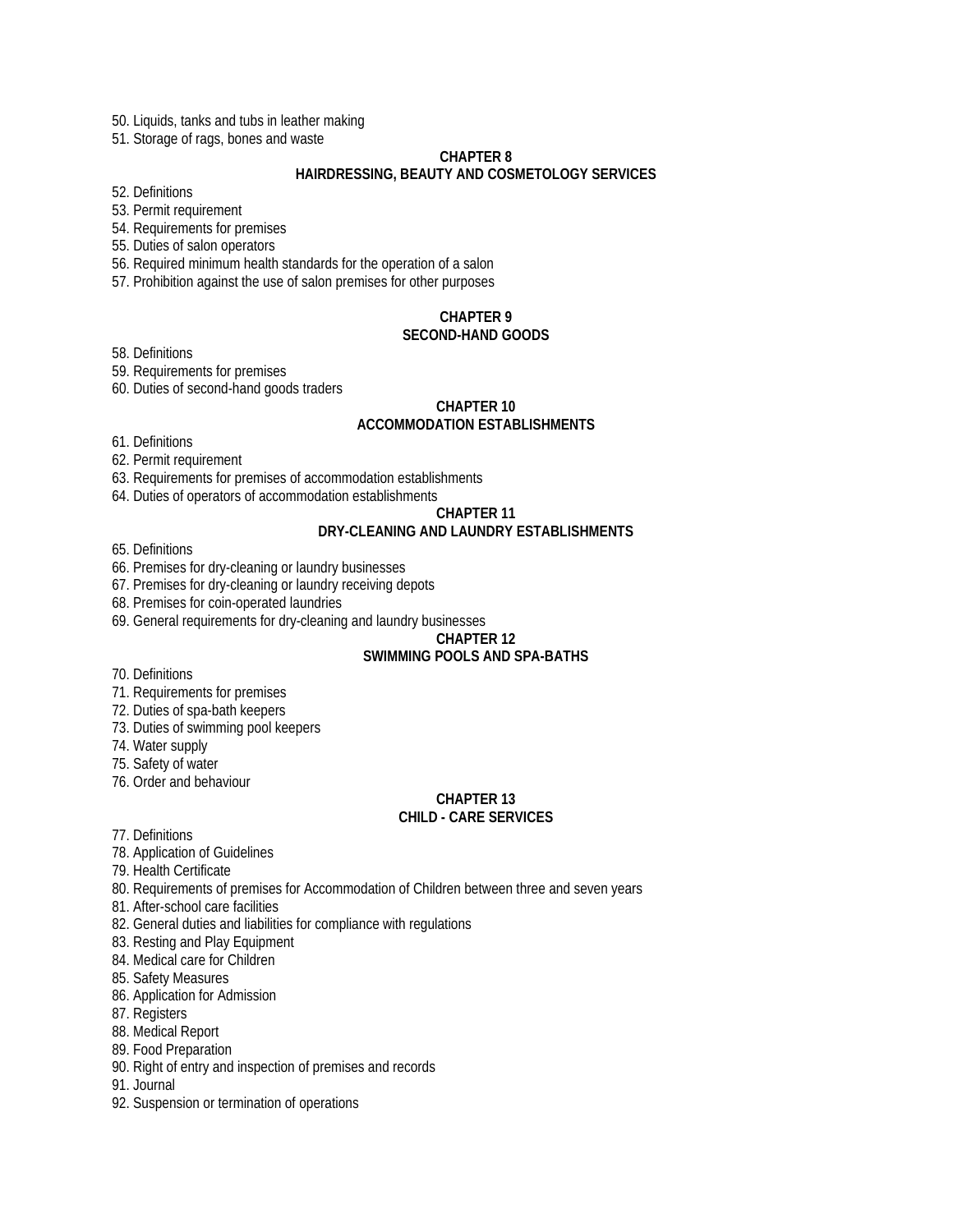50. Liquids, tanks and tubs in leather making
51. Storage of rags, bones and waste

**CHAPTER 8**
**HAIRDRESSING, BEAUTY AND COSMETOLOGY SERVICES**

52. Definitions
53. Permit requirement
54. Requirements for premises
55. Duties of salon operators
56. Required minimum health standards for the operation of a salon
57. Prohibition against the use of salon premises for other purposes

**CHAPTER 9**
**SECOND-HAND GOODS**

58. Definitions
59. Requirements for premises
60. Duties of second-hand goods traders

**CHAPTER 10**
**ACCOMMODATION ESTABLISHMENTS**

61. Definitions
62. Permit requirement
63. Requirements for premises of accommodation establishments
64. Duties of operators of accommodation establishments

**CHAPTER 11**
**DRY-CLEANING AND LAUNDRY ESTABLISHMENTS**

65. Definitions
66. Premises for dry-cleaning or laundry businesses
67. Premises for dry-cleaning or laundry receiving depots
68. Premises for coin-operated laundries
69. General requirements for dry-cleaning and laundry businesses

**CHAPTER 12**
**SWIMMING POOLS AND SPA-BATHS**

70. Definitions
71. Requirements for premises
72. Duties of spa-bath keepers
73. Duties of swimming pool keepers
74. Water supply
75. Safety of water
76. Order and behaviour

**CHAPTER 13**
**CHILD - CARE SERVICES**

77. Definitions
78. Application of Guidelines
79. Health Certificate
80. Requirements of premises for Accommodation of Children between three and seven years
81. After-school care facilities
82. General duties and liabilities for compliance with regulations
83. Resting and Play Equipment
84. Medical care for Children
85. Safety Measures
86. Application for Admission
87. Registers
88. Medical Report
89. Food Preparation
90. Right of entry and inspection of premises and records
91. Journal
92. Suspension or termination of operations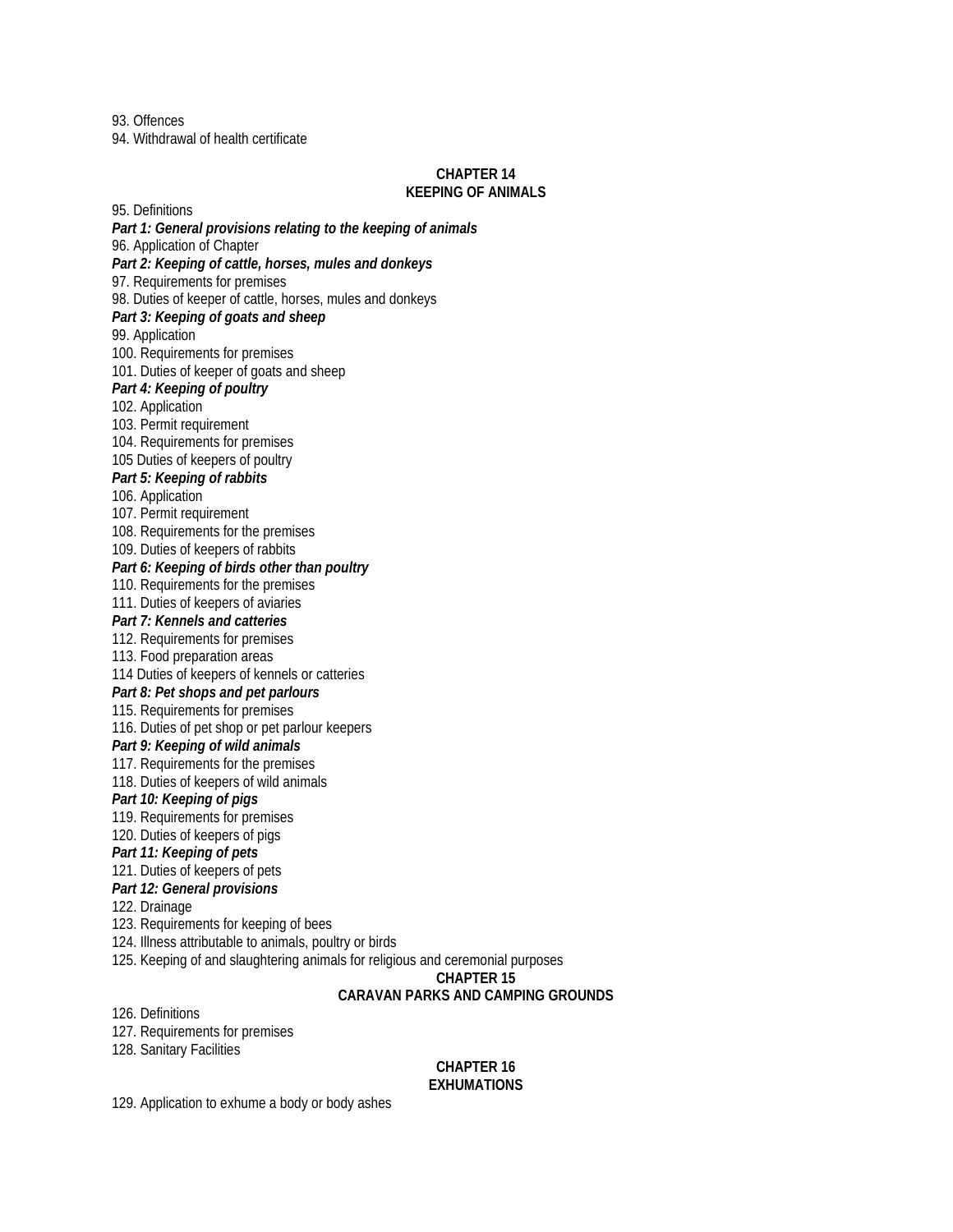93. Offences
94. Withdrawal of health certificate

**CHAPTER 14**
**KEEPING OF ANIMALS**

95. Definitions
***Part 1: General provisions relating to the keeping of animals***
96. Application of Chapter
***Part 2: Keeping of cattle, horses, mules and donkeys***
97. Requirements for premises
98. Duties of keeper of cattle, horses, mules and donkeys
***Part 3: Keeping of goats and sheep***
99. Application
100. Requirements for premises
101. Duties of keeper of goats and sheep
***Part 4: Keeping of poultry***
102. Application
103. Permit requirement
104. Requirements for premises
105 Duties of keepers of poultry
***Part 5: Keeping of rabbits***
106. Application
107. Permit requirement
108. Requirements for the premises
109. Duties of keepers of rabbits
***Part 6: Keeping of birds other than poultry***
110. Requirements for the premises
111. Duties of keepers of aviaries
***Part 7: Kennels and catteries***
112. Requirements for premises
113. Food preparation areas
114 Duties of keepers of kennels or catteries
***Part 8: Pet shops and pet parlours***
115. Requirements for premises
116. Duties of pet shop or pet parlour keepers
***Part 9: Keeping of wild animals***
117. Requirements for the premises
118. Duties of keepers of wild animals
***Part 10: Keeping of pigs***
119. Requirements for premises
120. Duties of keepers of pigs
***Part 11: Keeping of pets***
121. Duties of keepers of pets
***Part 12: General provisions***
122. Drainage
123. Requirements for keeping of bees
124. Illness attributable to animals, poultry or birds
125. Keeping of and slaughtering animals for religious and ceremonial purposes

**CHAPTER 15**
**CARAVAN PARKS AND CAMPING GROUNDS**

126. Definitions
127. Requirements for premises
128. Sanitary Facilities

**CHAPTER 16**
**EXHUMATIONS**

129. Application to exhume a body or body ashes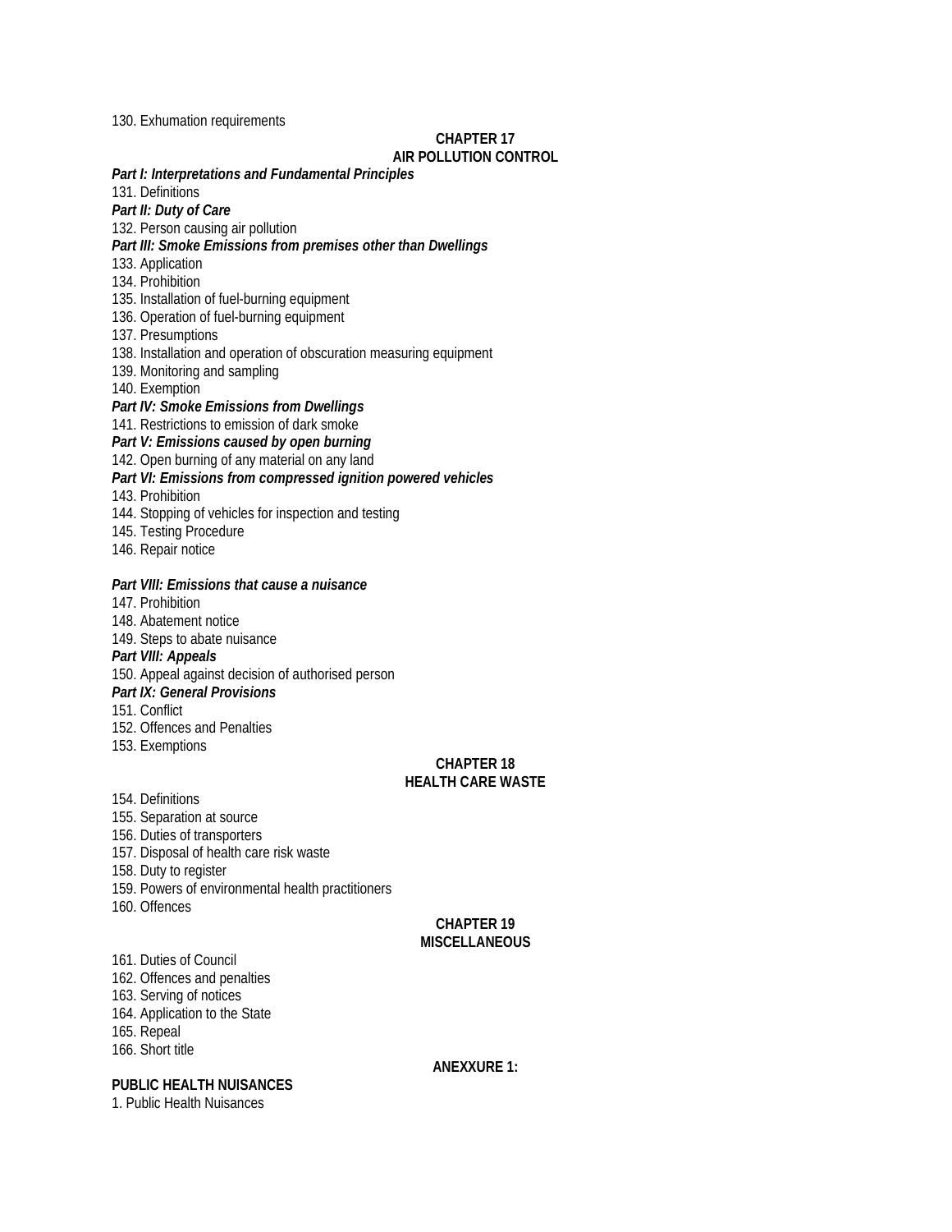130. Exhumation requirements

**CHAPTER 17**
**AIR POLLUTION CONTROL**

***Part I: Interpretations and Fundamental Principles***

131. Definitions

***Part II: Duty of Care***

132. Person causing air pollution

***Part III: Smoke Emissions from premises other than Dwellings***

133. Application
134. Prohibition
135. Installation of fuel-burning equipment
136. Operation of fuel-burning equipment
137. Presumptions
138. Installation and operation of obscuration measuring equipment
139. Monitoring and sampling
140. Exemption

***Part IV: Smoke Emissions from Dwellings***

141. Restrictions to emission of dark smoke

***Part V: Emissions caused by open burning***

142. Open burning of any material on any land

***Part VI: Emissions from compressed ignition powered vehicles***

143. Prohibition
144. Stopping of vehicles for inspection and testing
145. Testing Procedure
146. Repair notice

***Part VIII: Emissions that cause a nuisance***

147. Prohibition
148. Abatement notice
149. Steps to abate nuisance

***Part VIII: Appeals***

150. Appeal against decision of authorised person

***Part IX: General Provisions***

151. Conflict
152. Offences and Penalties
153. Exemptions

**CHAPTER 18**
**HEALTH CARE WASTE**

154. Definitions
155. Separation at source
156. Duties of transporters
157. Disposal of health care risk waste
158. Duty to register
159. Powers of environmental health practitioners
160. Offences

**CHAPTER 19**
**MISCELLANEOUS**

161. Duties of Council
162. Offences and penalties
163. Serving of notices
164. Application to the State
165. Repeal
166. Short title

**ANEXXURE 1:**

**PUBLIC HEALTH NUISANCES**

1. Public Health Nuisances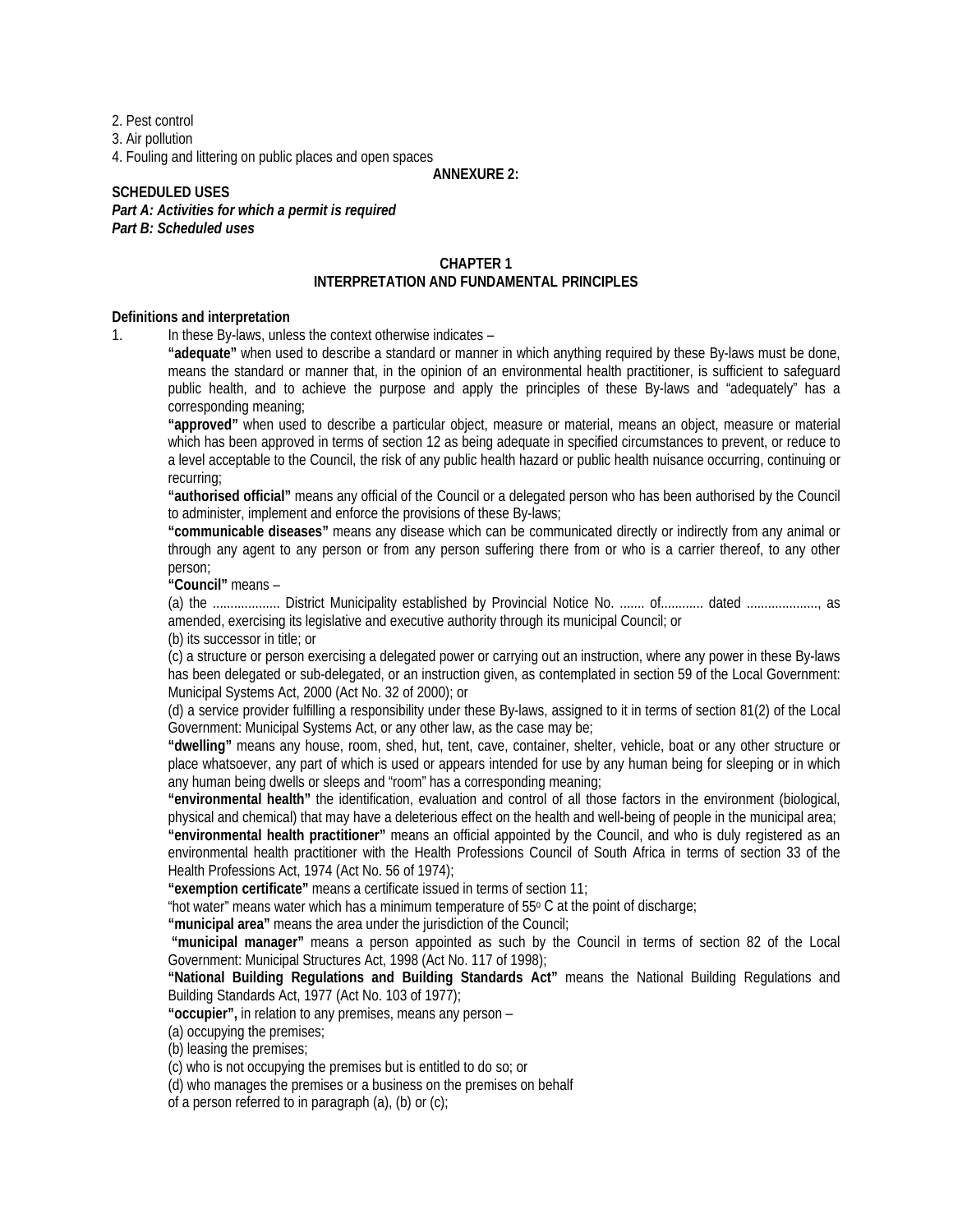2. Pest control
3. Air pollution
4. Fouling and littering on public places and open spaces

**ANNEXURE 2:**

**SCHEDULED USES**
***Part A: Activities for which a permit is required***
***Part B: Scheduled uses***

## CHAPTER 1
## INTERPRETATION AND FUNDAMENTAL PRINCIPLES

**Definitions and interpretation**

1. In these By-laws, unless the context otherwise indicates –

**"adequate"** when used to describe a standard or manner in which anything required by these By-laws must be done, means the standard or manner that, in the opinion of an environmental health practitioner, is sufficient to safeguard public health, and to achieve the purpose and apply the principles of these By-laws and "adequately" has a corresponding meaning;

**"approved"** when used to describe a particular object, measure or material, means an object, measure or material which has been approved in terms of section 12 as being adequate in specified circumstances to prevent, or reduce to a level acceptable to the Council, the risk of any public health hazard or public health nuisance occurring, continuing or recurring;

**"authorised official"** means any official of the Council or a delegated person who has been authorised by the Council to administer, implement and enforce the provisions of these By-laws;

**"communicable diseases"** means any disease which can be communicated directly or indirectly from any animal or through any agent to any person or from any person suffering there from or who is a carrier thereof, to any other person;

**"Council"** means –

(a) the ................... District Municipality established by Provincial Notice No. ....... of............ dated ...................., as amended, exercising its legislative and executive authority through its municipal Council; or

(b) its successor in title; or

(c) a structure or person exercising a delegated power or carrying out an instruction, where any power in these By-laws has been delegated or sub-delegated, or an instruction given, as contemplated in section 59 of the Local Government: Municipal Systems Act, 2000 (Act No. 32 of 2000); or

(d) a service provider fulfilling a responsibility under these By-laws, assigned to it in terms of section 81(2) of the Local Government: Municipal Systems Act, or any other law, as the case may be;

**"dwelling"** means any house, room, shed, hut, tent, cave, container, shelter, vehicle, boat or any other structure or place whatsoever, any part of which is used or appears intended for use by any human being for sleeping or in which any human being dwells or sleeps and "room" has a corresponding meaning;

**"environmental health"** the identification, evaluation and control of all those factors in the environment (biological, physical and chemical) that may have a deleterious effect on the health and well-being of people in the municipal area;

**"environmental health practitioner"** means an official appointed by the Council, and who is duly registered as an environmental health practitioner with the Health Professions Council of South Africa in terms of section 33 of the Health Professions Act, 1974 (Act No. 56 of 1974);

**"exemption certificate"** means a certificate issued in terms of section 11;

"hot water" means water which has a minimum temperature of 55º C at the point of discharge;

**"municipal area"** means the area under the jurisdiction of the Council;

**"municipal manager"** means a person appointed as such by the Council in terms of section 82 of the Local Government: Municipal Structures Act, 1998 (Act No. 117 of 1998);

**"National Building Regulations and Building Standards Act"** means the National Building Regulations and Building Standards Act, 1977 (Act No. 103 of 1977);

**"occupier",** in relation to any premises, means any person –

(a) occupying the premises;

(b) leasing the premises;

(c) who is not occupying the premises but is entitled to do so; or

(d) who manages the premises or a business on the premises on behalf of a person referred to in paragraph (a), (b) or (c);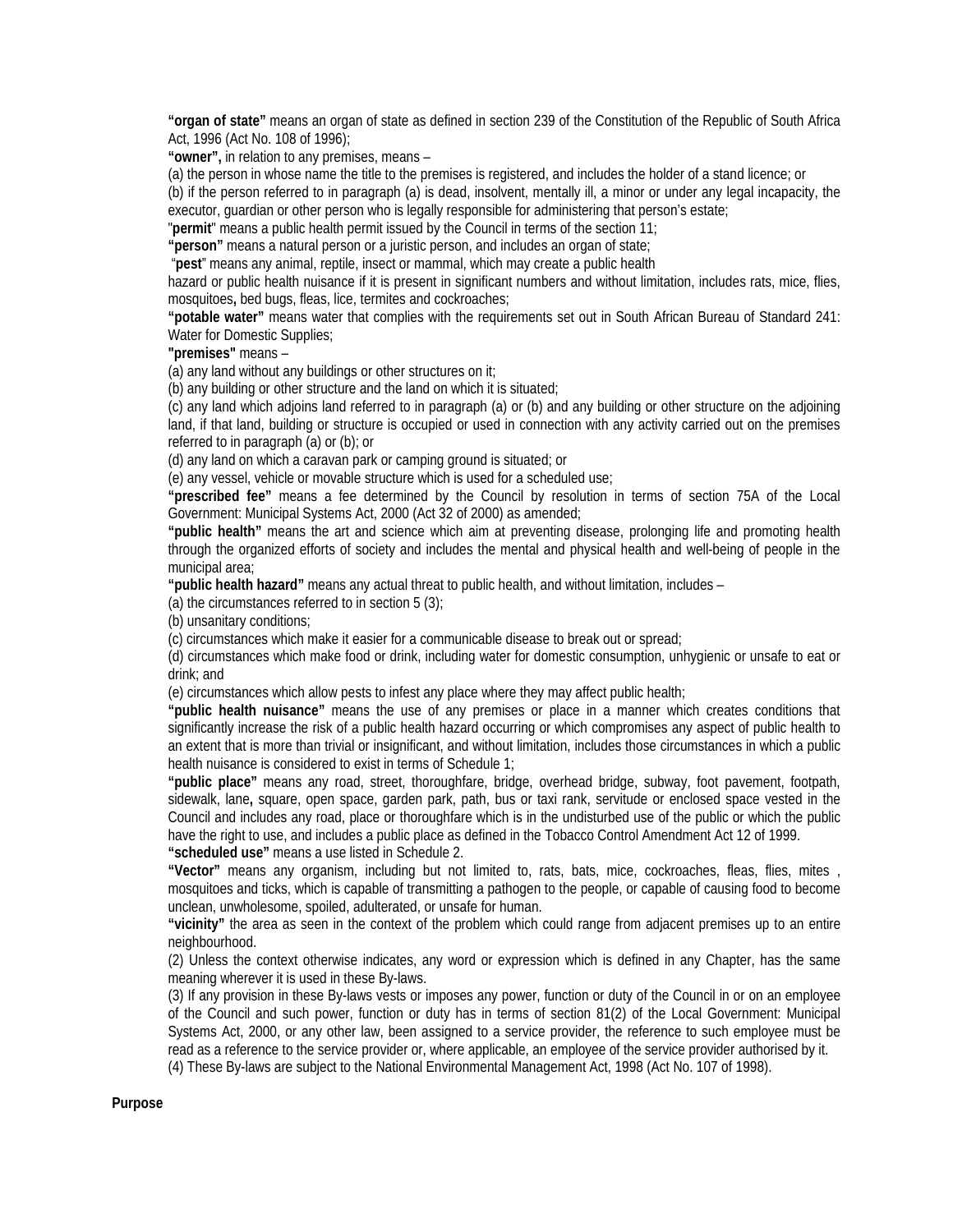**"organ of state"** means an organ of state as defined in section 239 of the Constitution of the Republic of South Africa Act, 1996 (Act No. 108 of 1996);

**"owner",** in relation to any premises, means –

(a) the person in whose name the title to the premises is registered, and includes the holder of a stand licence; or

(b) if the person referred to in paragraph (a) is dead, insolvent, mentally ill, a minor or under any legal incapacity, the executor, guardian or other person who is legally responsible for administering that person's estate;

"**permit**" means a public health permit issued by the Council in terms of the section 11;

**"person"** means a natural person or a juristic person, and includes an organ of state;

"**pest**" means any animal, reptile, insect or mammal, which may create a public health hazard or public health nuisance if it is present in significant numbers and without limitation, includes rats, mice, flies, mosquitoes**,** bed bugs, fleas, lice, termites and cockroaches;

**"potable water"** means water that complies with the requirements set out in South African Bureau of Standard 241: Water for Domestic Supplies;

**"premises"** means –

(a) any land without any buildings or other structures on it;

(b) any building or other structure and the land on which it is situated;

(c) any land which adjoins land referred to in paragraph (a) or (b) and any building or other structure on the adjoining land, if that land, building or structure is occupied or used in connection with any activity carried out on the premises referred to in paragraph (a) or (b); or

(d) any land on which a caravan park or camping ground is situated; or

(e) any vessel, vehicle or movable structure which is used for a scheduled use;

**"prescribed fee"** means a fee determined by the Council by resolution in terms of section 75A of the Local Government: Municipal Systems Act, 2000 (Act 32 of 2000) as amended;

**"public health"** means the art and science which aim at preventing disease, prolonging life and promoting health through the organized efforts of society and includes the mental and physical health and well-being of people in the municipal area;

**"public health hazard"** means any actual threat to public health, and without limitation, includes –

(a) the circumstances referred to in section 5 (3);

(b) unsanitary conditions;

(c) circumstances which make it easier for a communicable disease to break out or spread;

(d) circumstances which make food or drink, including water for domestic consumption, unhygienic or unsafe to eat or drink; and

(e) circumstances which allow pests to infest any place where they may affect public health;

**"public health nuisance"** means the use of any premises or place in a manner which creates conditions that significantly increase the risk of a public health hazard occurring or which compromises any aspect of public health to an extent that is more than trivial or insignificant, and without limitation, includes those circumstances in which a public health nuisance is considered to exist in terms of Schedule 1;

**"public place"** means any road, street, thoroughfare, bridge, overhead bridge, subway, foot pavement, footpath, sidewalk, lane**,** square, open space, garden park, path, bus or taxi rank, servitude or enclosed space vested in the Council and includes any road, place or thoroughfare which is in the undisturbed use of the public or which the public have the right to use, and includes a public place as defined in the Tobacco Control Amendment Act 12 of 1999.

**"scheduled use"** means a use listed in Schedule 2.

**"Vector"** means any organism, including but not limited to, rats, bats, mice, cockroaches, fleas, flies, mites , mosquitoes and ticks, which is capable of transmitting a pathogen to the people, or capable of causing food to become unclean, unwholesome, spoiled, adulterated, or unsafe for human.

**"vicinity"** the area as seen in the context of the problem which could range from adjacent premises up to an entire neighbourhood.

(2) Unless the context otherwise indicates, any word or expression which is defined in any Chapter, has the same meaning wherever it is used in these By-laws.

(3) If any provision in these By-laws vests or imposes any power, function or duty of the Council in or on an employee of the Council and such power, function or duty has in terms of section 81(2) of the Local Government: Municipal Systems Act, 2000, or any other law, been assigned to a service provider, the reference to such employee must be read as a reference to the service provider or, where applicable, an employee of the service provider authorised by it.

(4) These By-laws are subject to the National Environmental Management Act, 1998 (Act No. 107 of 1998).

**Purpose**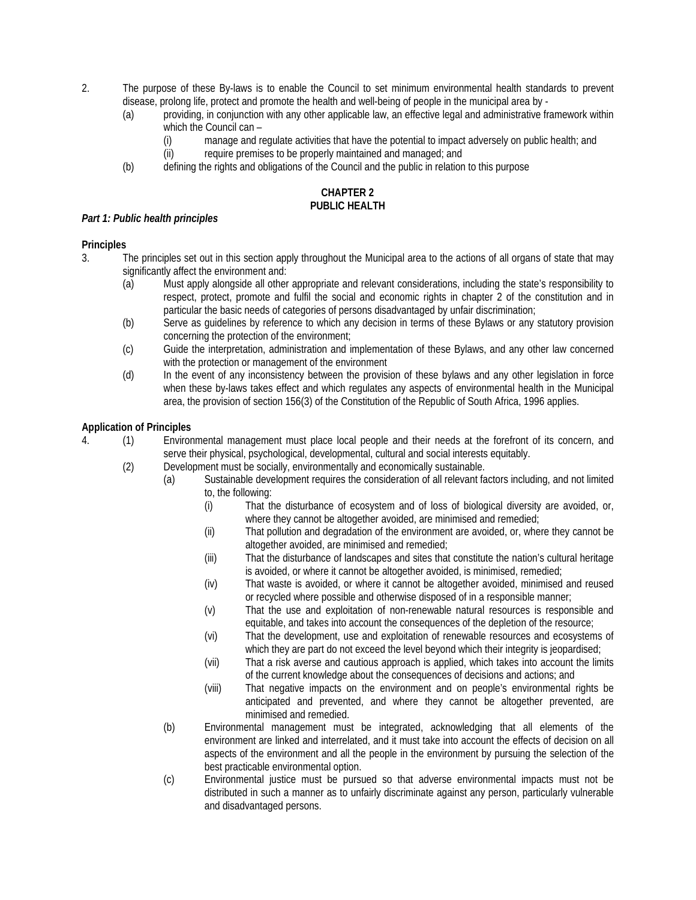2. The purpose of these By-laws is to enable the Council to set minimum environmental health standards to prevent disease, prolong life, protect and promote the health and well-being of people in the municipal area by -
   - (a) providing, in conjunction with any other applicable law, an effective legal and administrative framework within which the Council can –
     - (i) manage and regulate activities that have the potential to impact adversely on public health; and
     - (ii) require premises to be properly maintained and managed; and
   - (b) defining the rights and obligations of the Council and the public in relation to this purpose

## CHAPTER 2
## PUBLIC HEALTH

***Part 1: Public health principles***

**Principles**

3. The principles set out in this section apply throughout the Municipal area to the actions of all organs of state that may significantly affect the environment and:
   - (a) Must apply alongside all other appropriate and relevant considerations, including the state's responsibility to respect, protect, promote and fulfil the social and economic rights in chapter 2 of the constitution and in particular the basic needs of categories of persons disadvantaged by unfair discrimination;
   - (b) Serve as guidelines by reference to which any decision in terms of these Bylaws or any statutory provision concerning the protection of the environment;
   - (c) Guide the interpretation, administration and implementation of these Bylaws, and any other law concerned with the protection or management of the environment
   - (d) In the event of any inconsistency between the provision of these bylaws and any other legislation in force when these by-laws takes effect and which regulates any aspects of environmental health in the Municipal area, the provision of section 156(3) of the Constitution of the Republic of South Africa, 1996 applies.

**Application of Principles**

4. (1) Environmental management must place local people and their needs at the forefront of its concern, and serve their physical, psychological, developmental, cultural and social interests equitably.
   (2) Development must be socially, environmentally and economically sustainable.
   - (a) Sustainable development requires the consideration of all relevant factors including, and not limited to, the following:
     - (i) That the disturbance of ecosystem and of loss of biological diversity are avoided, or, where they cannot be altogether avoided, are minimised and remedied;
     - (ii) That pollution and degradation of the environment are avoided, or, where they cannot be altogether avoided, are minimised and remedied;
     - (iii) That the disturbance of landscapes and sites that constitute the nation's cultural heritage is avoided, or where it cannot be altogether avoided, is minimised, remedied;
     - (iv) That waste is avoided, or where it cannot be altogether avoided, minimised and reused or recycled where possible and otherwise disposed of in a responsible manner;
     - (v) That the use and exploitation of non-renewable natural resources is responsible and equitable, and takes into account the consequences of the depletion of the resource;
     - (vi) That the development, use and exploitation of renewable resources and ecosystems of which they are part do not exceed the level beyond which their integrity is jeopardised;
     - (vii) That a risk averse and cautious approach is applied, which takes into account the limits of the current knowledge about the consequences of decisions and actions; and
     - (viii) That negative impacts on the environment and on people's environmental rights be anticipated and prevented, and where they cannot be altogether prevented, are minimised and remedied.
   - (b) Environmental management must be integrated, acknowledging that all elements of the environment are linked and interrelated, and it must take into account the effects of decision on all aspects of the environment and all the people in the environment by pursuing the selection of the best practicable environmental option.
   - (c) Environmental justice must be pursued so that adverse environmental impacts must not be distributed in such a manner as to unfairly discriminate against any person, particularly vulnerable and disadvantaged persons.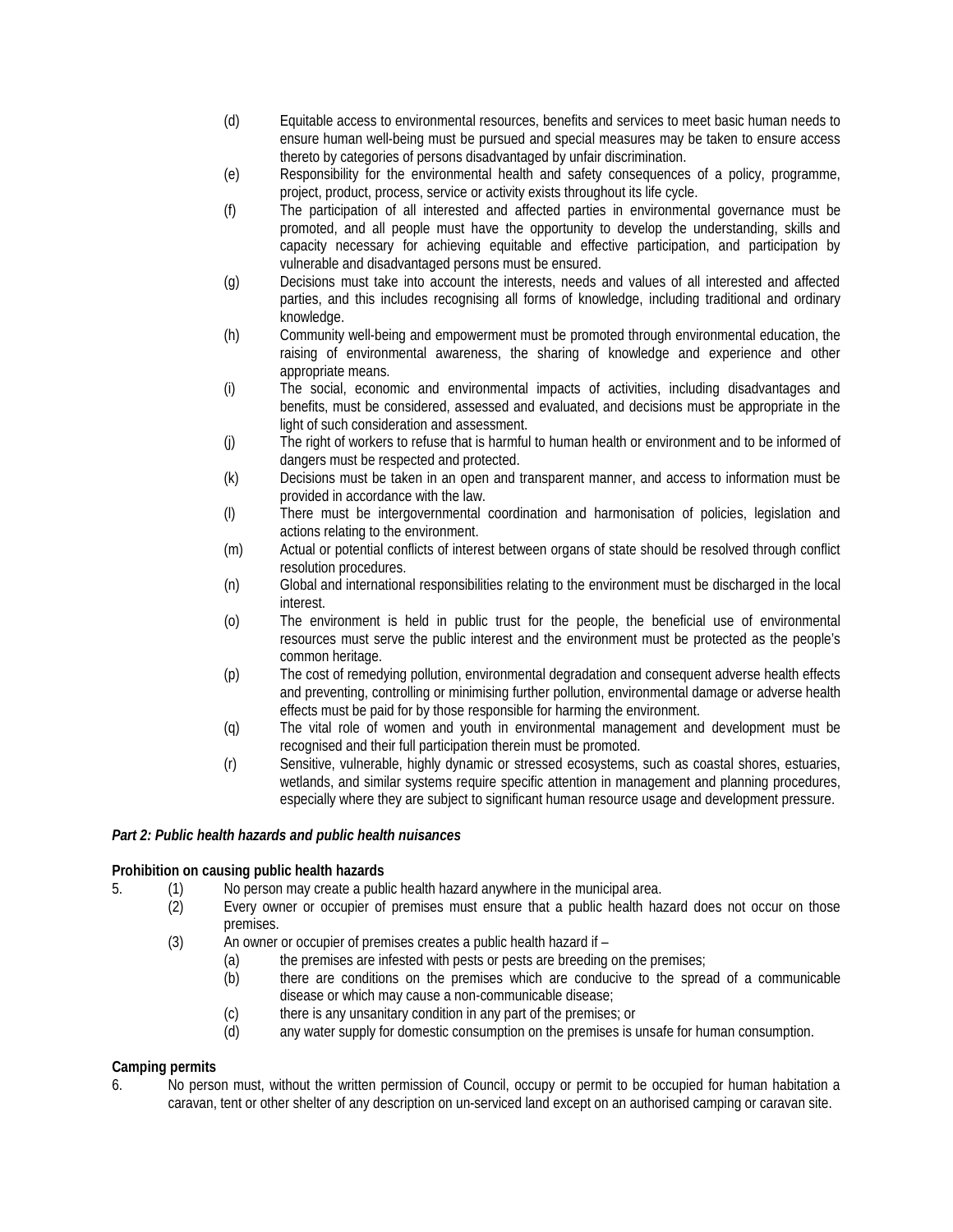(d) Equitable access to environmental resources, benefits and services to meet basic human needs to ensure human well-being must be pursued and special measures may be taken to ensure access thereto by categories of persons disadvantaged by unfair discrimination.

(e) Responsibility for the environmental health and safety consequences of a policy, programme, project, product, process, service or activity exists throughout its life cycle.

(f) The participation of all interested and affected parties in environmental governance must be promoted, and all people must have the opportunity to develop the understanding, skills and capacity necessary for achieving equitable and effective participation, and participation by vulnerable and disadvantaged persons must be ensured.

(g) Decisions must take into account the interests, needs and values of all interested and affected parties, and this includes recognising all forms of knowledge, including traditional and ordinary knowledge.

(h) Community well-being and empowerment must be promoted through environmental education, the raising of environmental awareness, the sharing of knowledge and experience and other appropriate means.

(i) The social, economic and environmental impacts of activities, including disadvantages and benefits, must be considered, assessed and evaluated, and decisions must be appropriate in the light of such consideration and assessment.

(j) The right of workers to refuse that is harmful to human health or environment and to be informed of dangers must be respected and protected.

(k) Decisions must be taken in an open and transparent manner, and access to information must be provided in accordance with the law.

(l) There must be intergovernmental coordination and harmonisation of policies, legislation and actions relating to the environment.

(m) Actual or potential conflicts of interest between organs of state should be resolved through conflict resolution procedures.

(n) Global and international responsibilities relating to the environment must be discharged in the local interest.

(o) The environment is held in public trust for the people, the beneficial use of environmental resources must serve the public interest and the environment must be protected as the people's common heritage.

(p) The cost of remedying pollution, environmental degradation and consequent adverse health effects and preventing, controlling or minimising further pollution, environmental damage or adverse health effects must be paid for by those responsible for harming the environment.

(q) The vital role of women and youth in environmental management and development must be recognised and their full participation therein must be promoted.

(r) Sensitive, vulnerable, highly dynamic or stressed ecosystems, such as coastal shores, estuaries, wetlands, and similar systems require specific attention in management and planning procedures, especially where they are subject to significant human resource usage and development pressure.

***Part 2: Public health hazards and public health nuisances***

**Prohibition on causing public health hazards**

5. (1) No person may create a public health hazard anywhere in the municipal area.

(2) Every owner or occupier of premises must ensure that a public health hazard does not occur on those premises.

(3) An owner or occupier of premises creates a public health hazard if –

(a) the premises are infested with pests or pests are breeding on the premises;

(b) there are conditions on the premises which are conducive to the spread of a communicable disease or which may cause a non-communicable disease;

(c) there is any unsanitary condition in any part of the premises; or

(d) any water supply for domestic consumption on the premises is unsafe for human consumption.

**Camping permits**

6. No person must, without the written permission of Council, occupy or permit to be occupied for human habitation a caravan, tent or other shelter of any description on un-serviced land except on an authorised camping or caravan site.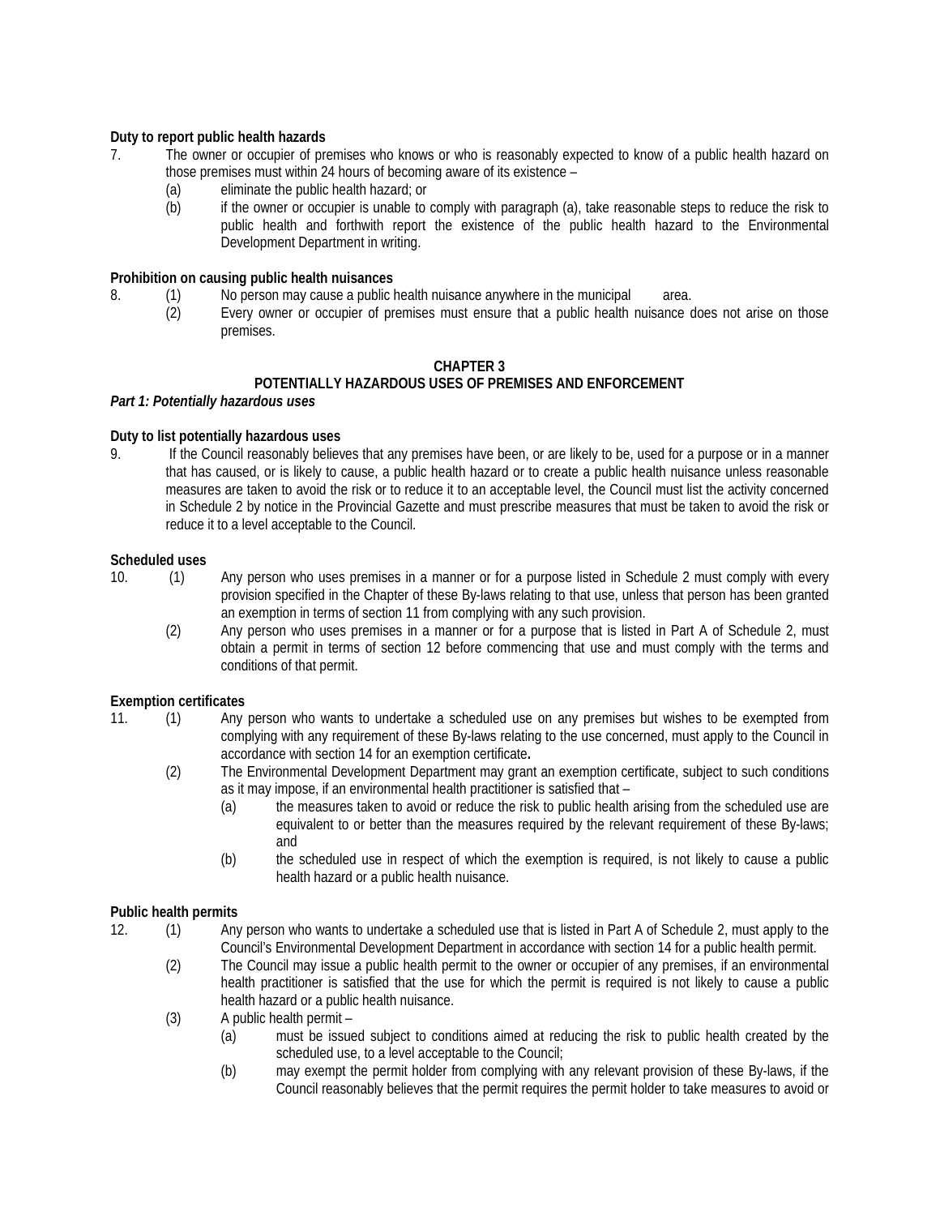**Duty to report public health hazards**

7. The owner or occupier of premises who knows or who is reasonably expected to know of a public health hazard on those premises must within 24 hours of becoming aware of its existence –
   (a) eliminate the public health hazard; or
   (b) if the owner or occupier is unable to comply with paragraph (a), take reasonable steps to reduce the risk to public health and forthwith report the existence of the public health hazard to the Environmental Development Department in writing.

**Prohibition on causing public health nuisances**

8. (1) No person may cause a public health nuisance anywhere in the municipal area.
   (2) Every owner or occupier of premises must ensure that a public health nuisance does not arise on those premises.

## CHAPTER 3
## POTENTIALLY HAZARDOUS USES OF PREMISES AND ENFORCEMENT

***Part 1: Potentially hazardous uses***

**Duty to list potentially hazardous uses**

9. If the Council reasonably believes that any premises have been, or are likely to be, used for a purpose or in a manner that has caused, or is likely to cause, a public health hazard or to create a public health nuisance unless reasonable measures are taken to avoid the risk or to reduce it to an acceptable level, the Council must list the activity concerned in Schedule 2 by notice in the Provincial Gazette and must prescribe measures that must be taken to avoid the risk or reduce it to a level acceptable to the Council.

**Scheduled uses**

10. (1) Any person who uses premises in a manner or for a purpose listed in Schedule 2 must comply with every provision specified in the Chapter of these By-laws relating to that use, unless that person has been granted an exemption in terms of section 11 from complying with any such provision.
    (2) Any person who uses premises in a manner or for a purpose that is listed in Part A of Schedule 2, must obtain a permit in terms of section 12 before commencing that use and must comply with the terms and conditions of that permit.

**Exemption certificates**

11. (1) Any person who wants to undertake a scheduled use on any premises but wishes to be exempted from complying with any requirement of these By-laws relating to the use concerned, must apply to the Council in accordance with section 14 for an exemption certificate**.**
    (2) The Environmental Development Department may grant an exemption certificate, subject to such conditions as it may impose, if an environmental health practitioner is satisfied that –
        (a) the measures taken to avoid or reduce the risk to public health arising from the scheduled use are equivalent to or better than the measures required by the relevant requirement of these By-laws; and
        (b) the scheduled use in respect of which the exemption is required, is not likely to cause a public health hazard or a public health nuisance.

**Public health permits**

12. (1) Any person who wants to undertake a scheduled use that is listed in Part A of Schedule 2, must apply to the Council's Environmental Development Department in accordance with section 14 for a public health permit.
    (2) The Council may issue a public health permit to the owner or occupier of any premises, if an environmental health practitioner is satisfied that the use for which the permit is required is not likely to cause a public health hazard or a public health nuisance.
    (3) A public health permit –
        (a) must be issued subject to conditions aimed at reducing the risk to public health created by the scheduled use, to a level acceptable to the Council;
        (b) may exempt the permit holder from complying with any relevant provision of these By-laws, if the Council reasonably believes that the permit requires the permit holder to take measures to avoid or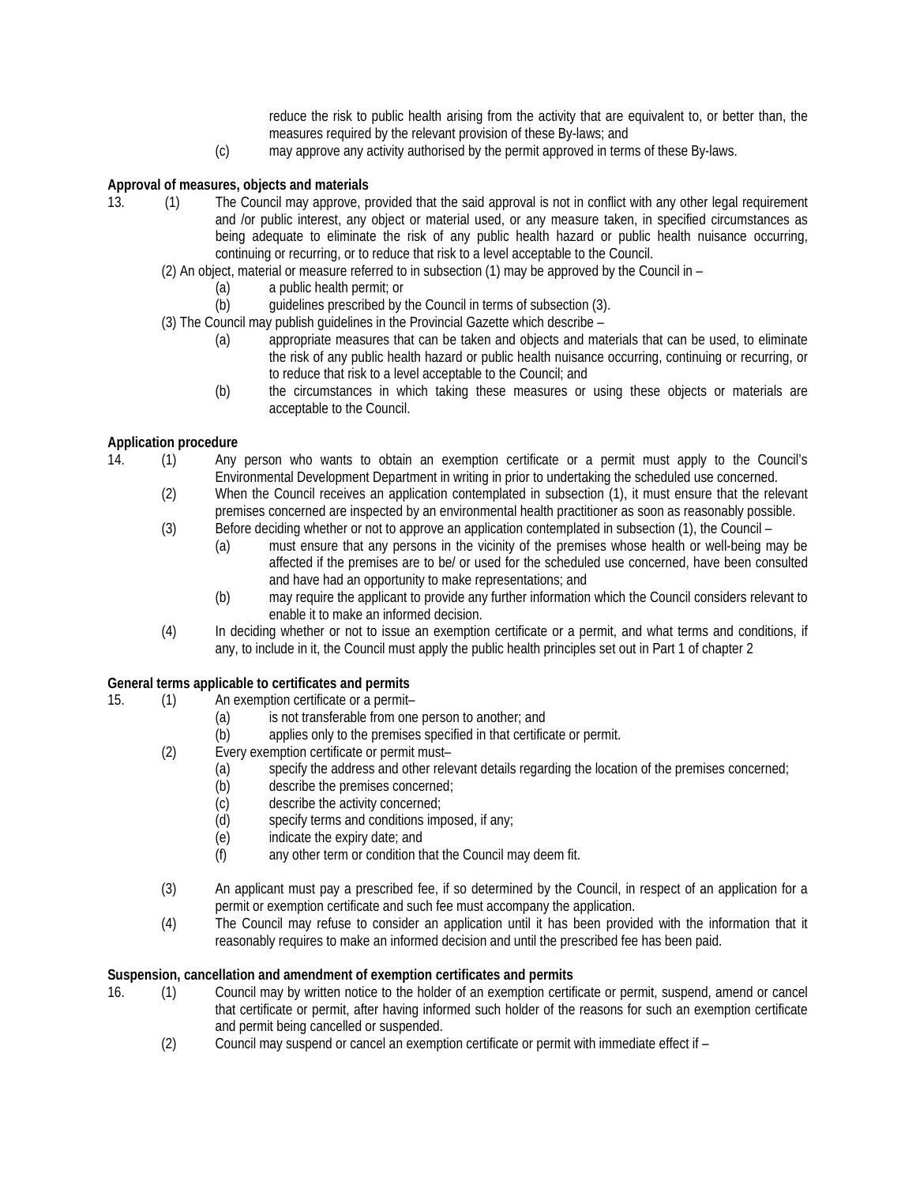reduce the risk to public health arising from the activity that are equivalent to, or better than, the measures required by the relevant provision of these By-laws; and

(c) may approve any activity authorised by the permit approved in terms of these By-laws.

**Approval of measures, objects and materials**

13. (1) The Council may approve, provided that the said approval is not in conflict with any other legal requirement and /or public interest, any object or material used, or any measure taken, in specified circumstances as being adequate to eliminate the risk of any public health hazard or public health nuisance occurring, continuing or recurring, or to reduce that risk to a level acceptable to the Council.

(2) An object, material or measure referred to in subsection (1) may be approved by the Council in –

(a) a public health permit; or

(b) guidelines prescribed by the Council in terms of subsection (3).

(3) The Council may publish guidelines in the Provincial Gazette which describe –

(a) appropriate measures that can be taken and objects and materials that can be used, to eliminate the risk of any public health hazard or public health nuisance occurring, continuing or recurring, or to reduce that risk to a level acceptable to the Council; and

(b) the circumstances in which taking these measures or using these objects or materials are acceptable to the Council.

**Application procedure**

14. (1) Any person who wants to obtain an exemption certificate or a permit must apply to the Council's Environmental Development Department in writing in prior to undertaking the scheduled use concerned.

(2) When the Council receives an application contemplated in subsection (1), it must ensure that the relevant premises concerned are inspected by an environmental health practitioner as soon as reasonably possible.

(3) Before deciding whether or not to approve an application contemplated in subsection (1), the Council –

(a) must ensure that any persons in the vicinity of the premises whose health or well-being may be affected if the premises are to be/ or used for the scheduled use concerned, have been consulted and have had an opportunity to make representations; and

(b) may require the applicant to provide any further information which the Council considers relevant to enable it to make an informed decision.

(4) In deciding whether or not to issue an exemption certificate or a permit, and what terms and conditions, if any, to include in it, the Council must apply the public health principles set out in Part 1 of chapter 2

**General terms applicable to certificates and permits**

15. (1) An exemption certificate or a permit–

(a) is not transferable from one person to another; and

(b) applies only to the premises specified in that certificate or permit.

(2) Every exemption certificate or permit must–

(a) specify the address and other relevant details regarding the location of the premises concerned;

(b) describe the premises concerned;

(c) describe the activity concerned;

(d) specify terms and conditions imposed, if any;

(e) indicate the expiry date; and

(f) any other term or condition that the Council may deem fit.

(3) An applicant must pay a prescribed fee, if so determined by the Council, in respect of an application for a permit or exemption certificate and such fee must accompany the application.

(4) The Council may refuse to consider an application until it has been provided with the information that it reasonably requires to make an informed decision and until the prescribed fee has been paid.

**Suspension, cancellation and amendment of exemption certificates and permits**

16. (1) Council may by written notice to the holder of an exemption certificate or permit, suspend, amend or cancel that certificate or permit, after having informed such holder of the reasons for such an exemption certificate and permit being cancelled or suspended.

(2) Council may suspend or cancel an exemption certificate or permit with immediate effect if –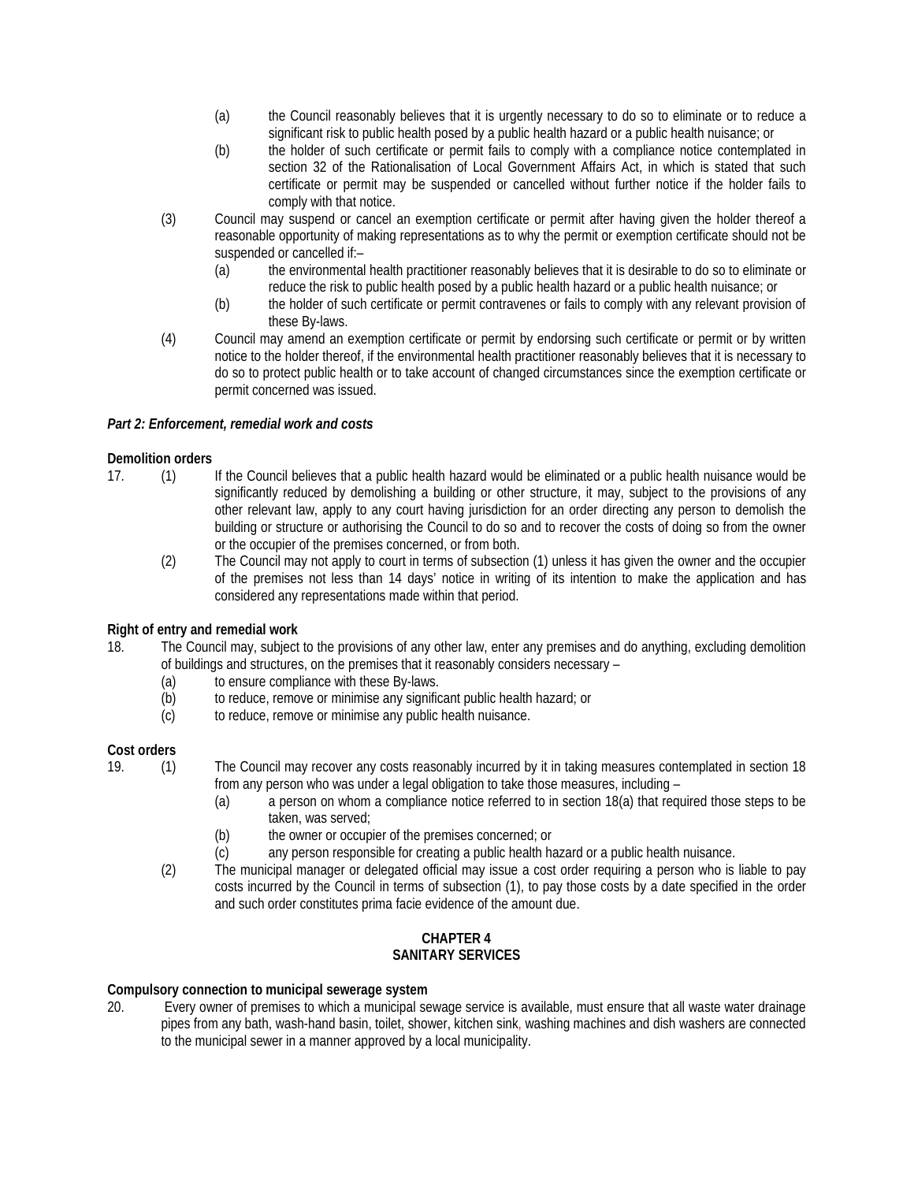(a) the Council reasonably believes that it is urgently necessary to do so to eliminate or to reduce a significant risk to public health posed by a public health hazard or a public health nuisance; or

(b) the holder of such certificate or permit fails to comply with a compliance notice contemplated in section 32 of the Rationalisation of Local Government Affairs Act, in which is stated that such certificate or permit may be suspended or cancelled without further notice if the holder fails to comply with that notice.

(3) Council may suspend or cancel an exemption certificate or permit after having given the holder thereof a reasonable opportunity of making representations as to why the permit or exemption certificate should not be suspended or cancelled if:–

(a) the environmental health practitioner reasonably believes that it is desirable to do so to eliminate or reduce the risk to public health posed by a public health hazard or a public health nuisance; or

(b) the holder of such certificate or permit contravenes or fails to comply with any relevant provision of these By-laws.

(4) Council may amend an exemption certificate or permit by endorsing such certificate or permit or by written notice to the holder thereof, if the environmental health practitioner reasonably believes that it is necessary to do so to protect public health or to take account of changed circumstances since the exemption certificate or permit concerned was issued.

***Part 2: Enforcement, remedial work and costs***

**Demolition orders**

17. (1) If the Council believes that a public health hazard would be eliminated or a public health nuisance would be significantly reduced by demolishing a building or other structure, it may, subject to the provisions of any other relevant law, apply to any court having jurisdiction for an order directing any person to demolish the building or structure or authorising the Council to do so and to recover the costs of doing so from the owner or the occupier of the premises concerned, or from both.

(2) The Council may not apply to court in terms of subsection (1) unless it has given the owner and the occupier of the premises not less than 14 days' notice in writing of its intention to make the application and has considered any representations made within that period.

**Right of entry and remedial work**

18. The Council may, subject to the provisions of any other law, enter any premises and do anything, excluding demolition of buildings and structures, on the premises that it reasonably considers necessary –

(a) to ensure compliance with these By-laws.

(b) to reduce, remove or minimise any significant public health hazard; or

(c) to reduce, remove or minimise any public health nuisance.

**Cost orders**

19. (1) The Council may recover any costs reasonably incurred by it in taking measures contemplated in section 18 from any person who was under a legal obligation to take those measures, including –

(a) a person on whom a compliance notice referred to in section 18(a) that required those steps to be taken, was served;

(b) the owner or occupier of the premises concerned; or

(c) any person responsible for creating a public health hazard or a public health nuisance.

(2) The municipal manager or delegated official may issue a cost order requiring a person who is liable to pay costs incurred by the Council in terms of subsection (1), to pay those costs by a date specified in the order and such order constitutes prima facie evidence of the amount due.

## CHAPTER 4
## SANITARY SERVICES

**Compulsory connection to municipal sewerage system**

20. Every owner of premises to which a municipal sewage service is available, must ensure that all waste water drainage pipes from any bath, wash-hand basin, toilet, shower, kitchen sink, washing machines and dish washers are connected to the municipal sewer in a manner approved by a local municipality.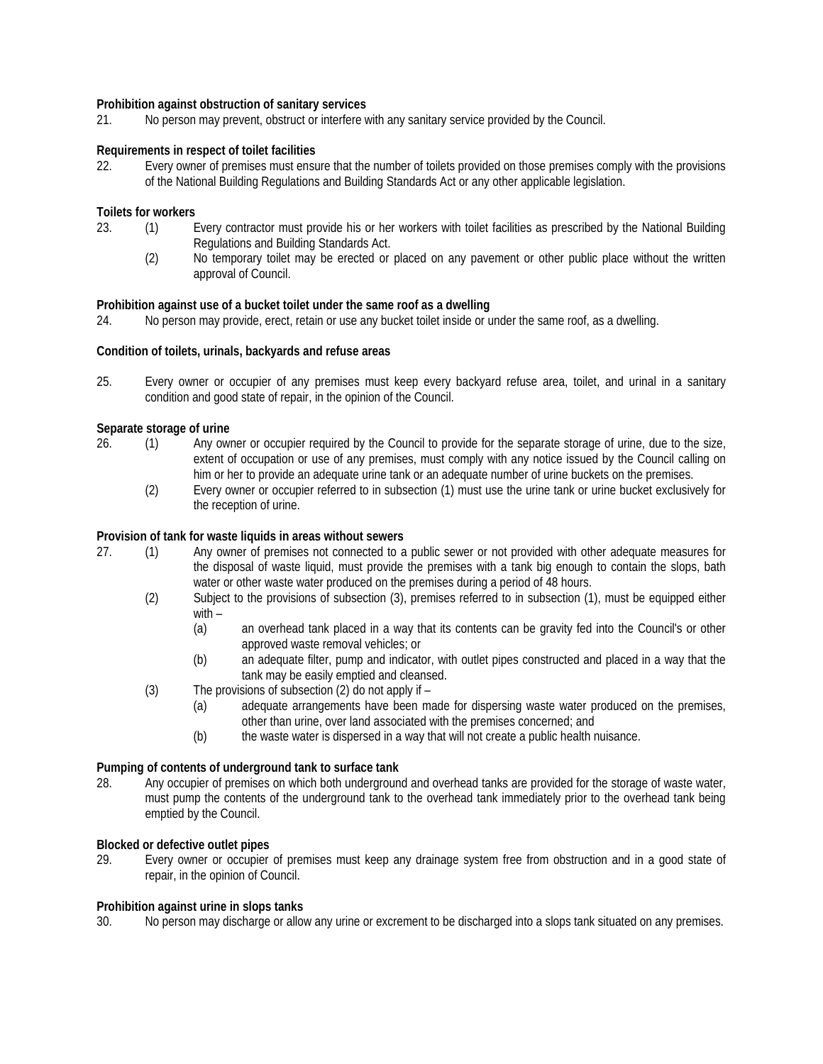**Prohibition against obstruction of sanitary services**

21. No person may prevent, obstruct or interfere with any sanitary service provided by the Council.

**Requirements in respect of toilet facilities**

22. Every owner of premises must ensure that the number of toilets provided on those premises comply with the provisions of the National Building Regulations and Building Standards Act or any other applicable legislation.

**Toilets for workers**

23. (1) Every contractor must provide his or her workers with toilet facilities as prescribed by the National Building Regulations and Building Standards Act.

    (2) No temporary toilet may be erected or placed on any pavement or other public place without the written approval of Council.

**Prohibition against use of a bucket toilet under the same roof as a dwelling**

24. No person may provide, erect, retain or use any bucket toilet inside or under the same roof, as a dwelling.

**Condition of toilets, urinals, backyards and refuse areas**

25. Every owner or occupier of any premises must keep every backyard refuse area, toilet, and urinal in a sanitary condition and good state of repair, in the opinion of the Council.

**Separate storage of urine**

26. (1) Any owner or occupier required by the Council to provide for the separate storage of urine, due to the size, extent of occupation or use of any premises, must comply with any notice issued by the Council calling on him or her to provide an adequate urine tank or an adequate number of urine buckets on the premises.

    (2) Every owner or occupier referred to in subsection (1) must use the urine tank or urine bucket exclusively for the reception of urine.

**Provision of tank for waste liquids in areas without sewers**

27. (1) Any owner of premises not connected to a public sewer or not provided with other adequate measures for the disposal of waste liquid, must provide the premises with a tank big enough to contain the slops, bath water or other waste water produced on the premises during a period of 48 hours.

    (2) Subject to the provisions of subsection (3), premises referred to in subsection (1), must be equipped either with –

    (a) an overhead tank placed in a way that its contents can be gravity fed into the Council's or other approved waste removal vehicles; or

    (b) an adequate filter, pump and indicator, with outlet pipes constructed and placed in a way that the tank may be easily emptied and cleansed.

    (3) The provisions of subsection (2) do not apply if –

    (a) adequate arrangements have been made for dispersing waste water produced on the premises, other than urine, over land associated with the premises concerned; and

    (b) the waste water is dispersed in a way that will not create a public health nuisance.

**Pumping of contents of underground tank to surface tank**

28. Any occupier of premises on which both underground and overhead tanks are provided for the storage of waste water, must pump the contents of the underground tank to the overhead tank immediately prior to the overhead tank being emptied by the Council.

**Blocked or defective outlet pipes**

29. Every owner or occupier of premises must keep any drainage system free from obstruction and in a good state of repair, in the opinion of Council.

**Prohibition against urine in slops tanks**

30. No person may discharge or allow any urine or excrement to be discharged into a slops tank situated on any premises.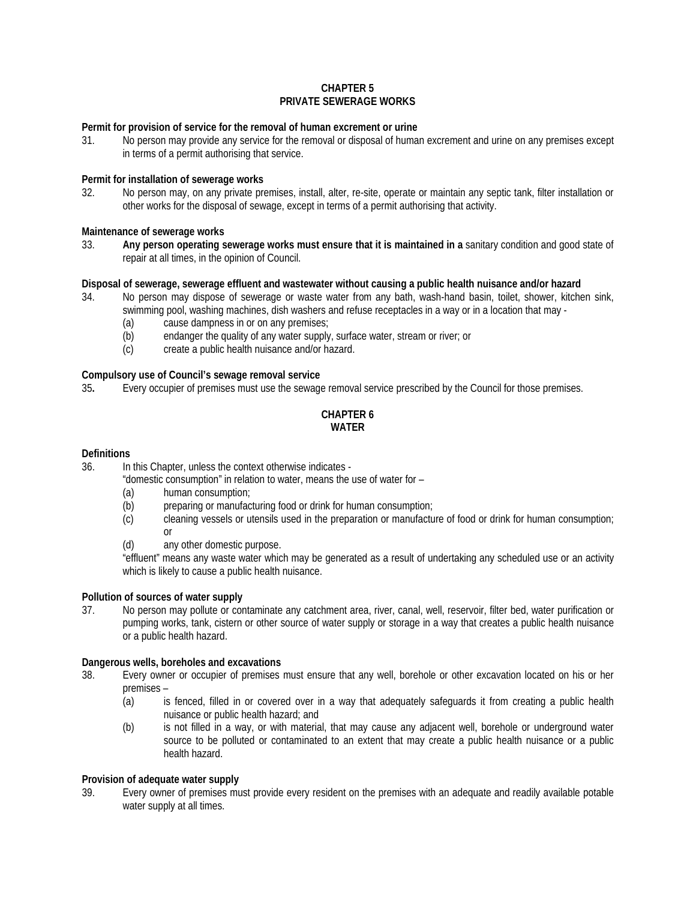## CHAPTER 5
## PRIVATE SEWERAGE WORKS

**Permit for provision of service for the removal of human excrement or urine**

31. No person may provide any service for the removal or disposal of human excrement and urine on any premises except in terms of a permit authorising that service.

**Permit for installation of sewerage works**

32. No person may, on any private premises, install, alter, re-site, operate or maintain any septic tank, filter installation or other works for the disposal of sewage, except in terms of a permit authorising that activity.

**Maintenance of sewerage works**

33. **Any person operating sewerage works must ensure that it is maintained in a** sanitary condition and good state of repair at all times, in the opinion of Council.

**Disposal of sewerage, sewerage effluent and wastewater without causing a public health nuisance and/or hazard**

34. No person may dispose of sewerage or waste water from any bath, wash-hand basin, toilet, shower, kitchen sink, swimming pool, washing machines, dish washers and refuse receptacles in a way or in a location that may -
    - (a) cause dampness in or on any premises;
    - (b) endanger the quality of any water supply, surface water, stream or river; or
    - (c) create a public health nuisance and/or hazard.

**Compulsory use of Council's sewage removal service**

35**.** Every occupier of premises must use the sewage removal service prescribed by the Council for those premises.

## CHAPTER 6
## WATER

**Definitions**

36. In this Chapter, unless the context otherwise indicates -

    "domestic consumption" in relation to water, means the use of water for –
    - (a) human consumption;
    - (b) preparing or manufacturing food or drink for human consumption;
    - (c) cleaning vessels or utensils used in the preparation or manufacture of food or drink for human consumption; or
    - (d) any other domestic purpose.

    "effluent" means any waste water which may be generated as a result of undertaking any scheduled use or an activity which is likely to cause a public health nuisance.

**Pollution of sources of water supply**

37. No person may pollute or contaminate any catchment area, river, canal, well, reservoir, filter bed, water purification or pumping works, tank, cistern or other source of water supply or storage in a way that creates a public health nuisance or a public health hazard.

**Dangerous wells, boreholes and excavations**

38. Every owner or occupier of premises must ensure that any well, borehole or other excavation located on his or her premises –
    - (a) is fenced, filled in or covered over in a way that adequately safeguards it from creating a public health nuisance or public health hazard; and
    - (b) is not filled in a way, or with material, that may cause any adjacent well, borehole or underground water source to be polluted or contaminated to an extent that may create a public health nuisance or a public health hazard.

**Provision of adequate water supply**

39. Every owner of premises must provide every resident on the premises with an adequate and readily available potable water supply at all times.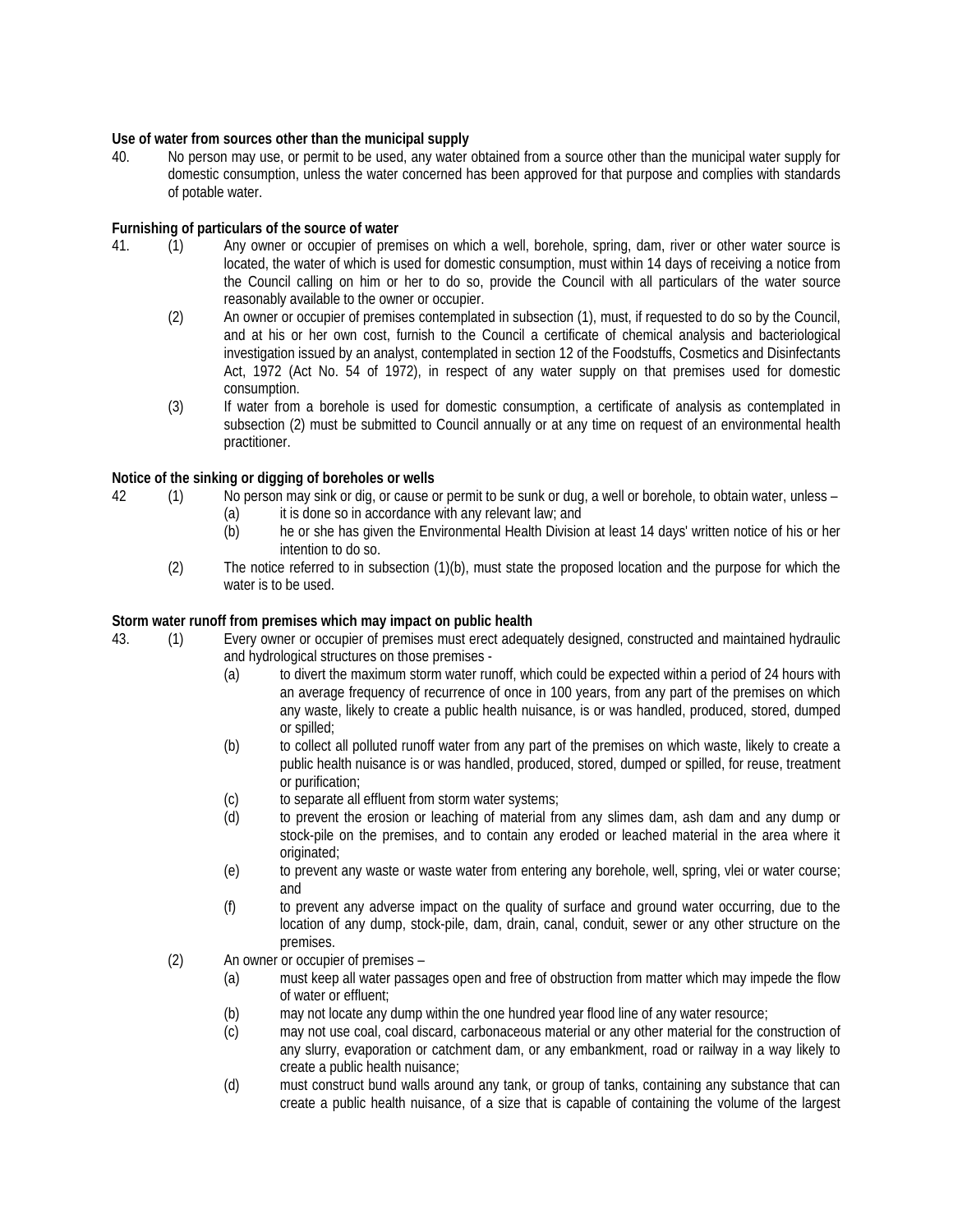**Use of water from sources other than the municipal supply**

40. No person may use, or permit to be used, any water obtained from a source other than the municipal water supply for domestic consumption, unless the water concerned has been approved for that purpose and complies with standards of potable water.

**Furnishing of particulars of the source of water**

41. (1) Any owner or occupier of premises on which a well, borehole, spring, dam, river or other water source is located, the water of which is used for domestic consumption, must within 14 days of receiving a notice from the Council calling on him or her to do so, provide the Council with all particulars of the water source reasonably available to the owner or occupier.

(2) An owner or occupier of premises contemplated in subsection (1), must, if requested to do so by the Council, and at his or her own cost, furnish to the Council a certificate of chemical analysis and bacteriological investigation issued by an analyst, contemplated in section 12 of the Foodstuffs, Cosmetics and Disinfectants Act, 1972 (Act No. 54 of 1972), in respect of any water supply on that premises used for domestic consumption.

(3) If water from a borehole is used for domestic consumption, a certificate of analysis as contemplated in subsection (2) must be submitted to Council annually or at any time on request of an environmental health practitioner.

**Notice of the sinking or digging of boreholes or wells**

42 (1) No person may sink or dig, or cause or permit to be sunk or dug, a well or borehole, to obtain water, unless –

(a) it is done so in accordance with any relevant law; and

(b) he or she has given the Environmental Health Division at least 14 days' written notice of his or her intention to do so.

(2) The notice referred to in subsection (1)(b), must state the proposed location and the purpose for which the water is to be used.

**Storm water runoff from premises which may impact on public health**

43. (1) Every owner or occupier of premises must erect adequately designed, constructed and maintained hydraulic and hydrological structures on those premises -

(a) to divert the maximum storm water runoff, which could be expected within a period of 24 hours with an average frequency of recurrence of once in 100 years, from any part of the premises on which any waste, likely to create a public health nuisance, is or was handled, produced, stored, dumped or spilled;

(b) to collect all polluted runoff water from any part of the premises on which waste, likely to create a public health nuisance is or was handled, produced, stored, dumped or spilled, for reuse, treatment or purification;

(c) to separate all effluent from storm water systems;

(d) to prevent the erosion or leaching of material from any slimes dam, ash dam and any dump or stock-pile on the premises, and to contain any eroded or leached material in the area where it originated;

(e) to prevent any waste or waste water from entering any borehole, well, spring, vlei or water course; and

(f) to prevent any adverse impact on the quality of surface and ground water occurring, due to the location of any dump, stock-pile, dam, drain, canal, conduit, sewer or any other structure on the premises.

(2) An owner or occupier of premises –

(a) must keep all water passages open and free of obstruction from matter which may impede the flow of water or effluent;

(b) may not locate any dump within the one hundred year flood line of any water resource;

(c) may not use coal, coal discard, carbonaceous material or any other material for the construction of any slurry, evaporation or catchment dam, or any embankment, road or railway in a way likely to create a public health nuisance;

(d) must construct bund walls around any tank, or group of tanks, containing any substance that can create a public health nuisance, of a size that is capable of containing the volume of the largest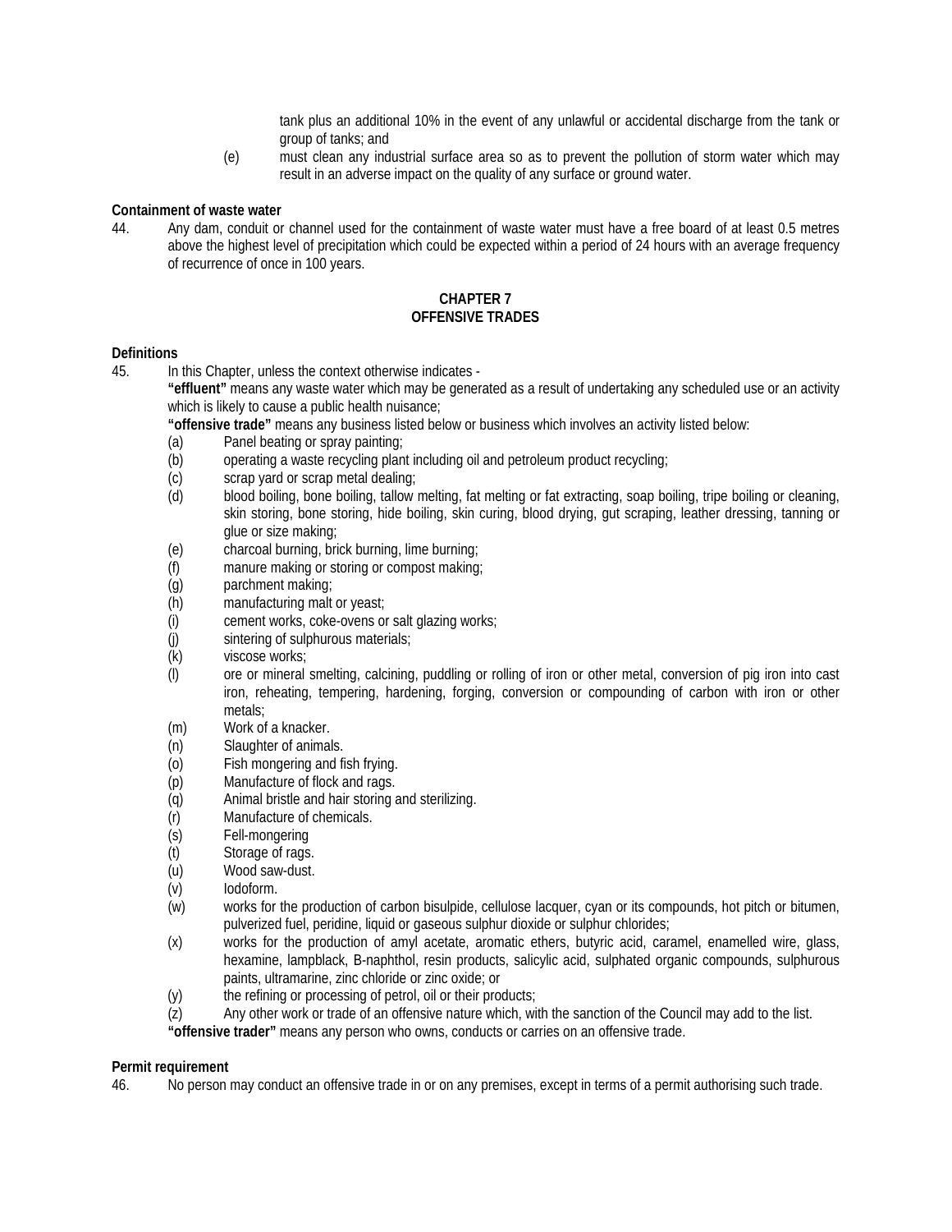tank plus an additional 10% in the event of any unlawful or accidental discharge from the tank or group of tanks; and

(e) must clean any industrial surface area so as to prevent the pollution of storm water which may result in an adverse impact on the quality of any surface or ground water.

**Containment of waste water**

44. Any dam, conduit or channel used for the containment of waste water must have a free board of at least 0.5 metres above the highest level of precipitation which could be expected within a period of 24 hours with an average frequency of recurrence of once in 100 years.

## CHAPTER 7
## OFFENSIVE TRADES

**Definitions**

45. In this Chapter, unless the context otherwise indicates -

**"effluent"** means any waste water which may be generated as a result of undertaking any scheduled use or an activity which is likely to cause a public health nuisance;

**"offensive trade"** means any business listed below or business which involves an activity listed below:

(a) Panel beating or spray painting;
(b) operating a waste recycling plant including oil and petroleum product recycling;
(c) scrap yard or scrap metal dealing;
(d) blood boiling, bone boiling, tallow melting, fat melting or fat extracting, soap boiling, tripe boiling or cleaning, skin storing, bone storing, hide boiling, skin curing, blood drying, gut scraping, leather dressing, tanning or glue or size making;
(e) charcoal burning, brick burning, lime burning;
(f) manure making or storing or compost making;
(g) parchment making;
(h) manufacturing malt or yeast;
(i) cement works, coke-ovens or salt glazing works;
(j) sintering of sulphurous materials;
(k) viscose works;
(l) ore or mineral smelting, calcining, puddling or rolling of iron or other metal, conversion of pig iron into cast iron, reheating, tempering, hardening, forging, conversion or compounding of carbon with iron or other metals;
(m) Work of a knacker.
(n) Slaughter of animals.
(o) Fish mongering and fish frying.
(p) Manufacture of flock and rags.
(q) Animal bristle and hair storing and sterilizing.
(r) Manufacture of chemicals.
(s) Fell-mongering
(t) Storage of rags.
(u) Wood saw-dust.
(v) Iodoform.
(w) works for the production of carbon bisulpide, cellulose lacquer, cyan or its compounds, hot pitch or bitumen, pulverized fuel, peridine, liquid or gaseous sulphur dioxide or sulphur chlorides;
(x) works for the production of amyl acetate, aromatic ethers, butyric acid, caramel, enamelled wire, glass, hexamine, lampblack, B-naphthol, resin products, salicylic acid, sulphated organic compounds, sulphurous paints, ultramarine, zinc chloride or zinc oxide; or
(y) the refining or processing of petrol, oil or their products;
(z) Any other work or trade of an offensive nature which, with the sanction of the Council may add to the list.

**"offensive trader"** means any person who owns, conducts or carries on an offensive trade.

**Permit requirement**

46. No person may conduct an offensive trade in or on any premises, except in terms of a permit authorising such trade.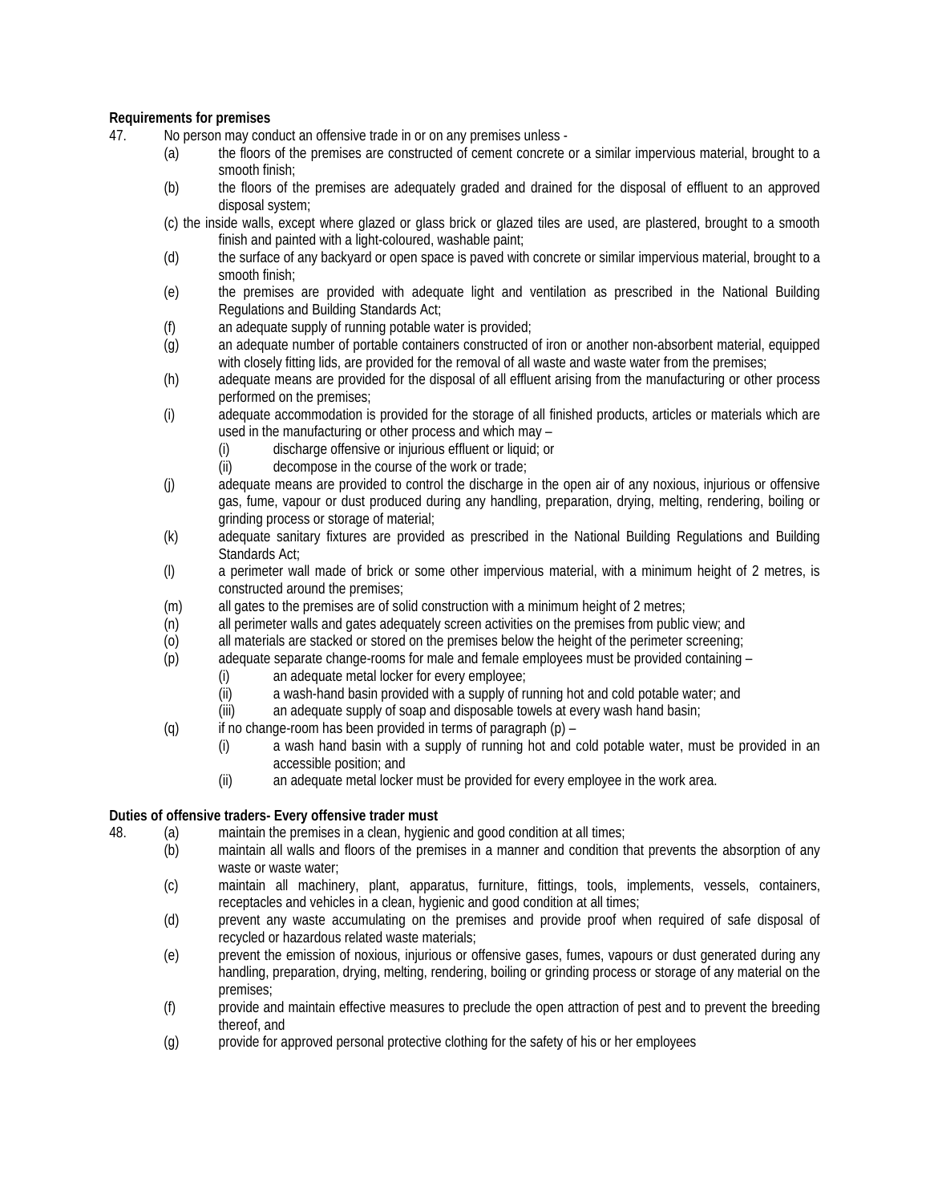**Requirements for premises**

47. No person may conduct an offensive trade in or on any premises unless -

(a) the floors of the premises are constructed of cement concrete or a similar impervious material, brought to a smooth finish;

(b) the floors of the premises are adequately graded and drained for the disposal of effluent to an approved disposal system;

(c) the inside walls, except where glazed or glass brick or glazed tiles are used, are plastered, brought to a smooth finish and painted with a light-coloured, washable paint;

(d) the surface of any backyard or open space is paved with concrete or similar impervious material, brought to a smooth finish;

(e) the premises are provided with adequate light and ventilation as prescribed in the National Building Regulations and Building Standards Act;

(f) an adequate supply of running potable water is provided;

(g) an adequate number of portable containers constructed of iron or another non-absorbent material, equipped with closely fitting lids, are provided for the removal of all waste and waste water from the premises;

(h) adequate means are provided for the disposal of all effluent arising from the manufacturing or other process performed on the premises;

(i) adequate accommodation is provided for the storage of all finished products, articles or materials which are used in the manufacturing or other process and which may –

 (i) discharge offensive or injurious effluent or liquid; or

 (ii) decompose in the course of the work or trade;

(j) adequate means are provided to control the discharge in the open air of any noxious, injurious or offensive gas, fume, vapour or dust produced during any handling, preparation, drying, melting, rendering, boiling or grinding process or storage of material;

(k) adequate sanitary fixtures are provided as prescribed in the National Building Regulations and Building Standards Act;

(l) a perimeter wall made of brick or some other impervious material, with a minimum height of 2 metres, is constructed around the premises;

(m) all gates to the premises are of solid construction with a minimum height of 2 metres;

(n) all perimeter walls and gates adequately screen activities on the premises from public view; and

(o) all materials are stacked or stored on the premises below the height of the perimeter screening;

(p) adequate separate change-rooms for male and female employees must be provided containing –

 (i) an adequate metal locker for every employee;

 (ii) a wash-hand basin provided with a supply of running hot and cold potable water; and

 (iii) an adequate supply of soap and disposable towels at every wash hand basin;

(q) if no change-room has been provided in terms of paragraph (p) –

 (i) a wash hand basin with a supply of running hot and cold potable water, must be provided in an accessible position; and

 (ii) an adequate metal locker must be provided for every employee in the work area.

**Duties of offensive traders- Every offensive trader must**

48. (a) maintain the premises in a clean, hygienic and good condition at all times;

(b) maintain all walls and floors of the premises in a manner and condition that prevents the absorption of any waste or waste water;

(c) maintain all machinery, plant, apparatus, furniture, fittings, tools, implements, vessels, containers, receptacles and vehicles in a clean, hygienic and good condition at all times;

(d) prevent any waste accumulating on the premises and provide proof when required of safe disposal of recycled or hazardous related waste materials;

(e) prevent the emission of noxious, injurious or offensive gases, fumes, vapours or dust generated during any handling, preparation, drying, melting, rendering, boiling or grinding process or storage of any material on the premises;

(f) provide and maintain effective measures to preclude the open attraction of pest and to prevent the breeding thereof, and

(g) provide for approved personal protective clothing for the safety of his or her employees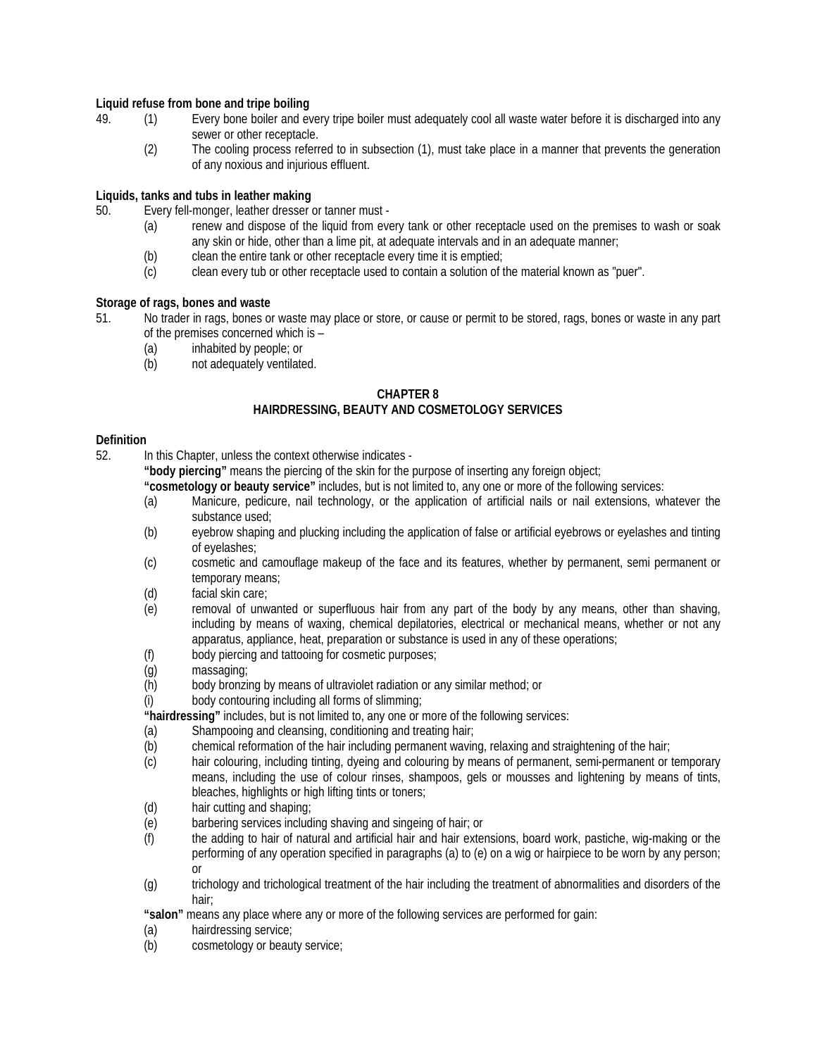**Liquid refuse from bone and tripe boiling**

49. (1) Every bone boiler and every tripe boiler must adequately cool all waste water before it is discharged into any sewer or other receptacle.

(2) The cooling process referred to in subsection (1), must take place in a manner that prevents the generation of any noxious and injurious effluent.

**Liquids, tanks and tubs in leather making**

50. Every fell-monger, leather dresser or tanner must -

(a) renew and dispose of the liquid from every tank or other receptacle used on the premises to wash or soak any skin or hide, other than a lime pit, at adequate intervals and in an adequate manner;

(b) clean the entire tank or other receptacle every time it is emptied;

(c) clean every tub or other receptacle used to contain a solution of the material known as "puer".

**Storage of rags, bones and waste**

51. No trader in rags, bones or waste may place or store, or cause or permit to be stored, rags, bones or waste in any part of the premises concerned which is –

(a) inhabited by people; or

(b) not adequately ventilated.

## CHAPTER 8
## HAIRDRESSING, BEAUTY AND COSMETOLOGY SERVICES

**Definition**

52. In this Chapter, unless the context otherwise indicates -

**"body piercing"** means the piercing of the skin for the purpose of inserting any foreign object;

**"cosmetology or beauty service"** includes, but is not limited to, any one or more of the following services:

(a) Manicure, pedicure, nail technology, or the application of artificial nails or nail extensions, whatever the substance used;

(b) eyebrow shaping and plucking including the application of false or artificial eyebrows or eyelashes and tinting of eyelashes;

(c) cosmetic and camouflage makeup of the face and its features, whether by permanent, semi permanent or temporary means;

(d) facial skin care;

(e) removal of unwanted or superfluous hair from any part of the body by any means, other than shaving, including by means of waxing, chemical depilatories, electrical or mechanical means, whether or not any apparatus, appliance, heat, preparation or substance is used in any of these operations;

(f) body piercing and tattooing for cosmetic purposes;

(g) massaging;

(h) body bronzing by means of ultraviolet radiation or any similar method; or

(i) body contouring including all forms of slimming;

**"hairdressing"** includes, but is not limited to, any one or more of the following services:

(a) Shampooing and cleansing, conditioning and treating hair;

(b) chemical reformation of the hair including permanent waving, relaxing and straightening of the hair;

(c) hair colouring, including tinting, dyeing and colouring by means of permanent, semi-permanent or temporary means, including the use of colour rinses, shampoos, gels or mousses and lightening by means of tints, bleaches, highlights or high lifting tints or toners;

(d) hair cutting and shaping;

(e) barbering services including shaving and singeing of hair; or

(f) the adding to hair of natural and artificial hair and hair extensions, board work, pastiche, wig-making or the performing of any operation specified in paragraphs (a) to (e) on a wig or hairpiece to be worn by any person; or

(g) trichology and trichological treatment of the hair including the treatment of abnormalities and disorders of the hair;

**"salon"** means any place where any or more of the following services are performed for gain:

(a) hairdressing service;

(b) cosmetology or beauty service;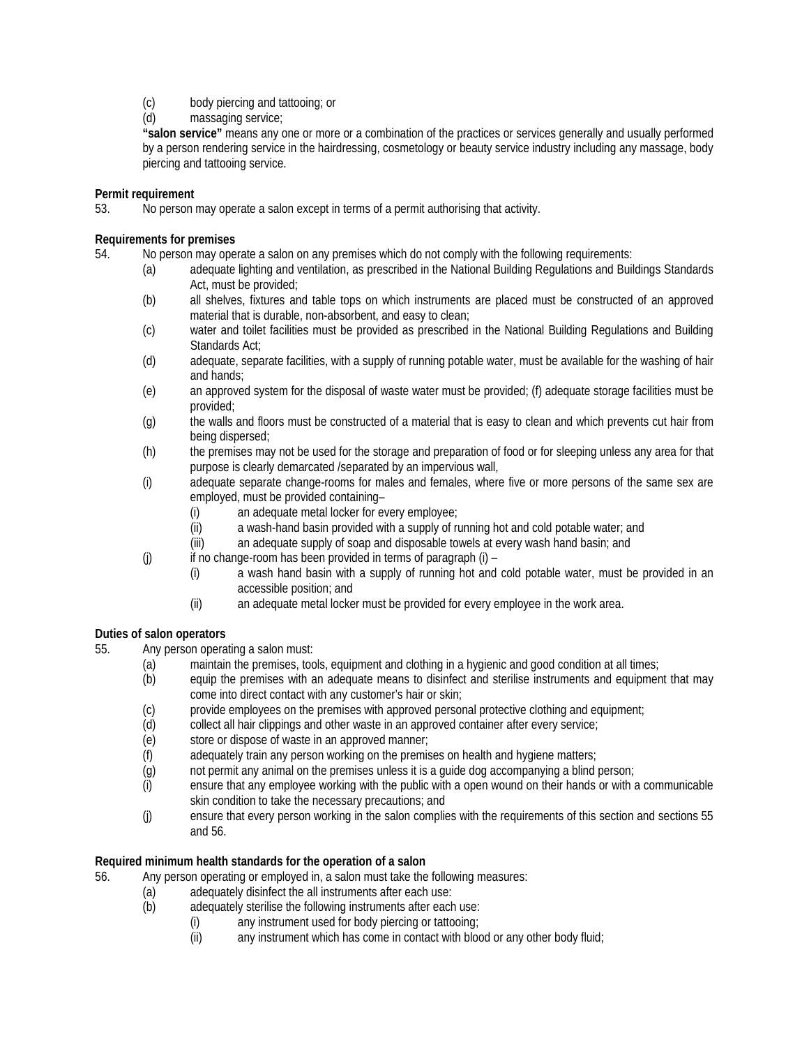(c) body piercing and tattooing; or

(d) massaging service;

**"salon service"** means any one or more or a combination of the practices or services generally and usually performed by a person rendering service in the hairdressing, cosmetology or beauty service industry including any massage, body piercing and tattooing service.

**Permit requirement**

53. No person may operate a salon except in terms of a permit authorising that activity.

**Requirements for premises**

54. No person may operate a salon on any premises which do not comply with the following requirements:

(a) adequate lighting and ventilation, as prescribed in the National Building Regulations and Buildings Standards Act, must be provided;

(b) all shelves, fixtures and table tops on which instruments are placed must be constructed of an approved material that is durable, non-absorbent, and easy to clean;

(c) water and toilet facilities must be provided as prescribed in the National Building Regulations and Building Standards Act;

(d) adequate, separate facilities, with a supply of running potable water, must be available for the washing of hair and hands;

(e) an approved system for the disposal of waste water must be provided; (f) adequate storage facilities must be provided;

(g) the walls and floors must be constructed of a material that is easy to clean and which prevents cut hair from being dispersed;

(h) the premises may not be used for the storage and preparation of food or for sleeping unless any area for that purpose is clearly demarcated /separated by an impervious wall,

(i) adequate separate change-rooms for males and females, where five or more persons of the same sex are employed, must be provided containing–

(i) an adequate metal locker for every employee;

(ii) a wash-hand basin provided with a supply of running hot and cold potable water; and

(iii) an adequate supply of soap and disposable towels at every wash hand basin; and

(j) if no change-room has been provided in terms of paragraph (i) –

(i) a wash hand basin with a supply of running hot and cold potable water, must be provided in an accessible position; and

(ii) an adequate metal locker must be provided for every employee in the work area.

**Duties of salon operators**

55. Any person operating a salon must:

(a) maintain the premises, tools, equipment and clothing in a hygienic and good condition at all times;

(b) equip the premises with an adequate means to disinfect and sterilise instruments and equipment that may come into direct contact with any customer's hair or skin;

(c) provide employees on the premises with approved personal protective clothing and equipment;

(d) collect all hair clippings and other waste in an approved container after every service;

(e) store or dispose of waste in an approved manner;

(f) adequately train any person working on the premises on health and hygiene matters;

(g) not permit any animal on the premises unless it is a guide dog accompanying a blind person;

(i) ensure that any employee working with the public with a open wound on their hands or with a communicable skin condition to take the necessary precautions; and

(j) ensure that every person working in the salon complies with the requirements of this section and sections 55 and 56.

**Required minimum health standards for the operation of a salon**

56. Any person operating or employed in, a salon must take the following measures:

(a) adequately disinfect the all instruments after each use:

(b) adequately sterilise the following instruments after each use:

(i) any instrument used for body piercing or tattooing;

(ii) any instrument which has come in contact with blood or any other body fluid;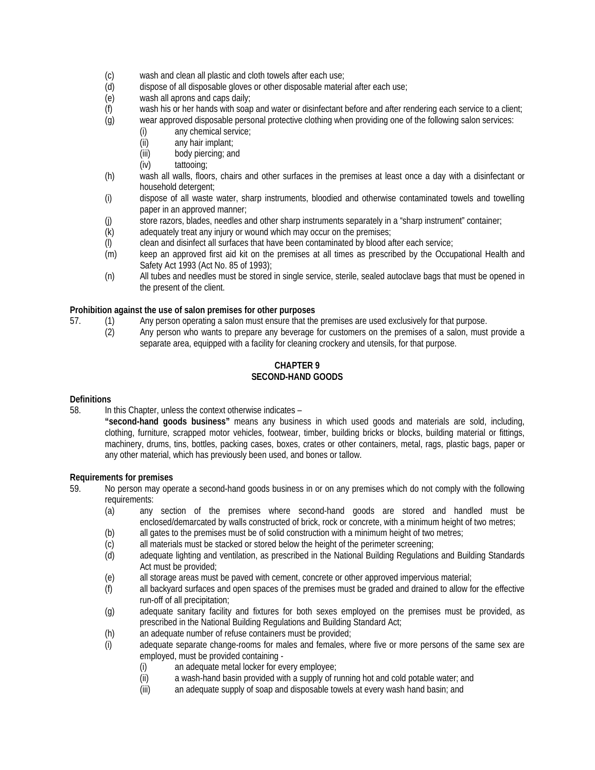(c) wash and clean all plastic and cloth towels after each use;
(d) dispose of all disposable gloves or other disposable material after each use;
(e) wash all aprons and caps daily;
(f) wash his or her hands with soap and water or disinfectant before and after rendering each service to a client;
(g) wear approved disposable personal protective clothing when providing one of the following salon services:
    (i) any chemical service;
    (ii) any hair implant;
    (iii) body piercing; and
    (iv) tattooing;
(h) wash all walls, floors, chairs and other surfaces in the premises at least once a day with a disinfectant or household detergent;
(i) dispose of all waste water, sharp instruments, bloodied and otherwise contaminated towels and towelling paper in an approved manner;
(j) store razors, blades, needles and other sharp instruments separately in a "sharp instrument" container;
(k) adequately treat any injury or wound which may occur on the premises;
(l) clean and disinfect all surfaces that have been contaminated by blood after each service;
(m) keep an approved first aid kit on the premises at all times as prescribed by the Occupational Health and Safety Act 1993 (Act No. 85 of 1993);
(n) All tubes and needles must be stored in single service, sterile, sealed autoclave bags that must be opened in the present of the client.

**Prohibition against the use of salon premises for other purposes**

57. (1) Any person operating a salon must ensure that the premises are used exclusively for that purpose.
    (2) Any person who wants to prepare any beverage for customers on the premises of a salon, must provide a separate area, equipped with a facility for cleaning crockery and utensils, for that purpose.

## CHAPTER 9
## SECOND-HAND GOODS

**Definitions**

58. In this Chapter, unless the context otherwise indicates –

**"second-hand goods business"** means any business in which used goods and materials are sold, including, clothing, furniture, scrapped motor vehicles, footwear, timber, building bricks or blocks, building material or fittings, machinery, drums, tins, bottles, packing cases, boxes, crates or other containers, metal, rags, plastic bags, paper or any other material, which has previously been used, and bones or tallow.

**Requirements for premises**

59. No person may operate a second-hand goods business in or on any premises which do not comply with the following requirements:
(a) any section of the premises where second-hand goods are stored and handled must be enclosed/demarcated by walls constructed of brick, rock or concrete, with a minimum height of two metres;
(b) all gates to the premises must be of solid construction with a minimum height of two metres;
(c) all materials must be stacked or stored below the height of the perimeter screening;
(d) adequate lighting and ventilation, as prescribed in the National Building Regulations and Building Standards Act must be provided;
(e) all storage areas must be paved with cement, concrete or other approved impervious material;
(f) all backyard surfaces and open spaces of the premises must be graded and drained to allow for the effective run-off of all precipitation;
(g) adequate sanitary facility and fixtures for both sexes employed on the premises must be provided, as prescribed in the National Building Regulations and Building Standard Act;
(h) an adequate number of refuse containers must be provided;
(i) adequate separate change-rooms for males and females, where five or more persons of the same sex are employed, must be provided containing -
    (i) an adequate metal locker for every employee;
    (ii) a wash-hand basin provided with a supply of running hot and cold potable water; and
    (iii) an adequate supply of soap and disposable towels at every wash hand basin; and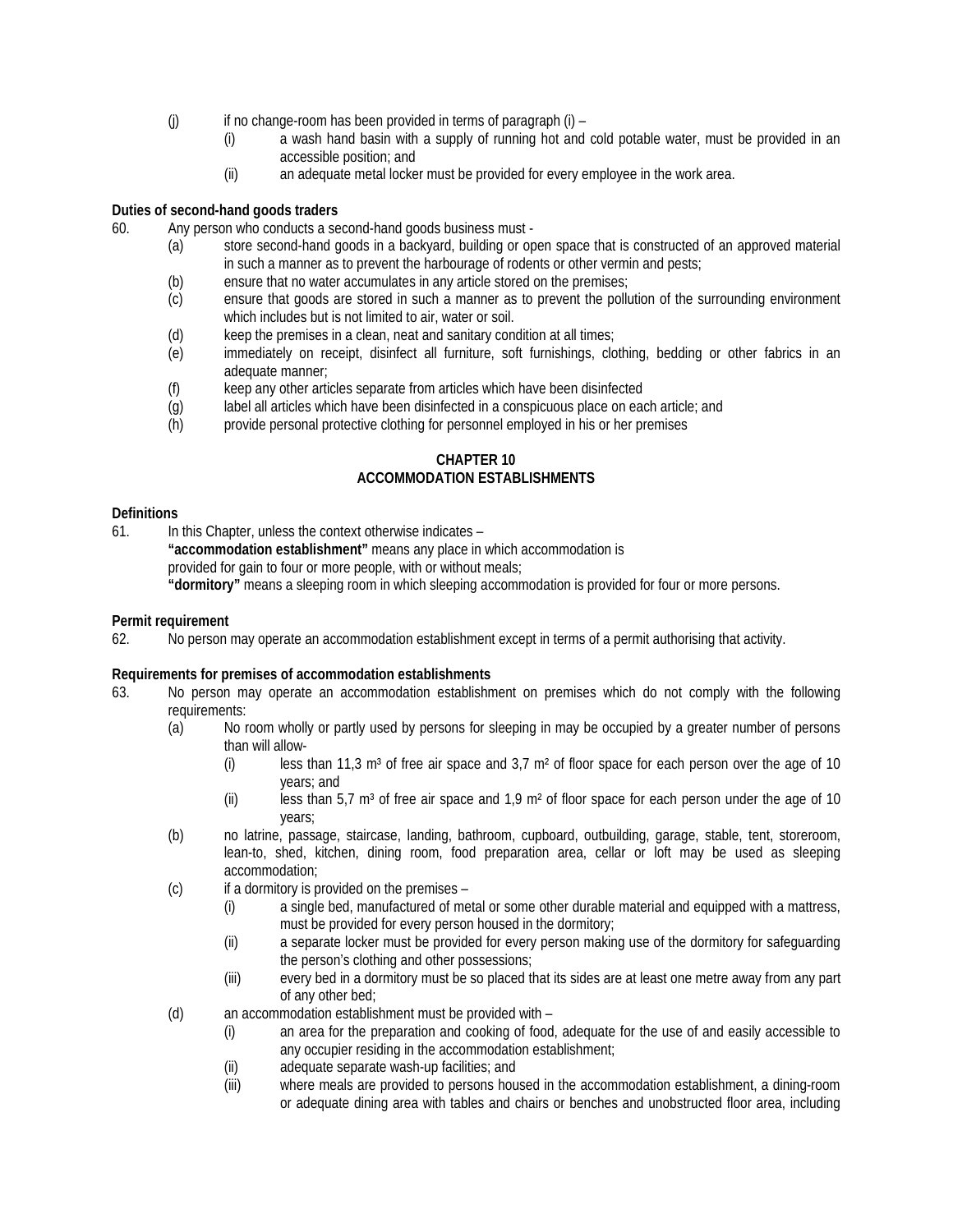(j) if no change-room has been provided in terms of paragraph (i) –
   - (i) a wash hand basin with a supply of running hot and cold potable water, must be provided in an accessible position; and
   - (ii) an adequate metal locker must be provided for every employee in the work area.

**Duties of second-hand goods traders**

60. Any person who conducts a second-hand goods business must -
   - (a) store second-hand goods in a backyard, building or open space that is constructed of an approved material in such a manner as to prevent the harbourage of rodents or other vermin and pests;
   - (b) ensure that no water accumulates in any article stored on the premises;
   - (c) ensure that goods are stored in such a manner as to prevent the pollution of the surrounding environment which includes but is not limited to air, water or soil.
   - (d) keep the premises in a clean, neat and sanitary condition at all times;
   - (e) immediately on receipt, disinfect all furniture, soft furnishings, clothing, bedding or other fabrics in an adequate manner;
   - (f) keep any other articles separate from articles which have been disinfected
   - (g) label all articles which have been disinfected in a conspicuous place on each article; and
   - (h) provide personal protective clothing for personnel employed in his or her premises

## CHAPTER 10
## ACCOMMODATION ESTABLISHMENTS

**Definitions**

61. In this Chapter, unless the context otherwise indicates –

   **"accommodation establishment"** means any place in which accommodation is provided for gain to four or more people, with or without meals;

   **"dormitory"** means a sleeping room in which sleeping accommodation is provided for four or more persons.

**Permit requirement**

62. No person may operate an accommodation establishment except in terms of a permit authorising that activity.

**Requirements for premises of accommodation establishments**

63. No person may operate an accommodation establishment on premises which do not comply with the following requirements:
   - (a) No room wholly or partly used by persons for sleeping in may be occupied by a greater number of persons than will allow-
     - (i) less than 11,3 m³ of free air space and 3,7 m² of floor space for each person over the age of 10 years; and
     - (ii) less than 5,7 m³ of free air space and 1,9 m² of floor space for each person under the age of 10 years;
   - (b) no latrine, passage, staircase, landing, bathroom, cupboard, outbuilding, garage, stable, tent, storeroom, lean-to, shed, kitchen, dining room, food preparation area, cellar or loft may be used as sleeping accommodation;
   - (c) if a dormitory is provided on the premises –
     - (i) a single bed, manufactured of metal or some other durable material and equipped with a mattress, must be provided for every person housed in the dormitory;
     - (ii) a separate locker must be provided for every person making use of the dormitory for safeguarding the person's clothing and other possessions;
     - (iii) every bed in a dormitory must be so placed that its sides are at least one metre away from any part of any other bed;
   - (d) an accommodation establishment must be provided with –
     - (i) an area for the preparation and cooking of food, adequate for the use of and easily accessible to any occupier residing in the accommodation establishment;
     - (ii) adequate separate wash-up facilities; and
     - (iii) where meals are provided to persons housed in the accommodation establishment, a dining-room or adequate dining area with tables and chairs or benches and unobstructed floor area, including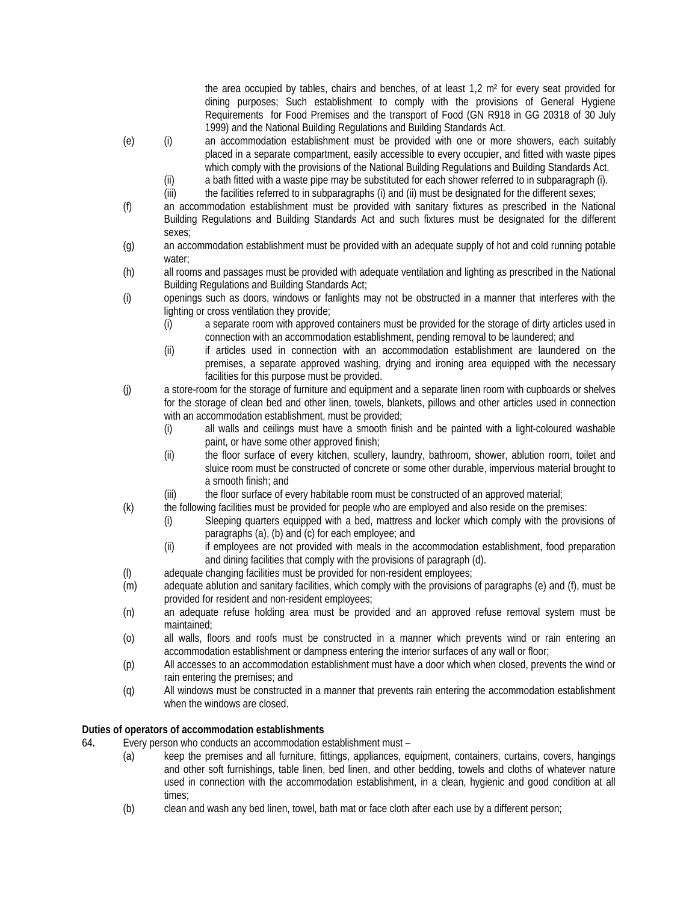the area occupied by tables, chairs and benches, of at least 1,2 m² for every seat provided for dining purposes; Such establishment to comply with the provisions of General Hygiene Requirements for Food Premises and the transport of Food (GN R918 in GG 20318 of 30 July 1999) and the National Building Regulations and Building Standards Act.

(e) (i) an accommodation establishment must be provided with one or more showers, each suitably placed in a separate compartment, easily accessible to every occupier, and fitted with waste pipes which comply with the provisions of the National Building Regulations and Building Standards Act.

(ii) a bath fitted with a waste pipe may be substituted for each shower referred to in subparagraph (i).

(iii) the facilities referred to in subparagraphs (i) and (ii) must be designated for the different sexes;

(f) an accommodation establishment must be provided with sanitary fixtures as prescribed in the National Building Regulations and Building Standards Act and such fixtures must be designated for the different sexes;

(g) an accommodation establishment must be provided with an adequate supply of hot and cold running potable water;

(h) all rooms and passages must be provided with adequate ventilation and lighting as prescribed in the National Building Regulations and Building Standards Act;

(i) openings such as doors, windows or fanlights may not be obstructed in a manner that interferes with the lighting or cross ventilation they provide;

(i) a separate room with approved containers must be provided for the storage of dirty articles used in connection with an accommodation establishment, pending removal to be laundered; and

(ii) if articles used in connection with an accommodation establishment are laundered on the premises, a separate approved washing, drying and ironing area equipped with the necessary facilities for this purpose must be provided.

(j) a store-room for the storage of furniture and equipment and a separate linen room with cupboards or shelves for the storage of clean bed and other linen, towels, blankets, pillows and other articles used in connection with an accommodation establishment, must be provided;

(i) all walls and ceilings must have a smooth finish and be painted with a light-coloured washable paint, or have some other approved finish;

(ii) the floor surface of every kitchen, scullery, laundry, bathroom, shower, ablution room, toilet and sluice room must be constructed of concrete or some other durable, impervious material brought to a smooth finish; and

(iii) the floor surface of every habitable room must be constructed of an approved material;

(k) the following facilities must be provided for people who are employed and also reside on the premises:

(i) Sleeping quarters equipped with a bed, mattress and locker which comply with the provisions of paragraphs (a), (b) and (c) for each employee; and

(ii) if employees are not provided with meals in the accommodation establishment, food preparation and dining facilities that comply with the provisions of paragraph (d).

(l) adequate changing facilities must be provided for non-resident employees;

(m) adequate ablution and sanitary facilities, which comply with the provisions of paragraphs (e) and (f), must be provided for resident and non-resident employees;

(n) an adequate refuse holding area must be provided and an approved refuse removal system must be maintained;

(o) all walls, floors and roofs must be constructed in a manner which prevents wind or rain entering an accommodation establishment or dampness entering the interior surfaces of any wall or floor;

(p) All accesses to an accommodation establishment must have a door which when closed, prevents the wind or rain entering the premises; and

(q) All windows must be constructed in a manner that prevents rain entering the accommodation establishment when the windows are closed.

**Duties of operators of accommodation establishments**

64**.** Every person who conducts an accommodation establishment must –

(a) keep the premises and all furniture, fittings, appliances, equipment, containers, curtains, covers, hangings and other soft furnishings, table linen, bed linen, and other bedding, towels and cloths of whatever nature used in connection with the accommodation establishment, in a clean, hygienic and good condition at all times;

(b) clean and wash any bed linen, towel, bath mat or face cloth after each use by a different person;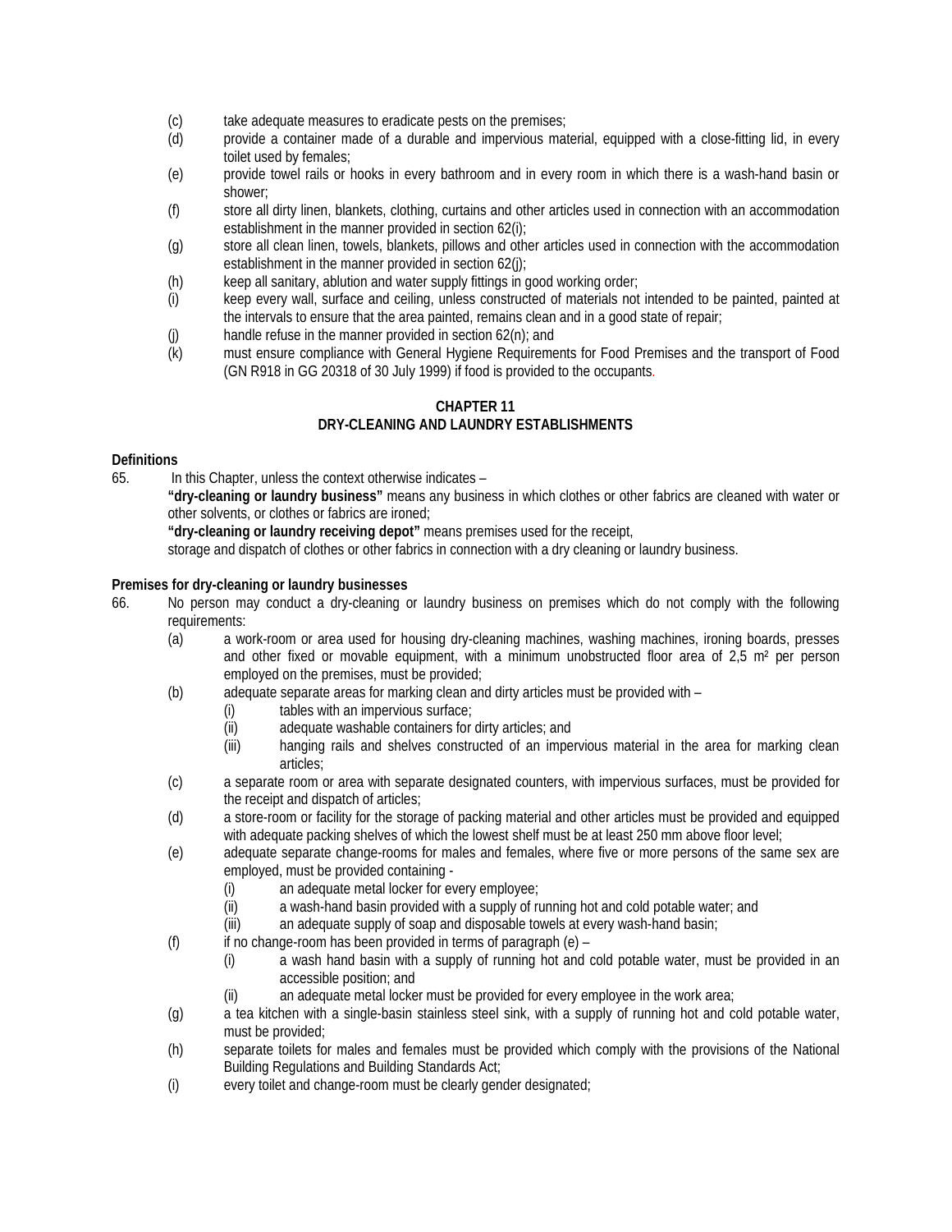(c) take adequate measures to eradicate pests on the premises;

(d) provide a container made of a durable and impervious material, equipped with a close-fitting lid, in every toilet used by females;

(e) provide towel rails or hooks in every bathroom and in every room in which there is a wash-hand basin or shower;

(f) store all dirty linen, blankets, clothing, curtains and other articles used in connection with an accommodation establishment in the manner provided in section 62(i);

(g) store all clean linen, towels, blankets, pillows and other articles used in connection with the accommodation establishment in the manner provided in section 62(j);

(h) keep all sanitary, ablution and water supply fittings in good working order;

(i) keep every wall, surface and ceiling, unless constructed of materials not intended to be painted, painted at the intervals to ensure that the area painted, remains clean and in a good state of repair;

(j) handle refuse in the manner provided in section 62(n); and

(k) must ensure compliance with General Hygiene Requirements for Food Premises and the transport of Food (GN R918 in GG 20318 of 30 July 1999) if food is provided to the occupants.

## CHAPTER 11
## DRY-CLEANING AND LAUNDRY ESTABLISHMENTS

**Definitions**

65. In this Chapter, unless the context otherwise indicates –

**"dry-cleaning or laundry business"** means any business in which clothes or other fabrics are cleaned with water or other solvents, or clothes or fabrics are ironed;

**"dry-cleaning or laundry receiving depot"** means premises used for the receipt, storage and dispatch of clothes or other fabrics in connection with a dry cleaning or laundry business.

**Premises for dry-cleaning or laundry businesses**

66. No person may conduct a dry-cleaning or laundry business on premises which do not comply with the following requirements:

(a) a work-room or area used for housing dry-cleaning machines, washing machines, ironing boards, presses and other fixed or movable equipment, with a minimum unobstructed floor area of 2,5 m² per person employed on the premises, must be provided;

(b) adequate separate areas for marking clean and dirty articles must be provided with –

 (i) tables with an impervious surface;

 (ii) adequate washable containers for dirty articles; and

 (iii) hanging rails and shelves constructed of an impervious material in the area for marking clean articles;

(c) a separate room or area with separate designated counters, with impervious surfaces, must be provided for the receipt and dispatch of articles;

(d) a store-room or facility for the storage of packing material and other articles must be provided and equipped with adequate packing shelves of which the lowest shelf must be at least 250 mm above floor level;

(e) adequate separate change-rooms for males and females, where five or more persons of the same sex are employed, must be provided containing -

 (i) an adequate metal locker for every employee;

 (ii) a wash-hand basin provided with a supply of running hot and cold potable water; and

 (iii) an adequate supply of soap and disposable towels at every wash-hand basin;

(f) if no change-room has been provided in terms of paragraph (e) –

 (i) a wash hand basin with a supply of running hot and cold potable water, must be provided in an accessible position; and

 (ii) an adequate metal locker must be provided for every employee in the work area;

(g) a tea kitchen with a single-basin stainless steel sink, with a supply of running hot and cold potable water, must be provided;

(h) separate toilets for males and females must be provided which comply with the provisions of the National Building Regulations and Building Standards Act;

(i) every toilet and change-room must be clearly gender designated;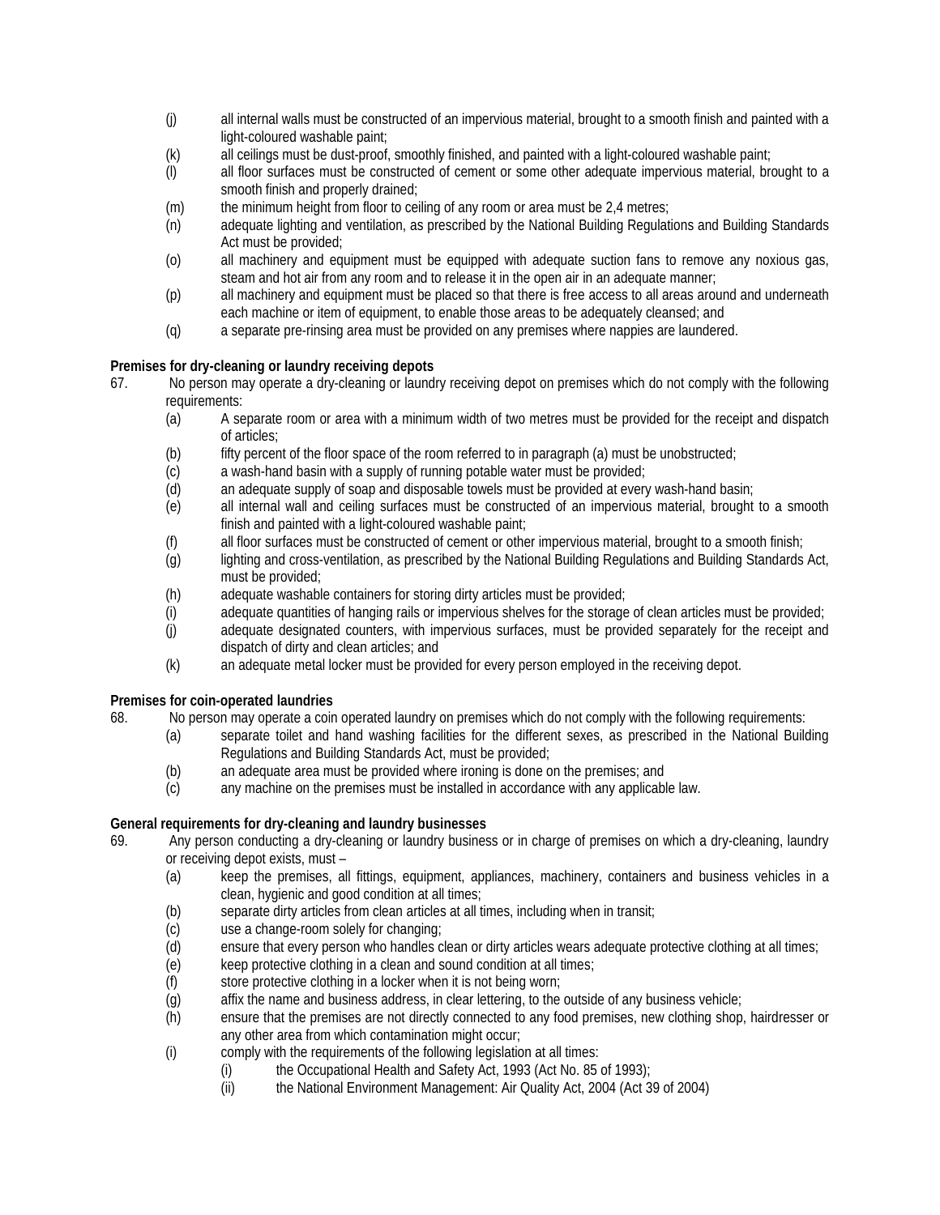(j) all internal walls must be constructed of an impervious material, brought to a smooth finish and painted with a light-coloured washable paint;
(k) all ceilings must be dust-proof, smoothly finished, and painted with a light-coloured washable paint;
(l) all floor surfaces must be constructed of cement or some other adequate impervious material, brought to a smooth finish and properly drained;
(m) the minimum height from floor to ceiling of any room or area must be 2,4 metres;
(n) adequate lighting and ventilation, as prescribed by the National Building Regulations and Building Standards Act must be provided;
(o) all machinery and equipment must be equipped with adequate suction fans to remove any noxious gas, steam and hot air from any room and to release it in the open air in an adequate manner;
(p) all machinery and equipment must be placed so that there is free access to all areas around and underneath each machine or item of equipment, to enable those areas to be adequately cleansed; and
(q) a separate pre-rinsing area must be provided on any premises where nappies are laundered.

**Premises for dry-cleaning or laundry receiving depots**

67. No person may operate a dry-cleaning or laundry receiving depot on premises which do not comply with the following requirements:
(a) A separate room or area with a minimum width of two metres must be provided for the receipt and dispatch of articles;
(b) fifty percent of the floor space of the room referred to in paragraph (a) must be unobstructed;
(c) a wash-hand basin with a supply of running potable water must be provided;
(d) an adequate supply of soap and disposable towels must be provided at every wash-hand basin;
(e) all internal wall and ceiling surfaces must be constructed of an impervious material, brought to a smooth finish and painted with a light-coloured washable paint;
(f) all floor surfaces must be constructed of cement or other impervious material, brought to a smooth finish;
(g) lighting and cross-ventilation, as prescribed by the National Building Regulations and Building Standards Act, must be provided;
(h) adequate washable containers for storing dirty articles must be provided;
(i) adequate quantities of hanging rails or impervious shelves for the storage of clean articles must be provided;
(j) adequate designated counters, with impervious surfaces, must be provided separately for the receipt and dispatch of dirty and clean articles; and
(k) an adequate metal locker must be provided for every person employed in the receiving depot.

**Premises for coin-operated laundries**

68. No person may operate a coin operated laundry on premises which do not comply with the following requirements:
(a) separate toilet and hand washing facilities for the different sexes, as prescribed in the National Building Regulations and Building Standards Act, must be provided;
(b) an adequate area must be provided where ironing is done on the premises; and
(c) any machine on the premises must be installed in accordance with any applicable law.

**General requirements for dry-cleaning and laundry businesses**

69. Any person conducting a dry-cleaning or laundry business or in charge of premises on which a dry-cleaning, laundry or receiving depot exists, must –
(a) keep the premises, all fittings, equipment, appliances, machinery, containers and business vehicles in a clean, hygienic and good condition at all times;
(b) separate dirty articles from clean articles at all times, including when in transit;
(c) use a change-room solely for changing;
(d) ensure that every person who handles clean or dirty articles wears adequate protective clothing at all times;
(e) keep protective clothing in a clean and sound condition at all times;
(f) store protective clothing in a locker when it is not being worn;
(g) affix the name and business address, in clear lettering, to the outside of any business vehicle;
(h) ensure that the premises are not directly connected to any food premises, new clothing shop, hairdresser or any other area from which contamination might occur;
(i) comply with the requirements of the following legislation at all times:
  (i) the Occupational Health and Safety Act, 1993 (Act No. 85 of 1993);
  (ii) the National Environment Management: Air Quality Act, 2004 (Act 39 of 2004)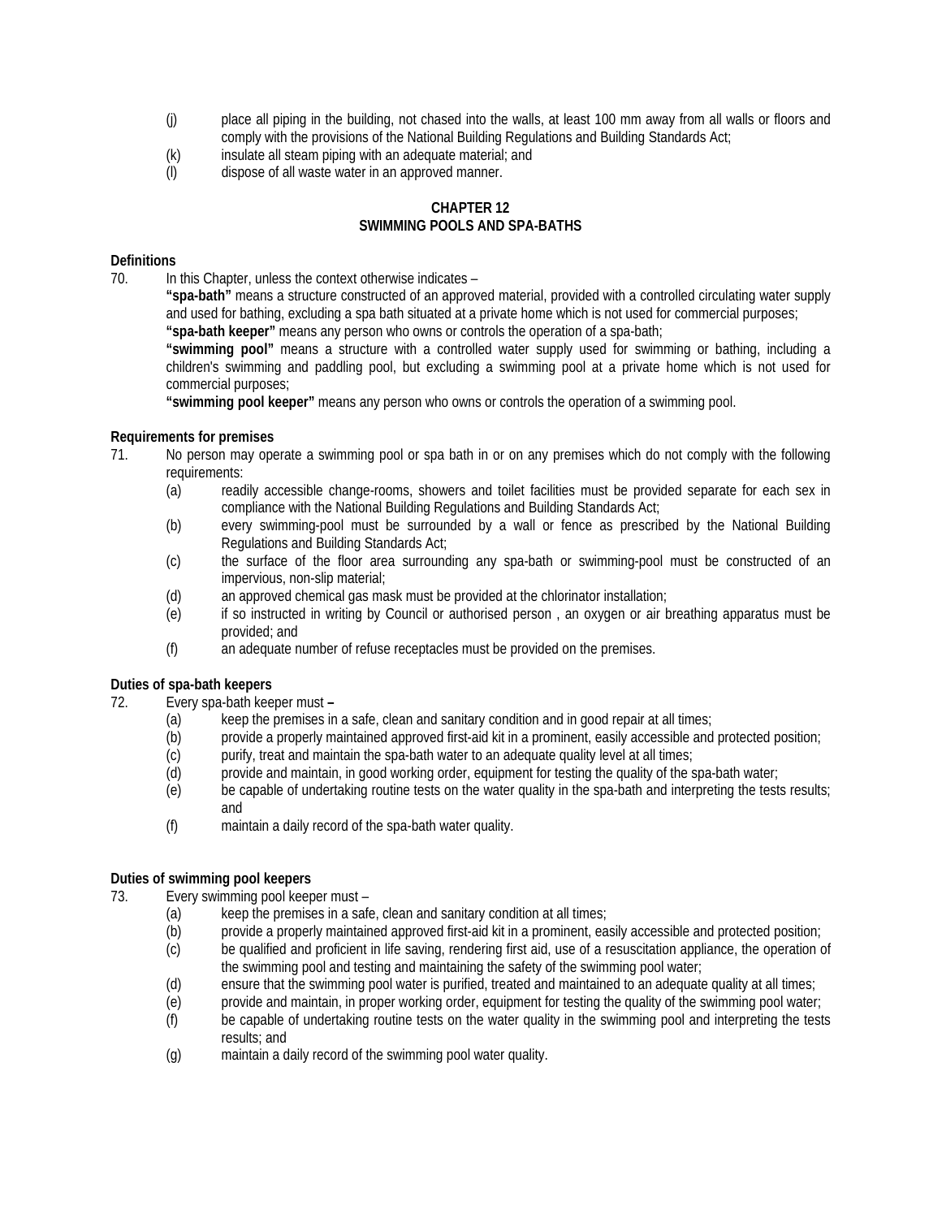(j) place all piping in the building, not chased into the walls, at least 100 mm away from all walls or floors and comply with the provisions of the National Building Regulations and Building Standards Act;

(k) insulate all steam piping with an adequate material; and

(l) dispose of all waste water in an approved manner.

## CHAPTER 12
## SWIMMING POOLS AND SPA-BATHS

**Definitions**

70. In this Chapter, unless the context otherwise indicates –

**"spa-bath"** means a structure constructed of an approved material, provided with a controlled circulating water supply and used for bathing, excluding a spa bath situated at a private home which is not used for commercial purposes;

**"spa-bath keeper"** means any person who owns or controls the operation of a spa-bath;

**"swimming pool"** means a structure with a controlled water supply used for swimming or bathing, including a children's swimming and paddling pool, but excluding a swimming pool at a private home which is not used for commercial purposes;

**"swimming pool keeper"** means any person who owns or controls the operation of a swimming pool.

**Requirements for premises**

71. No person may operate a swimming pool or spa bath in or on any premises which do not comply with the following requirements:

(a) readily accessible change-rooms, showers and toilet facilities must be provided separate for each sex in compliance with the National Building Regulations and Building Standards Act;

(b) every swimming-pool must be surrounded by a wall or fence as prescribed by the National Building Regulations and Building Standards Act;

(c) the surface of the floor area surrounding any spa-bath or swimming-pool must be constructed of an impervious, non-slip material;

(d) an approved chemical gas mask must be provided at the chlorinator installation;

(e) if so instructed in writing by Council or authorised person , an oxygen or air breathing apparatus must be provided; and

(f) an adequate number of refuse receptacles must be provided on the premises.

**Duties of spa-bath keepers**

72. Every spa-bath keeper must **–**

(a) keep the premises in a safe, clean and sanitary condition and in good repair at all times;

(b) provide a properly maintained approved first-aid kit in a prominent, easily accessible and protected position;

(c) purify, treat and maintain the spa-bath water to an adequate quality level at all times;

(d) provide and maintain, in good working order, equipment for testing the quality of the spa-bath water;

(e) be capable of undertaking routine tests on the water quality in the spa-bath and interpreting the tests results; and

(f) maintain a daily record of the spa-bath water quality.

**Duties of swimming pool keepers**

73. Every swimming pool keeper must –

(a) keep the premises in a safe, clean and sanitary condition at all times;

(b) provide a properly maintained approved first-aid kit in a prominent, easily accessible and protected position;

(c) be qualified and proficient in life saving, rendering first aid, use of a resuscitation appliance, the operation of the swimming pool and testing and maintaining the safety of the swimming pool water;

(d) ensure that the swimming pool water is purified, treated and maintained to an adequate quality at all times;

(e) provide and maintain, in proper working order, equipment for testing the quality of the swimming pool water;

(f) be capable of undertaking routine tests on the water quality in the swimming pool and interpreting the tests results; and

(g) maintain a daily record of the swimming pool water quality.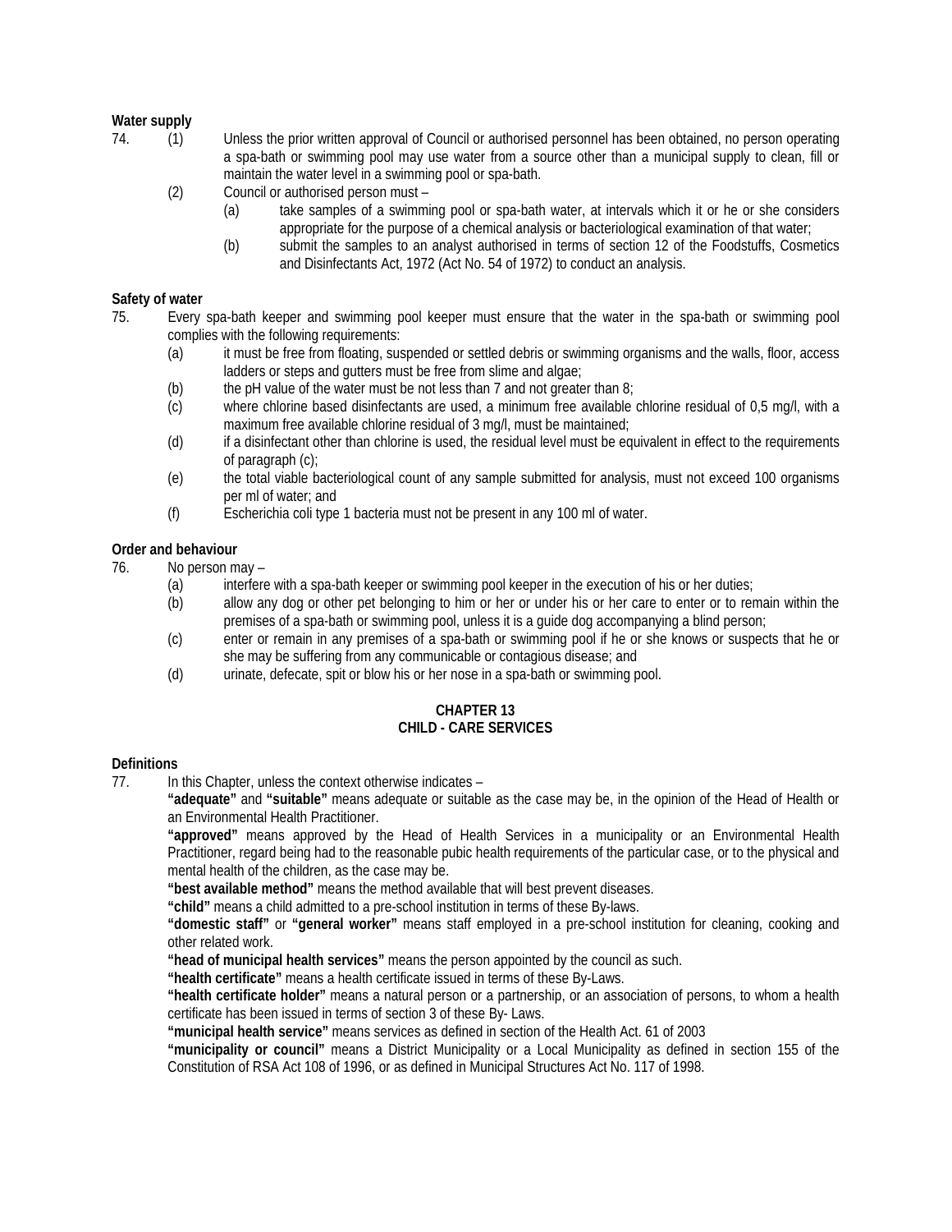**Water supply**

74. (1) Unless the prior written approval of Council or authorised personnel has been obtained, no person operating a spa-bath or swimming pool may use water from a source other than a municipal supply to clean, fill or maintain the water level in a swimming pool or spa-bath.

(2) Council or authorised person must –

(a) take samples of a swimming pool or spa-bath water, at intervals which it or he or she considers appropriate for the purpose of a chemical analysis or bacteriological examination of that water;

(b) submit the samples to an analyst authorised in terms of section 12 of the Foodstuffs, Cosmetics and Disinfectants Act, 1972 (Act No. 54 of 1972) to conduct an analysis.

**Safety of water**

75. Every spa-bath keeper and swimming pool keeper must ensure that the water in the spa-bath or swimming pool complies with the following requirements:

(a) it must be free from floating, suspended or settled debris or swimming organisms and the walls, floor, access ladders or steps and gutters must be free from slime and algae;

(b) the pH value of the water must be not less than 7 and not greater than 8;

(c) where chlorine based disinfectants are used, a minimum free available chlorine residual of 0,5 mg/l, with a maximum free available chlorine residual of 3 mg/l, must be maintained;

(d) if a disinfectant other than chlorine is used, the residual level must be equivalent in effect to the requirements of paragraph (c);

(e) the total viable bacteriological count of any sample submitted for analysis, must not exceed 100 organisms per ml of water; and

(f) Escherichia coli type 1 bacteria must not be present in any 100 ml of water.

**Order and behaviour**

76. No person may –

(a) interfere with a spa-bath keeper or swimming pool keeper in the execution of his or her duties;

(b) allow any dog or other pet belonging to him or her or under his or her care to enter or to remain within the premises of a spa-bath or swimming pool, unless it is a guide dog accompanying a blind person;

(c) enter or remain in any premises of a spa-bath or swimming pool if he or she knows or suspects that he or she may be suffering from any communicable or contagious disease; and

(d) urinate, defecate, spit or blow his or her nose in a spa-bath or swimming pool.

## CHAPTER 13
## CHILD - CARE SERVICES

**Definitions**

77. In this Chapter, unless the context otherwise indicates –

**"adequate"** and **"suitable"** means adequate or suitable as the case may be, in the opinion of the Head of Health or an Environmental Health Practitioner.

**"approved"** means approved by the Head of Health Services in a municipality or an Environmental Health Practitioner, regard being had to the reasonable pubic health requirements of the particular case, or to the physical and mental health of the children, as the case may be.

**"best available method"** means the method available that will best prevent diseases.

**"child"** means a child admitted to a pre-school institution in terms of these By-laws.

**"domestic staff"** or **"general worker"** means staff employed in a pre-school institution for cleaning, cooking and other related work.

**"head of municipal health services"** means the person appointed by the council as such.

**"health certificate"** means a health certificate issued in terms of these By-Laws.

**"health certificate holder"** means a natural person or a partnership, or an association of persons, to whom a health certificate has been issued in terms of section 3 of these By- Laws.

**"municipal health service"** means services as defined in section of the Health Act. 61 of 2003

**"municipality or council"** means a District Municipality or a Local Municipality as defined in section 155 of the Constitution of RSA Act 108 of 1996, or as defined in Municipal Structures Act No. 117 of 1998.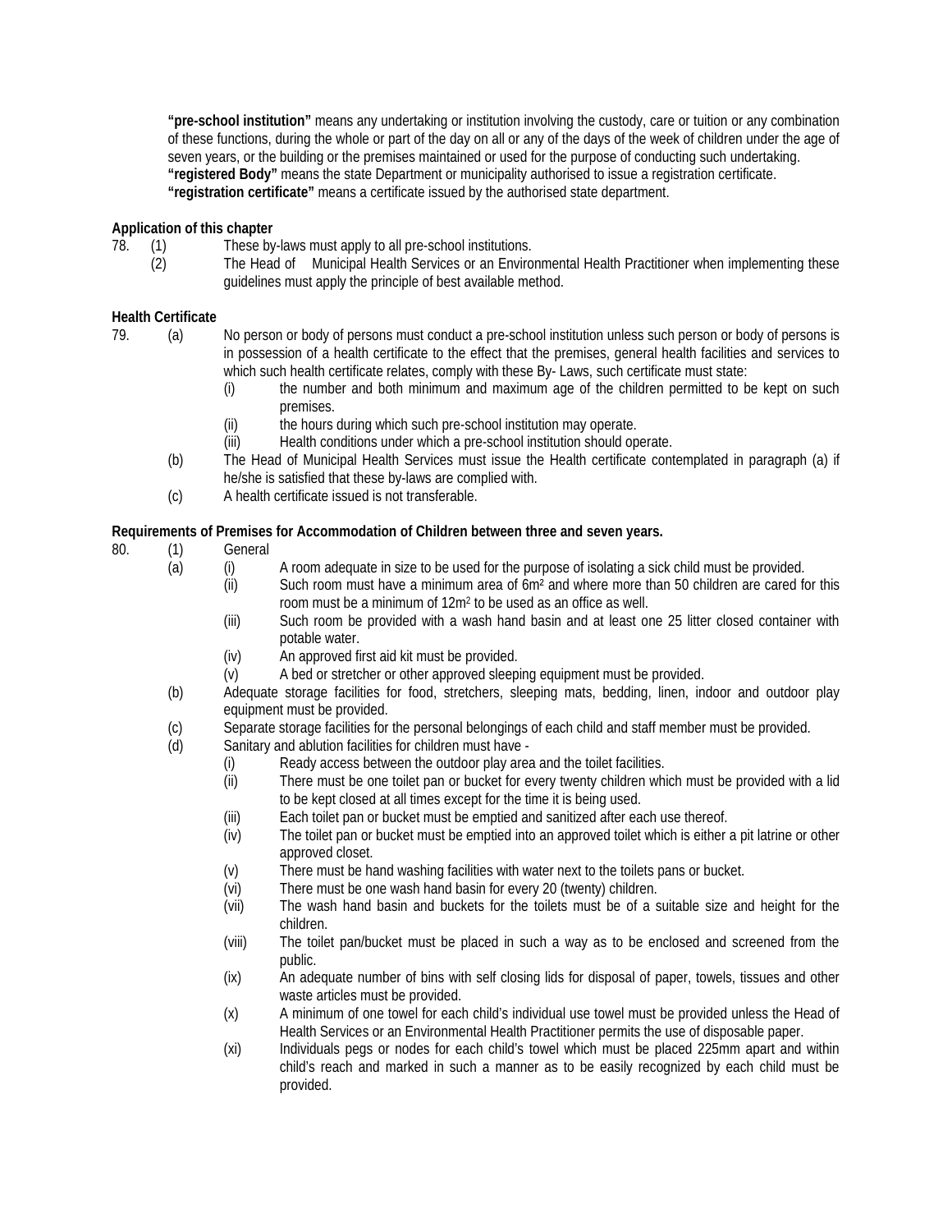**“pre-school institution”** means any undertaking or institution involving the custody, care or tuition or any combination of these functions, during the whole or part of the day on all or any of the days of the week of children under the age of seven years, or the building or the premises maintained or used for the purpose of conducting such undertaking.
**“registered Body”** means the state Department or municipality authorised to issue a registration certificate.
**“registration certificate”** means a certificate issued by the authorised state department.

**Application of this chapter**

78. (1) These by-laws must apply to all pre-school institutions.
    (2) The Head of Municipal Health Services or an Environmental Health Practitioner when implementing these guidelines must apply the principle of best available method.

**Health Certificate**

79. (a) No person or body of persons must conduct a pre-school institution unless such person or body of persons is in possession of a health certificate to the effect that the premises, general health facilities and services to which such health certificate relates, comply with these By- Laws, such certificate must state:
        (i) the number and both minimum and maximum age of the children permitted to be kept on such premises.
        (ii) the hours during which such pre-school institution may operate.
        (iii) Health conditions under which a pre-school institution should operate.
    (b) The Head of Municipal Health Services must issue the Health certificate contemplated in paragraph (a) if he/she is satisfied that these by-laws are complied with.
    (c) A health certificate issued is not transferable.

**Requirements of Premises for Accommodation of Children between three and seven years.**

80. (1) General
    (a) (i) A room adequate in size to be used for the purpose of isolating a sick child must be provided.
        (ii) Such room must have a minimum area of 6m² and where more than 50 children are cared for this room must be a minimum of 12m² to be used as an office as well.
        (iii) Such room be provided with a wash hand basin and at least one 25 litter closed container with potable water.
        (iv) An approved first aid kit must be provided.
        (v) A bed or stretcher or other approved sleeping equipment must be provided.
    (b) Adequate storage facilities for food, stretchers, sleeping mats, bedding, linen, indoor and outdoor play equipment must be provided.
    (c) Separate storage facilities for the personal belongings of each child and staff member must be provided.
    (d) Sanitary and ablution facilities for children must have -
        (i) Ready access between the outdoor play area and the toilet facilities.
        (ii) There must be one toilet pan or bucket for every twenty children which must be provided with a lid to be kept closed at all times except for the time it is being used.
        (iii) Each toilet pan or bucket must be emptied and sanitized after each use thereof.
        (iv) The toilet pan or bucket must be emptied into an approved toilet which is either a pit latrine or other approved closet.
        (v) There must be hand washing facilities with water next to the toilets pans or bucket.
        (vi) There must be one wash hand basin for every 20 (twenty) children.
        (vii) The wash hand basin and buckets for the toilets must be of a suitable size and height for the children.
        (viii) The toilet pan/bucket must be placed in such a way as to be enclosed and screened from the public.
        (ix) An adequate number of bins with self closing lids for disposal of paper, towels, tissues and other waste articles must be provided.
        (x) A minimum of one towel for each child’s individual use towel must be provided unless the Head of Health Services or an Environmental Health Practitioner permits the use of disposable paper.
        (xi) Individuals pegs or nodes for each child’s towel which must be placed 225mm apart and within child’s reach and marked in such a manner as to be easily recognized by each child must be provided.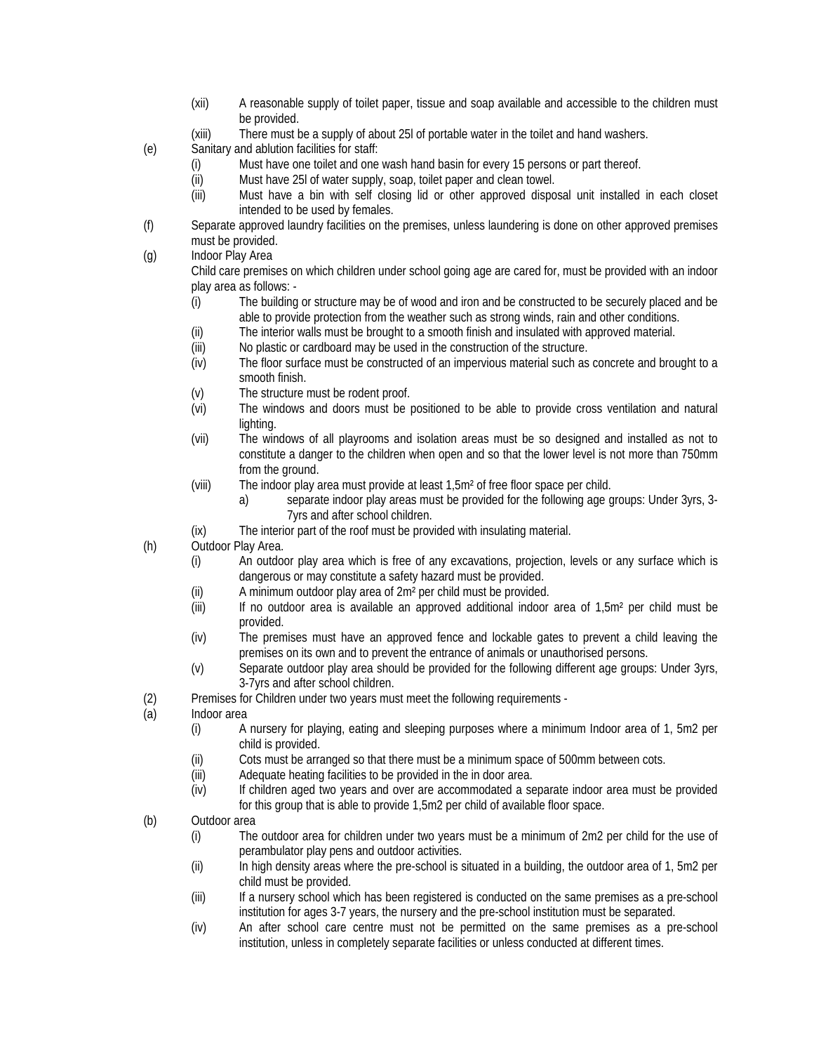(xii) A reasonable supply of toilet paper, tissue and soap available and accessible to the children must be provided.

(xiii) There must be a supply of about 25l of portable water in the toilet and hand washers.

(e) Sanitary and ablution facilities for staff:

(i) Must have one toilet and one wash hand basin for every 15 persons or part thereof.

(ii) Must have 25l of water supply, soap, toilet paper and clean towel.

(iii) Must have a bin with self closing lid or other approved disposal unit installed in each closet intended to be used by females.

(f) Separate approved laundry facilities on the premises, unless laundering is done on other approved premises must be provided.

(g) Indoor Play Area

Child care premises on which children under school going age are cared for, must be provided with an indoor play area as follows: -

(i) The building or structure may be of wood and iron and be constructed to be securely placed and be able to provide protection from the weather such as strong winds, rain and other conditions.

(ii) The interior walls must be brought to a smooth finish and insulated with approved material.

(iii) No plastic or cardboard may be used in the construction of the structure.

(iv) The floor surface must be constructed of an impervious material such as concrete and brought to a smooth finish.

(v) The structure must be rodent proof.

(vi) The windows and doors must be positioned to be able to provide cross ventilation and natural lighting.

(vii) The windows of all playrooms and isolation areas must be so designed and installed as not to constitute a danger to the children when open and so that the lower level is not more than 750mm from the ground.

(viii) The indoor play area must provide at least 1,5m² of free floor space per child.

a) separate indoor play areas must be provided for the following age groups: Under 3yrs, 3-7yrs and after school children.

(ix) The interior part of the roof must be provided with insulating material.

(h) Outdoor Play Area.

(i) An outdoor play area which is free of any excavations, projection, levels or any surface which is dangerous or may constitute a safety hazard must be provided.

(ii) A minimum outdoor play area of 2m² per child must be provided.

(iii) If no outdoor area is available an approved additional indoor area of 1,5m² per child must be provided.

(iv) The premises must have an approved fence and lockable gates to prevent a child leaving the premises on its own and to prevent the entrance of animals or unauthorised persons.

(v) Separate outdoor play area should be provided for the following different age groups: Under 3yrs, 3-7yrs and after school children.

(2) Premises for Children under two years must meet the following requirements -

(a) Indoor area

(i) A nursery for playing, eating and sleeping purposes where a minimum Indoor area of 1, 5m2 per child is provided.

(ii) Cots must be arranged so that there must be a minimum space of 500mm between cots.

(iii) Adequate heating facilities to be provided in the in door area.

(iv) If children aged two years and over are accommodated a separate indoor area must be provided for this group that is able to provide 1,5m2 per child of available floor space.

(b) Outdoor area

(i) The outdoor area for children under two years must be a minimum of 2m2 per child for the use of perambulator play pens and outdoor activities.

(ii) In high density areas where the pre-school is situated in a building, the outdoor area of 1, 5m2 per child must be provided.

(iii) If a nursery school which has been registered is conducted on the same premises as a pre-school institution for ages 3-7 years, the nursery and the pre-school institution must be separated.

(iv) An after school care centre must not be permitted on the same premises as a pre-school institution, unless in completely separate facilities or unless conducted at different times.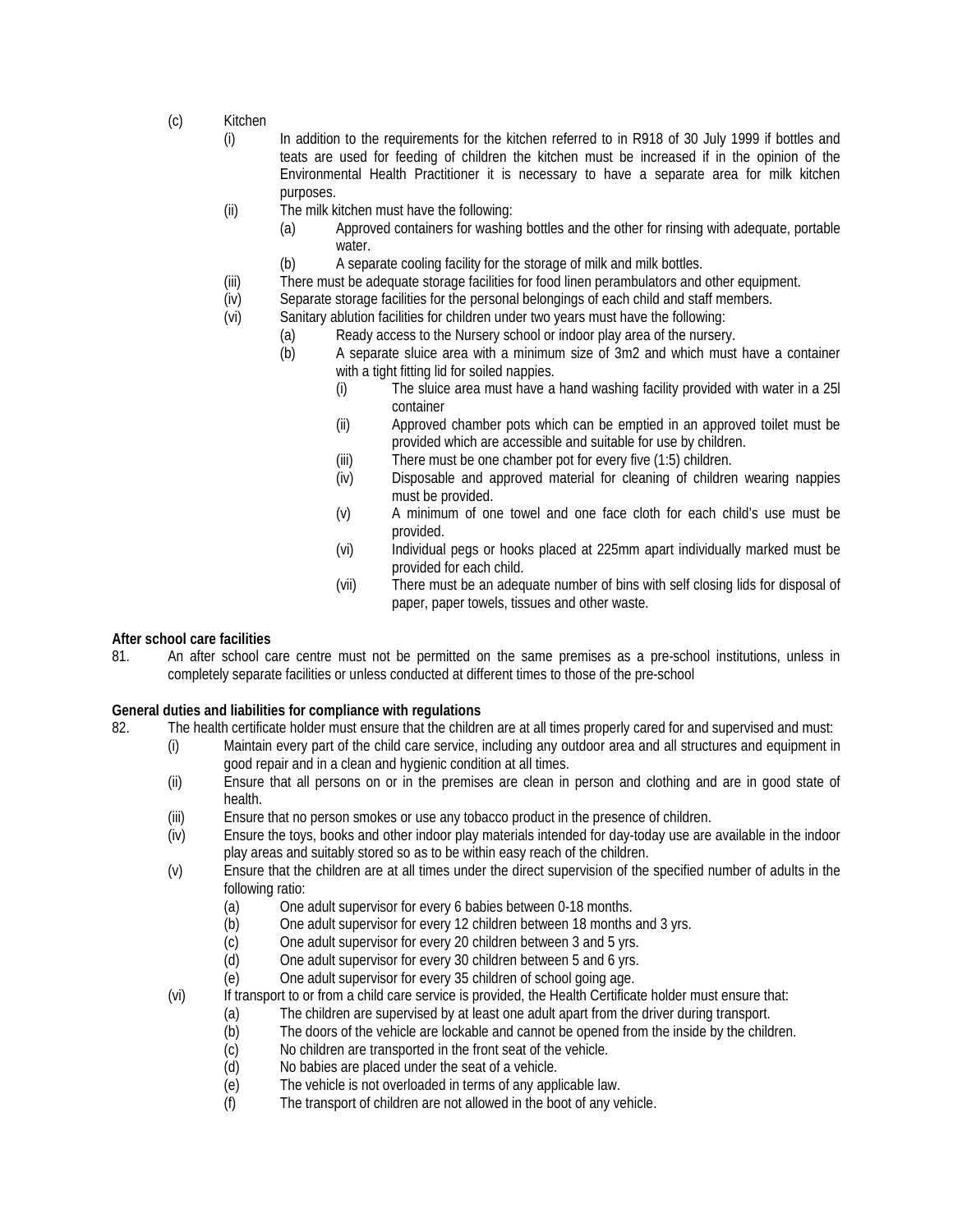(c) Kitchen

(i) In addition to the requirements for the kitchen referred to in R918 of 30 July 1999 if bottles and teats are used for feeding of children the kitchen must be increased if in the opinion of the Environmental Health Practitioner it is necessary to have a separate area for milk kitchen purposes.

(ii) The milk kitchen must have the following:

(a) Approved containers for washing bottles and the other for rinsing with adequate, portable water.

(b) A separate cooling facility for the storage of milk and milk bottles.

(iii) There must be adequate storage facilities for food linen perambulators and other equipment.

(iv) Separate storage facilities for the personal belongings of each child and staff members.

(vi) Sanitary ablution facilities for children under two years must have the following:

(a) Ready access to the Nursery school or indoor play area of the nursery.

(b) A separate sluice area with a minimum size of 3m2 and which must have a container with a tight fitting lid for soiled nappies.

(i) The sluice area must have a hand washing facility provided with water in a 25l container

(ii) Approved chamber pots which can be emptied in an approved toilet must be provided which are accessible and suitable for use by children.

(iii) There must be one chamber pot for every five (1:5) children.

(iv) Disposable and approved material for cleaning of children wearing nappies must be provided.

(v) A minimum of one towel and one face cloth for each child's use must be provided.

(vi) Individual pegs or hooks placed at 225mm apart individually marked must be provided for each child.

(vii) There must be an adequate number of bins with self closing lids for disposal of paper, paper towels, tissues and other waste.

**After school care facilities**

81. An after school care centre must not be permitted on the same premises as a pre-school institutions, unless in completely separate facilities or unless conducted at different times to those of the pre-school

**General duties and liabilities for compliance with regulations**

82. The health certificate holder must ensure that the children are at all times properly cared for and supervised and must:

(i) Maintain every part of the child care service, including any outdoor area and all structures and equipment in good repair and in a clean and hygienic condition at all times.

(ii) Ensure that all persons on or in the premises are clean in person and clothing and are in good state of health.

(iii) Ensure that no person smokes or use any tobacco product in the presence of children.

(iv) Ensure the toys, books and other indoor play materials intended for day-today use are available in the indoor play areas and suitably stored so as to be within easy reach of the children.

(v) Ensure that the children are at all times under the direct supervision of the specified number of adults in the following ratio:

(a) One adult supervisor for every 6 babies between 0-18 months.

(b) One adult supervisor for every 12 children between 18 months and 3 yrs.

(c) One adult supervisor for every 20 children between 3 and 5 yrs.

(d) One adult supervisor for every 30 children between 5 and 6 yrs.

(e) One adult supervisor for every 35 children of school going age.

(vi) If transport to or from a child care service is provided, the Health Certificate holder must ensure that:

(a) The children are supervised by at least one adult apart from the driver during transport.

(b) The doors of the vehicle are lockable and cannot be opened from the inside by the children.

(c) No children are transported in the front seat of the vehicle.

(d) No babies are placed under the seat of a vehicle.

(e) The vehicle is not overloaded in terms of any applicable law.

(f) The transport of children are not allowed in the boot of any vehicle.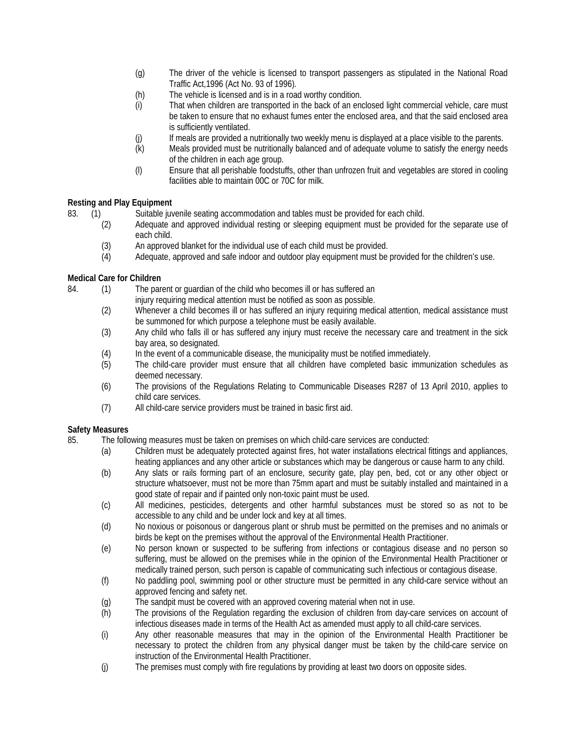(g) The driver of the vehicle is licensed to transport passengers as stipulated in the National Road Traffic Act,1996 (Act No. 93 of 1996).

(h) The vehicle is licensed and is in a road worthy condition.

(i) That when children are transported in the back of an enclosed light commercial vehicle, care must be taken to ensure that no exhaust fumes enter the enclosed area, and that the said enclosed area is sufficiently ventilated.

(j) If meals are provided a nutritionally two weekly menu is displayed at a place visible to the parents.

(k) Meals provided must be nutritionally balanced and of adequate volume to satisfy the energy needs of the children in each age group.

(l) Ensure that all perishable foodstuffs, other than unfrozen fruit and vegetables are stored in cooling facilities able to maintain 00C or 70C for milk.

**Resting and Play Equipment**

83. (1) Suitable juvenile seating accommodation and tables must be provided for each child.

(2) Adequate and approved individual resting or sleeping equipment must be provided for the separate use of each child.

(3) An approved blanket for the individual use of each child must be provided.

(4) Adequate, approved and safe indoor and outdoor play equipment must be provided for the children's use.

**Medical Care for Children**

84. (1) The parent or guardian of the child who becomes ill or has suffered an injury requiring medical attention must be notified as soon as possible.

(2) Whenever a child becomes ill or has suffered an injury requiring medical attention, medical assistance must be summoned for which purpose a telephone must be easily available.

(3) Any child who falls ill or has suffered any injury must receive the necessary care and treatment in the sick bay area, so designated.

(4) In the event of a communicable disease, the municipality must be notified immediately.

(5) The child-care provider must ensure that all children have completed basic immunization schedules as deemed necessary.

(6) The provisions of the Regulations Relating to Communicable Diseases R287 of 13 April 2010, applies to child care services.

(7) All child-care service providers must be trained in basic first aid.

**Safety Measures**

85. The following measures must be taken on premises on which child-care services are conducted:

(a) Children must be adequately protected against fires, hot water installations electrical fittings and appliances, heating appliances and any other article or substances which may be dangerous or cause harm to any child.

(b) Any slats or rails forming part of an enclosure, security gate, play pen, bed, cot or any other object or structure whatsoever, must not be more than 75mm apart and must be suitably installed and maintained in a good state of repair and if painted only non-toxic paint must be used.

(c) All medicines, pesticides, detergents and other harmful substances must be stored so as not to be accessible to any child and be under lock and key at all times.

(d) No noxious or poisonous or dangerous plant or shrub must be permitted on the premises and no animals or birds be kept on the premises without the approval of the Environmental Health Practitioner.

(e) No person known or suspected to be suffering from infections or contagious disease and no person so suffering, must be allowed on the premises while in the opinion of the Environmental Health Practitioner or medically trained person, such person is capable of communicating such infectious or contagious disease.

(f) No paddling pool, swimming pool or other structure must be permitted in any child-care service without an approved fencing and safety net.

(g) The sandpit must be covered with an approved covering material when not in use.

(h) The provisions of the Regulation regarding the exclusion of children from day-care services on account of infectious diseases made in terms of the Health Act as amended must apply to all child-care services.

(i) Any other reasonable measures that may in the opinion of the Environmental Health Practitioner be necessary to protect the children from any physical danger must be taken by the child-care service on instruction of the Environmental Health Practitioner.

(j) The premises must comply with fire regulations by providing at least two doors on opposite sides.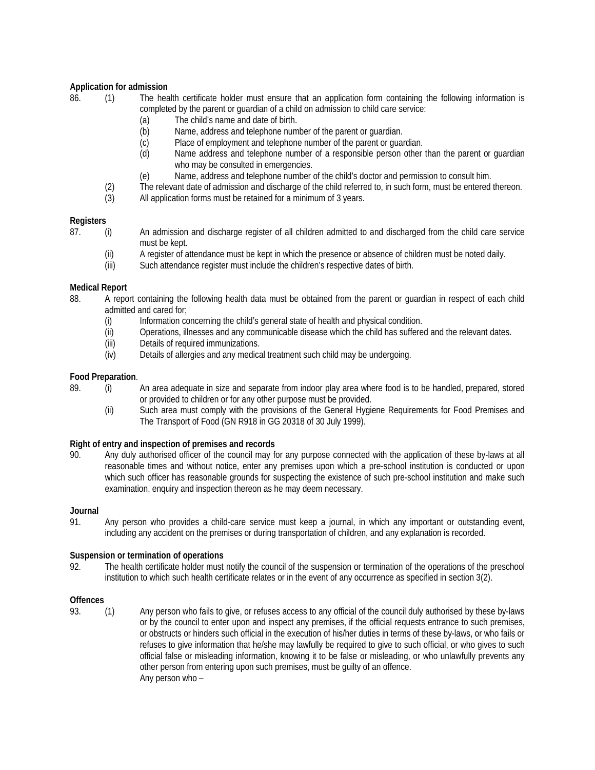**Application for admission**

86. (1) The health certificate holder must ensure that an application form containing the following information is completed by the parent or guardian of a child on admission to child care service:
   - (a) The child's name and date of birth.
   - (b) Name, address and telephone number of the parent or guardian.
   - (c) Place of employment and telephone number of the parent or guardian.
   - (d) Name address and telephone number of a responsible person other than the parent or guardian who may be consulted in emergencies.
   - (e) Name, address and telephone number of the child's doctor and permission to consult him.

(2) The relevant date of admission and discharge of the child referred to, in such form, must be entered thereon.

(3) All application forms must be retained for a minimum of 3 years.

**Registers**

87. (i) An admission and discharge register of all children admitted to and discharged from the child care service must be kept.

(ii) A register of attendance must be kept in which the presence or absence of children must be noted daily.

(iii) Such attendance register must include the children's respective dates of birth.

**Medical Report**

88. A report containing the following health data must be obtained from the parent or guardian in respect of each child admitted and cared for;
   - (i) Information concerning the child's general state of health and physical condition.
   - (ii) Operations, illnesses and any communicable disease which the child has suffered and the relevant dates.
   - (iii) Details of required immunizations.
   - (iv) Details of allergies and any medical treatment such child may be undergoing.

**Food Preparation**.

89. (i) An area adequate in size and separate from indoor play area where food is to be handled, prepared, stored or provided to children or for any other purpose must be provided.

(ii) Such area must comply with the provisions of the General Hygiene Requirements for Food Premises and The Transport of Food (GN R918 in GG 20318 of 30 July 1999).

**Right of entry and inspection of premises and records**

90. Any duly authorised officer of the council may for any purpose connected with the application of these by-laws at all reasonable times and without notice, enter any premises upon which a pre-school institution is conducted or upon which such officer has reasonable grounds for suspecting the existence of such pre-school institution and make such examination, enquiry and inspection thereon as he may deem necessary.

**Journal**

91. Any person who provides a child-care service must keep a journal, in which any important or outstanding event, including any accident on the premises or during transportation of children, and any explanation is recorded.

**Suspension or termination of operations**

92. The health certificate holder must notify the council of the suspension or termination of the operations of the preschool institution to which such health certificate relates or in the event of any occurrence as specified in section 3(2).

**Offences**

93. (1) Any person who fails to give, or refuses access to any official of the council duly authorised by these by-laws or by the council to enter upon and inspect any premises, if the official requests entrance to such premises, or obstructs or hinders such official in the execution of his/her duties in terms of these by-laws, or who fails or refuses to give information that he/she may lawfully be required to give to such official, or who gives to such official false or misleading information, knowing it to be false or misleading, or who unlawfully prevents any other person from entering upon such premises, must be guilty of an offence.

Any person who –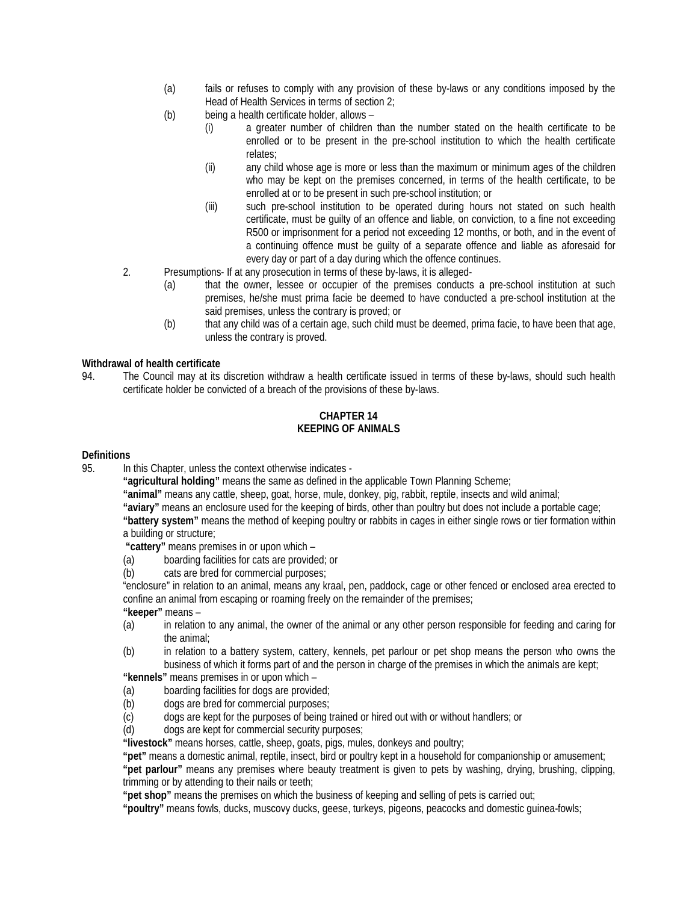(a) fails or refuses to comply with any provision of these by-laws or any conditions imposed by the Head of Health Services in terms of section 2;

(b) being a health certificate holder, allows –

  (i) a greater number of children than the number stated on the health certificate to be enrolled or to be present in the pre-school institution to which the health certificate relates;

  (ii) any child whose age is more or less than the maximum or minimum ages of the children who may be kept on the premises concerned, in terms of the health certificate, to be enrolled at or to be present in such pre-school institution; or

  (iii) such pre-school institution to be operated during hours not stated on such health certificate, must be guilty of an offence and liable, on conviction, to a fine not exceeding R500 or imprisonment for a period not exceeding 12 months, or both, and in the event of a continuing offence must be guilty of a separate offence and liable as aforesaid for every day or part of a day during which the offence continues.

2. Presumptions- If at any prosecution in terms of these by-laws, it is alleged-

(a) that the owner, lessee or occupier of the premises conducts a pre-school institution at such premises, he/she must prima facie be deemed to have conducted a pre-school institution at the said premises, unless the contrary is proved; or

(b) that any child was of a certain age, such child must be deemed, prima facie, to have been that age, unless the contrary is proved.

**Withdrawal of health certificate**

94. The Council may at its discretion withdraw a health certificate issued in terms of these by-laws, should such health certificate holder be convicted of a breach of the provisions of these by-laws.

## CHAPTER 14
## KEEPING OF ANIMALS

**Definitions**

95. In this Chapter, unless the context otherwise indicates -

**"agricultural holding"** means the same as defined in the applicable Town Planning Scheme;

**"animal"** means any cattle, sheep, goat, horse, mule, donkey, pig, rabbit, reptile, insects and wild animal;

**"aviary"** means an enclosure used for the keeping of birds, other than poultry but does not include a portable cage;

**"battery system"** means the method of keeping poultry or rabbits in cages in either single rows or tier formation within a building or structure;

**"cattery"** means premises in or upon which –

(a) boarding facilities for cats are provided; or

(b) cats are bred for commercial purposes;

"enclosure" in relation to an animal, means any kraal, pen, paddock, cage or other fenced or enclosed area erected to confine an animal from escaping or roaming freely on the remainder of the premises;

**"keeper"** means –

(a) in relation to any animal, the owner of the animal or any other person responsible for feeding and caring for the animal;

(b) in relation to a battery system, cattery, kennels, pet parlour or pet shop means the person who owns the business of which it forms part of and the person in charge of the premises in which the animals are kept;

**"kennels"** means premises in or upon which –

(a) boarding facilities for dogs are provided;

(b) dogs are bred for commercial purposes;

(c) dogs are kept for the purposes of being trained or hired out with or without handlers; or

(d) dogs are kept for commercial security purposes;

**"livestock"** means horses, cattle, sheep, goats, pigs, mules, donkeys and poultry;

**"pet"** means a domestic animal, reptile, insect, bird or poultry kept in a household for companionship or amusement;

**"pet parlour"** means any premises where beauty treatment is given to pets by washing, drying, brushing, clipping, trimming or by attending to their nails or teeth;

**"pet shop"** means the premises on which the business of keeping and selling of pets is carried out;

**"poultry"** means fowls, ducks, muscovy ducks, geese, turkeys, pigeons, peacocks and domestic guinea-fowls;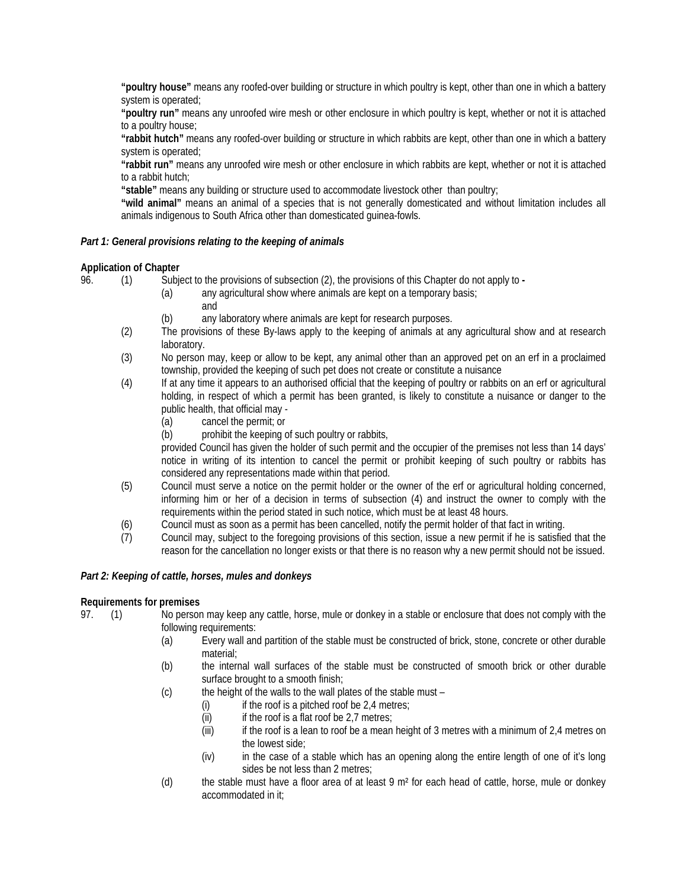**"poultry house"** means any roofed-over building or structure in which poultry is kept, other than one in which a battery system is operated;

**"poultry run"** means any unroofed wire mesh or other enclosure in which poultry is kept, whether or not it is attached to a poultry house;

**"rabbit hutch"** means any roofed-over building or structure in which rabbits are kept, other than one in which a battery system is operated;

**"rabbit run"** means any unroofed wire mesh or other enclosure in which rabbits are kept, whether or not it is attached to a rabbit hutch;

**"stable"** means any building or structure used to accommodate livestock other than poultry;

**"wild animal"** means an animal of a species that is not generally domesticated and without limitation includes all animals indigenous to South Africa other than domesticated guinea-fowls.

***Part 1: General provisions relating to the keeping of animals***

**Application of Chapter**

96. (1) Subject to the provisions of subsection (2), the provisions of this Chapter do not apply to **-**
    - (a) any agricultural show where animals are kept on a temporary basis; and
    - (b) any laboratory where animals are kept for research purposes.

(2) The provisions of these By-laws apply to the keeping of animals at any agricultural show and at research laboratory.

(3) No person may, keep or allow to be kept, any animal other than an approved pet on an erf in a proclaimed township, provided the keeping of such pet does not create or constitute a nuisance

(4) If at any time it appears to an authorised official that the keeping of poultry or rabbits on an erf or agricultural holding, in respect of which a permit has been granted, is likely to constitute a nuisance or danger to the public health, that official may -
    - (a) cancel the permit; or
    - (b) prohibit the keeping of such poultry or rabbits,

    provided Council has given the holder of such permit and the occupier of the premises not less than 14 days' notice in writing of its intention to cancel the permit or prohibit keeping of such poultry or rabbits has considered any representations made within that period.

(5) Council must serve a notice on the permit holder or the owner of the erf or agricultural holding concerned, informing him or her of a decision in terms of subsection (4) and instruct the owner to comply with the requirements within the period stated in such notice, which must be at least 48 hours.

(6) Council must as soon as a permit has been cancelled, notify the permit holder of that fact in writing.

(7) Council may, subject to the foregoing provisions of this section, issue a new permit if he is satisfied that the reason for the cancellation no longer exists or that there is no reason why a new permit should not be issued.

***Part 2: Keeping of cattle, horses, mules and donkeys***

**Requirements for premises**

97. (1) No person may keep any cattle, horse, mule or donkey in a stable or enclosure that does not comply with the following requirements:
    - (a) Every wall and partition of the stable must be constructed of brick, stone, concrete or other durable material;
    - (b) the internal wall surfaces of the stable must be constructed of smooth brick or other durable surface brought to a smooth finish;
    - (c) the height of the walls to the wall plates of the stable must –
        - (i) if the roof is a pitched roof be 2,4 metres;
        - (ii) if the roof is a flat roof be 2,7 metres;
        - (iii) if the roof is a lean to roof be a mean height of 3 metres with a minimum of 2,4 metres on the lowest side;
        - (iv) in the case of a stable which has an opening along the entire length of one of it's long sides be not less than 2 metres;
    - (d) the stable must have a floor area of at least 9 m² for each head of cattle, horse, mule or donkey accommodated in it;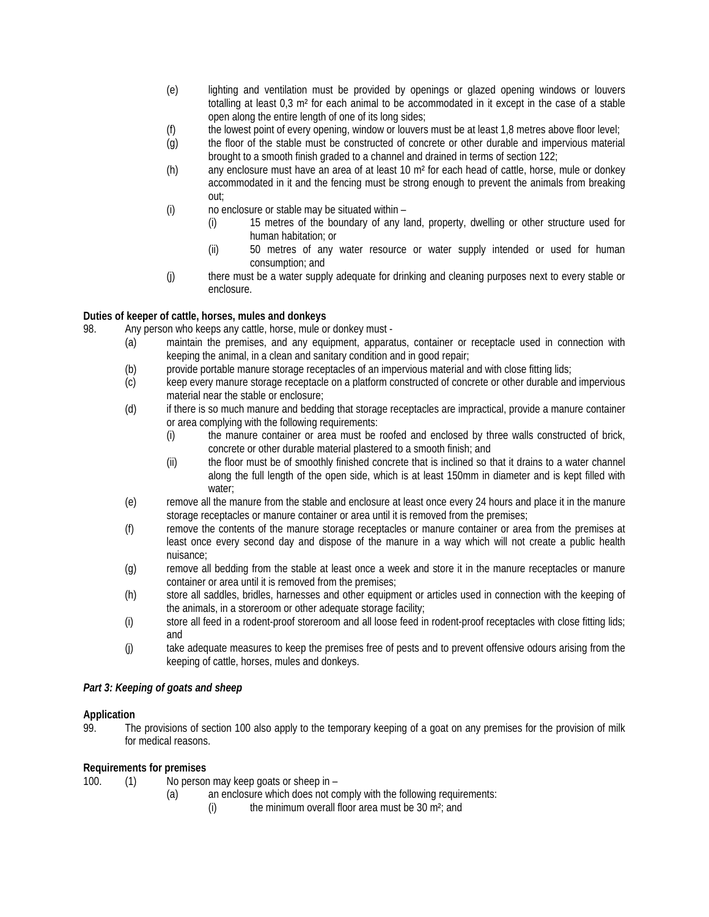(e) lighting and ventilation must be provided by openings or glazed opening windows or louvers totalling at least 0,3 m² for each animal to be accommodated in it except in the case of a stable open along the entire length of one of its long sides;

(f) the lowest point of every opening, window or louvers must be at least 1,8 metres above floor level;

(g) the floor of the stable must be constructed of concrete or other durable and impervious material brought to a smooth finish graded to a channel and drained in terms of section 122;

(h) any enclosure must have an area of at least 10 m² for each head of cattle, horse, mule or donkey accommodated in it and the fencing must be strong enough to prevent the animals from breaking out;

(i) no enclosure or stable may be situated within –
  - (i) 15 metres of the boundary of any land, property, dwelling or other structure used for human habitation; or
  - (ii) 50 metres of any water resource or water supply intended or used for human consumption; and

(j) there must be a water supply adequate for drinking and cleaning purposes next to every stable or enclosure.

**Duties of keeper of cattle, horses, mules and donkeys**

98. Any person who keeps any cattle, horse, mule or donkey must -

(a) maintain the premises, and any equipment, apparatus, container or receptacle used in connection with keeping the animal, in a clean and sanitary condition and in good repair;

(b) provide portable manure storage receptacles of an impervious material and with close fitting lids;

(c) keep every manure storage receptacle on a platform constructed of concrete or other durable and impervious material near the stable or enclosure;

(d) if there is so much manure and bedding that storage receptacles are impractical, provide a manure container or area complying with the following requirements:
  - (i) the manure container or area must be roofed and enclosed by three walls constructed of brick, concrete or other durable material plastered to a smooth finish; and
  - (ii) the floor must be of smoothly finished concrete that is inclined so that it drains to a water channel along the full length of the open side, which is at least 150mm in diameter and is kept filled with water;

(e) remove all the manure from the stable and enclosure at least once every 24 hours and place it in the manure storage receptacles or manure container or area until it is removed from the premises;

(f) remove the contents of the manure storage receptacles or manure container or area from the premises at least once every second day and dispose of the manure in a way which will not create a public health nuisance;

(g) remove all bedding from the stable at least once a week and store it in the manure receptacles or manure container or area until it is removed from the premises;

(h) store all saddles, bridles, harnesses and other equipment or articles used in connection with the keeping of the animals, in a storeroom or other adequate storage facility;

(i) store all feed in a rodent-proof storeroom and all loose feed in rodent-proof receptacles with close fitting lids; and

(j) take adequate measures to keep the premises free of pests and to prevent offensive odours arising from the keeping of cattle, horses, mules and donkeys.

***Part 3: Keeping of goats and sheep***

**Application**

99. The provisions of section 100 also apply to the temporary keeping of a goat on any premises for the provision of milk for medical reasons.

**Requirements for premises**

100. (1) No person may keep goats or sheep in –

(a) an enclosure which does not comply with the following requirements:
  - (i) the minimum overall floor area must be 30 m²; and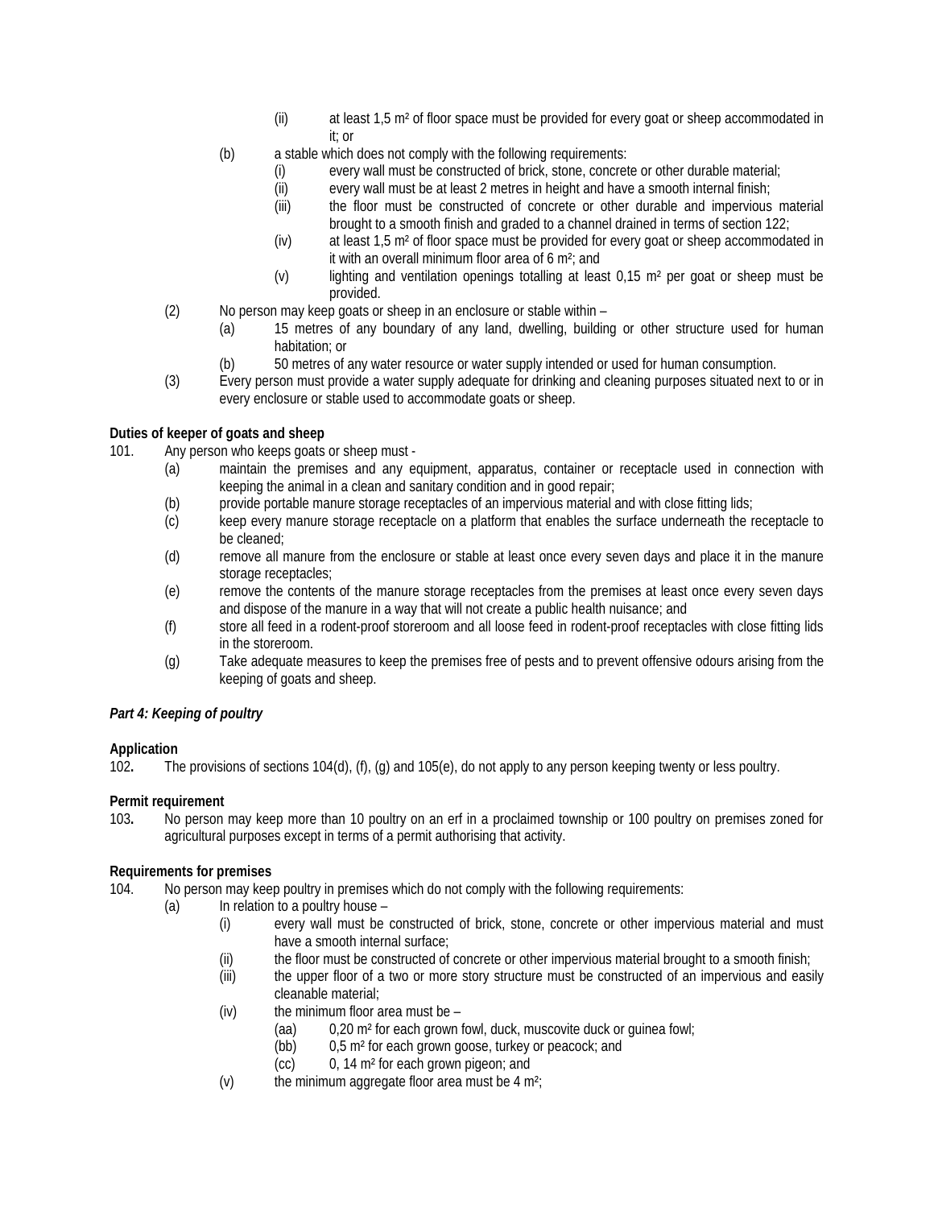(ii) at least 1,5 m² of floor space must be provided for every goat or sheep accommodated in it; or

(b) a stable which does not comply with the following requirements:

(i) every wall must be constructed of brick, stone, concrete or other durable material;

(ii) every wall must be at least 2 metres in height and have a smooth internal finish;

(iii) the floor must be constructed of concrete or other durable and impervious material brought to a smooth finish and graded to a channel drained in terms of section 122;

(iv) at least 1,5 m² of floor space must be provided for every goat or sheep accommodated in it with an overall minimum floor area of 6 m²; and

(v) lighting and ventilation openings totalling at least 0,15 m² per goat or sheep must be provided.

(2) No person may keep goats or sheep in an enclosure or stable within –

(a) 15 metres of any boundary of any land, dwelling, building or other structure used for human habitation; or

(b) 50 metres of any water resource or water supply intended or used for human consumption.

(3) Every person must provide a water supply adequate for drinking and cleaning purposes situated next to or in every enclosure or stable used to accommodate goats or sheep.

**Duties of keeper of goats and sheep**

101. Any person who keeps goats or sheep must -

(a) maintain the premises and any equipment, apparatus, container or receptacle used in connection with keeping the animal in a clean and sanitary condition and in good repair;

(b) provide portable manure storage receptacles of an impervious material and with close fitting lids;

(c) keep every manure storage receptacle on a platform that enables the surface underneath the receptacle to be cleaned;

(d) remove all manure from the enclosure or stable at least once every seven days and place it in the manure storage receptacles;

(e) remove the contents of the manure storage receptacles from the premises at least once every seven days and dispose of the manure in a way that will not create a public health nuisance; and

(f) store all feed in a rodent-proof storeroom and all loose feed in rodent-proof receptacles with close fitting lids in the storeroom.

(g) Take adequate measures to keep the premises free of pests and to prevent offensive odours arising from the keeping of goats and sheep.

***Part 4: Keeping of poultry***

**Application**

102**.** The provisions of sections 104(d), (f), (g) and 105(e), do not apply to any person keeping twenty or less poultry.

**Permit requirement**

103**.** No person may keep more than 10 poultry on an erf in a proclaimed township or 100 poultry on premises zoned for agricultural purposes except in terms of a permit authorising that activity.

**Requirements for premises**

104. No person may keep poultry in premises which do not comply with the following requirements:

(a) In relation to a poultry house –

(i) every wall must be constructed of brick, stone, concrete or other impervious material and must have a smooth internal surface;

(ii) the floor must be constructed of concrete or other impervious material brought to a smooth finish;

(iii) the upper floor of a two or more story structure must be constructed of an impervious and easily cleanable material;

(iv) the minimum floor area must be –

(aa) 0,20 m² for each grown fowl, duck, muscovite duck or guinea fowl;

(bb) 0,5 m² for each grown goose, turkey or peacock; and

(cc) 0, 14 m² for each grown pigeon; and

(v) the minimum aggregate floor area must be 4 m²;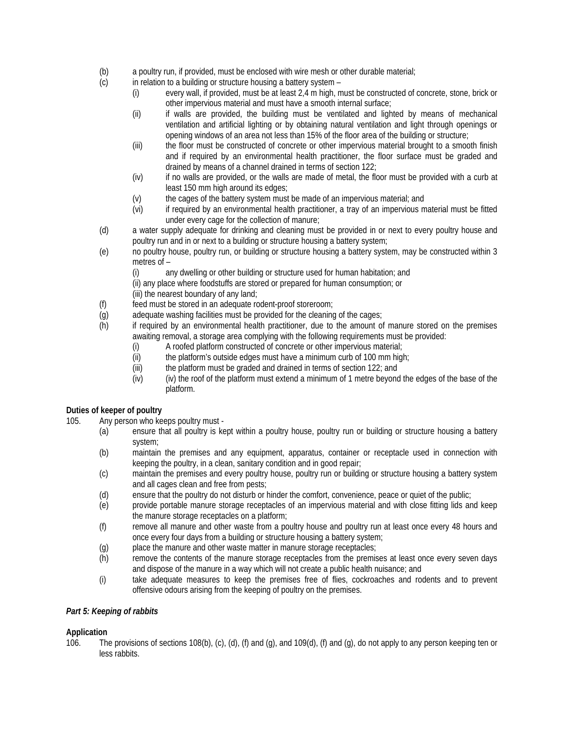(b) a poultry run, if provided, must be enclosed with wire mesh or other durable material;

(c) in relation to a building or structure housing a battery system –

  (i) every wall, if provided, must be at least 2,4 m high, must be constructed of concrete, stone, brick or other impervious material and must have a smooth internal surface;

  (ii) if walls are provided, the building must be ventilated and lighted by means of mechanical ventilation and artificial lighting or by obtaining natural ventilation and light through openings or opening windows of an area not less than 15% of the floor area of the building or structure;

  (iii) the floor must be constructed of concrete or other impervious material brought to a smooth finish and if required by an environmental health practitioner, the floor surface must be graded and drained by means of a channel drained in terms of section 122;

  (iv) if no walls are provided, or the walls are made of metal, the floor must be provided with a curb at least 150 mm high around its edges;

  (v) the cages of the battery system must be made of an impervious material; and

  (vi) if required by an environmental health practitioner, a tray of an impervious material must be fitted under every cage for the collection of manure;

(d) a water supply adequate for drinking and cleaning must be provided in or next to every poultry house and poultry run and in or next to a building or structure housing a battery system;

(e) no poultry house, poultry run, or building or structure housing a battery system, may be constructed within 3 metres of –

  (i) any dwelling or other building or structure used for human habitation; and

  (ii) any place where foodstuffs are stored or prepared for human consumption; or

  (iii) the nearest boundary of any land;

(f) feed must be stored in an adequate rodent-proof storeroom;

(g) adequate washing facilities must be provided for the cleaning of the cages;

(h) if required by an environmental health practitioner, due to the amount of manure stored on the premises awaiting removal, a storage area complying with the following requirements must be provided:

  (i) A roofed platform constructed of concrete or other impervious material;

  (ii) the platform's outside edges must have a minimum curb of 100 mm high;

  (iii) the platform must be graded and drained in terms of section 122; and

  (iv) (iv) the roof of the platform must extend a minimum of 1 metre beyond the edges of the base of the platform.

**Duties of keeper of poultry**

105. Any person who keeps poultry must -

(a) ensure that all poultry is kept within a poultry house, poultry run or building or structure housing a battery system;

(b) maintain the premises and any equipment, apparatus, container or receptacle used in connection with keeping the poultry, in a clean, sanitary condition and in good repair;

(c) maintain the premises and every poultry house, poultry run or building or structure housing a battery system and all cages clean and free from pests;

(d) ensure that the poultry do not disturb or hinder the comfort, convenience, peace or quiet of the public;

(e) provide portable manure storage receptacles of an impervious material and with close fitting lids and keep the manure storage receptacles on a platform;

(f) remove all manure and other waste from a poultry house and poultry run at least once every 48 hours and once every four days from a building or structure housing a battery system;

(g) place the manure and other waste matter in manure storage receptacles;

(h) remove the contents of the manure storage receptacles from the premises at least once every seven days and dispose of the manure in a way which will not create a public health nuisance; and

(i) take adequate measures to keep the premises free of flies, cockroaches and rodents and to prevent offensive odours arising from the keeping of poultry on the premises.

***Part 5: Keeping of rabbits***

**Application**

106. The provisions of sections 108(b), (c), (d), (f) and (g), and 109(d), (f) and (g), do not apply to any person keeping ten or less rabbits.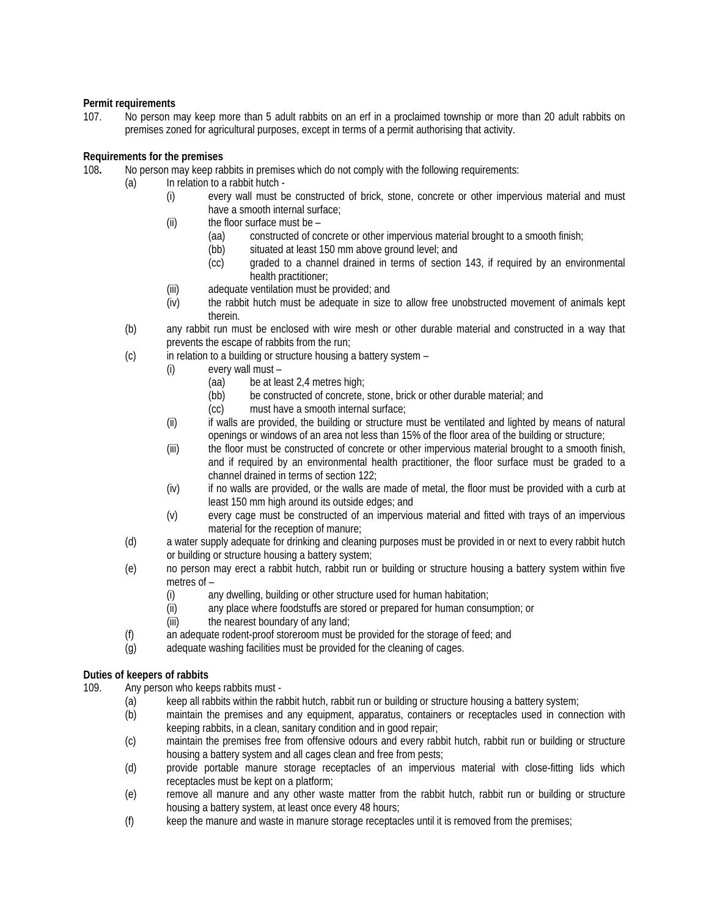**Permit requirements**

107. No person may keep more than 5 adult rabbits on an erf in a proclaimed township or more than 20 adult rabbits on premises zoned for agricultural purposes, except in terms of a permit authorising that activity.

**Requirements for the premises**

108. No person may keep rabbits in premises which do not comply with the following requirements:

- (a) In relation to a rabbit hutch -
  - (i) every wall must be constructed of brick, stone, concrete or other impervious material and must have a smooth internal surface;
  - (ii) the floor surface must be –
    - (aa) constructed of concrete or other impervious material brought to a smooth finish;
    - (bb) situated at least 150 mm above ground level; and
    - (cc) graded to a channel drained in terms of section 143, if required by an environmental health practitioner;
  - (iii) adequate ventilation must be provided; and
  - (iv) the rabbit hutch must be adequate in size to allow free unobstructed movement of animals kept therein.
- (b) any rabbit run must be enclosed with wire mesh or other durable material and constructed in a way that prevents the escape of rabbits from the run;
- (c) in relation to a building or structure housing a battery system –
  - (i) every wall must –
    - (aa) be at least 2,4 metres high;
    - (bb) be constructed of concrete, stone, brick or other durable material; and
    - (cc) must have a smooth internal surface;
  - (ii) if walls are provided, the building or structure must be ventilated and lighted by means of natural openings or windows of an area not less than 15% of the floor area of the building or structure;
  - (iii) the floor must be constructed of concrete or other impervious material brought to a smooth finish, and if required by an environmental health practitioner, the floor surface must be graded to a channel drained in terms of section 122;
  - (iv) if no walls are provided, or the walls are made of metal, the floor must be provided with a curb at least 150 mm high around its outside edges; and
  - (v) every cage must be constructed of an impervious material and fitted with trays of an impervious material for the reception of manure;
- (d) a water supply adequate for drinking and cleaning purposes must be provided in or next to every rabbit hutch or building or structure housing a battery system;
- (e) no person may erect a rabbit hutch, rabbit run or building or structure housing a battery system within five metres of –
  - (i) any dwelling, building or other structure used for human habitation;
  - (ii) any place where foodstuffs are stored or prepared for human consumption; or
  - (iii) the nearest boundary of any land;
- (f) an adequate rodent-proof storeroom must be provided for the storage of feed; and
- (g) adequate washing facilities must be provided for the cleaning of cages.

**Duties of keepers of rabbits**

109. Any person who keeps rabbits must -

- (a) keep all rabbits within the rabbit hutch, rabbit run or building or structure housing a battery system;
- (b) maintain the premises and any equipment, apparatus, containers or receptacles used in connection with keeping rabbits, in a clean, sanitary condition and in good repair;
- (c) maintain the premises free from offensive odours and every rabbit hutch, rabbit run or building or structure housing a battery system and all cages clean and free from pests;
- (d) provide portable manure storage receptacles of an impervious material with close-fitting lids which receptacles must be kept on a platform;
- (e) remove all manure and any other waste matter from the rabbit hutch, rabbit run or building or structure housing a battery system, at least once every 48 hours;
- (f) keep the manure and waste in manure storage receptacles until it is removed from the premises;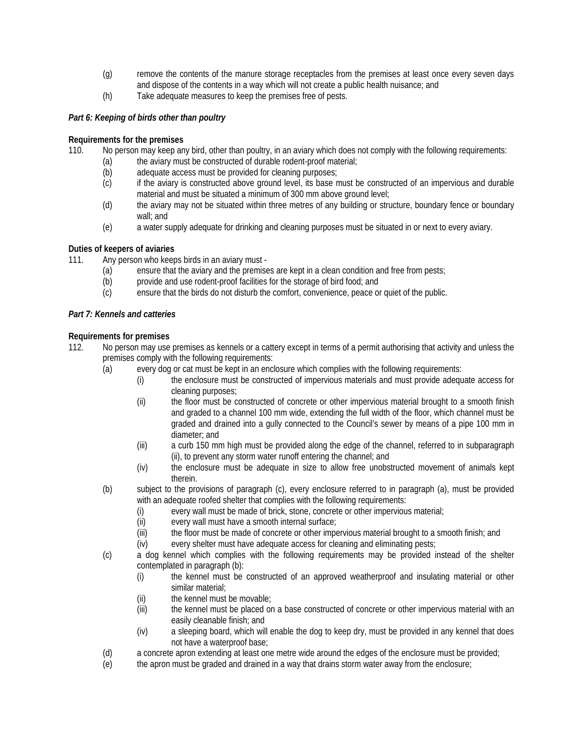(g) remove the contents of the manure storage receptacles from the premises at least once every seven days and dispose of the contents in a way which will not create a public health nuisance; and

(h) Take adequate measures to keep the premises free of pests.

***Part 6: Keeping of birds other than poultry***

**Requirements for the premises**

110. No person may keep any bird, other than poultry, in an aviary which does not comply with the following requirements:

(a) the aviary must be constructed of durable rodent-proof material;

(b) adequate access must be provided for cleaning purposes;

(c) if the aviary is constructed above ground level, its base must be constructed of an impervious and durable material and must be situated a minimum of 300 mm above ground level;

(d) the aviary may not be situated within three metres of any building or structure, boundary fence or boundary wall; and

(e) a water supply adequate for drinking and cleaning purposes must be situated in or next to every aviary.

**Duties of keepers of aviaries**

111. Any person who keeps birds in an aviary must -

(a) ensure that the aviary and the premises are kept in a clean condition and free from pests;

(b) provide and use rodent-proof facilities for the storage of bird food; and

(c) ensure that the birds do not disturb the comfort, convenience, peace or quiet of the public.

***Part 7: Kennels and catteries***

**Requirements for premises**

112. No person may use premises as kennels or a cattery except in terms of a permit authorising that activity and unless the premises comply with the following requirements:

(a) every dog or cat must be kept in an enclosure which complies with the following requirements:

(i) the enclosure must be constructed of impervious materials and must provide adequate access for cleaning purposes;

(ii) the floor must be constructed of concrete or other impervious material brought to a smooth finish and graded to a channel 100 mm wide, extending the full width of the floor, which channel must be graded and drained into a gully connected to the Council's sewer by means of a pipe 100 mm in diameter; and

(iii) a curb 150 mm high must be provided along the edge of the channel, referred to in subparagraph (ii), to prevent any storm water runoff entering the channel; and

(iv) the enclosure must be adequate in size to allow free unobstructed movement of animals kept therein.

(b) subject to the provisions of paragraph (c), every enclosure referred to in paragraph (a), must be provided with an adequate roofed shelter that complies with the following requirements:

(i) every wall must be made of brick, stone, concrete or other impervious material;

(ii) every wall must have a smooth internal surface;

(iii) the floor must be made of concrete or other impervious material brought to a smooth finish; and

(iv) every shelter must have adequate access for cleaning and eliminating pests;

(c) a dog kennel which complies with the following requirements may be provided instead of the shelter contemplated in paragraph (b):

(i) the kennel must be constructed of an approved weatherproof and insulating material or other similar material;

(ii) the kennel must be movable;

(iii) the kennel must be placed on a base constructed of concrete or other impervious material with an easily cleanable finish; and

(iv) a sleeping board, which will enable the dog to keep dry, must be provided in any kennel that does not have a waterproof base;

(d) a concrete apron extending at least one metre wide around the edges of the enclosure must be provided;

(e) the apron must be graded and drained in a way that drains storm water away from the enclosure;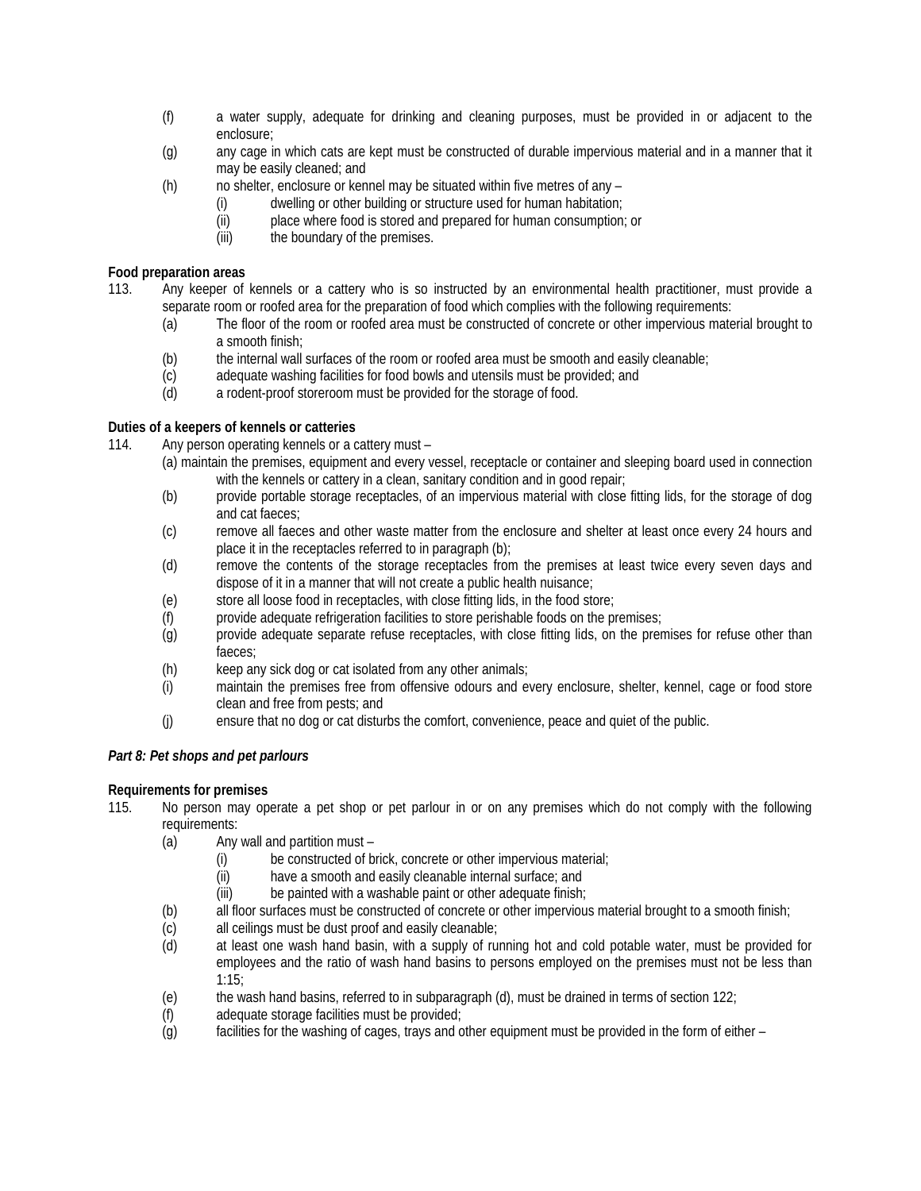(f) a water supply, adequate for drinking and cleaning purposes, must be provided in or adjacent to the enclosure;

(g) any cage in which cats are kept must be constructed of durable impervious material and in a manner that it may be easily cleaned; and

(h) no shelter, enclosure or kennel may be situated within five metres of any –

  (i) dwelling or other building or structure used for human habitation;

  (ii) place where food is stored and prepared for human consumption; or

  (iii) the boundary of the premises.

**Food preparation areas**

113. Any keeper of kennels or a cattery who is so instructed by an environmental health practitioner, must provide a separate room or roofed area for the preparation of food which complies with the following requirements:

  (a) The floor of the room or roofed area must be constructed of concrete or other impervious material brought to a smooth finish;

  (b) the internal wall surfaces of the room or roofed area must be smooth and easily cleanable;

  (c) adequate washing facilities for food bowls and utensils must be provided; and

  (d) a rodent-proof storeroom must be provided for the storage of food.

**Duties of a keepers of kennels or catteries**

114. Any person operating kennels or a cattery must –

  (a) maintain the premises, equipment and every vessel, receptacle or container and sleeping board used in connection with the kennels or cattery in a clean, sanitary condition and in good repair;

  (b) provide portable storage receptacles, of an impervious material with close fitting lids, for the storage of dog and cat faeces;

  (c) remove all faeces and other waste matter from the enclosure and shelter at least once every 24 hours and place it in the receptacles referred to in paragraph (b);

  (d) remove the contents of the storage receptacles from the premises at least twice every seven days and dispose of it in a manner that will not create a public health nuisance;

  (e) store all loose food in receptacles, with close fitting lids, in the food store;

  (f) provide adequate refrigeration facilities to store perishable foods on the premises;

  (g) provide adequate separate refuse receptacles, with close fitting lids, on the premises for refuse other than faeces;

  (h) keep any sick dog or cat isolated from any other animals;

  (i) maintain the premises free from offensive odours and every enclosure, shelter, kennel, cage or food store clean and free from pests; and

  (j) ensure that no dog or cat disturbs the comfort, convenience, peace and quiet of the public.

***Part 8: Pet shops and pet parlours***

**Requirements for premises**

115. No person may operate a pet shop or pet parlour in or on any premises which do not comply with the following requirements:

  (a) Any wall and partition must –

    (i) be constructed of brick, concrete or other impervious material;

    (ii) have a smooth and easily cleanable internal surface; and

    (iii) be painted with a washable paint or other adequate finish;

  (b) all floor surfaces must be constructed of concrete or other impervious material brought to a smooth finish;

  (c) all ceilings must be dust proof and easily cleanable;

  (d) at least one wash hand basin, with a supply of running hot and cold potable water, must be provided for employees and the ratio of wash hand basins to persons employed on the premises must not be less than 1:15;

  (e) the wash hand basins, referred to in subparagraph (d), must be drained in terms of section 122;

  (f) adequate storage facilities must be provided;

  (g) facilities for the washing of cages, trays and other equipment must be provided in the form of either –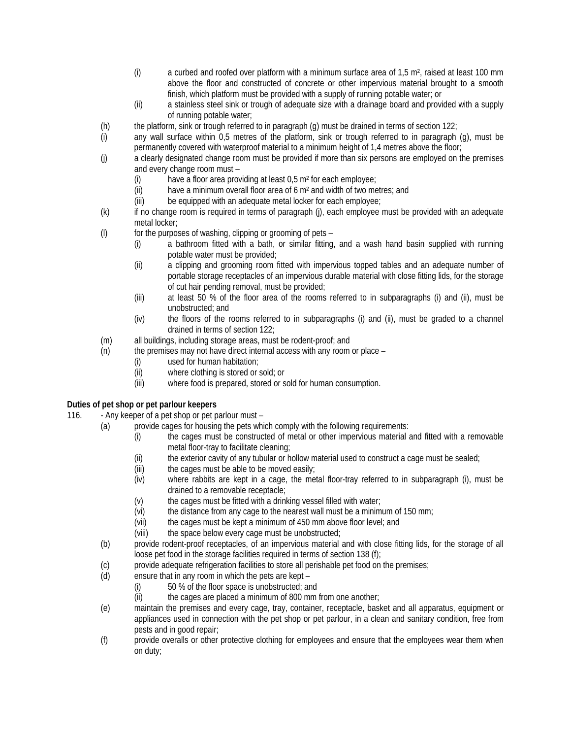(i) a curbed and roofed over platform with a minimum surface area of 1,5 m², raised at least 100 mm above the floor and constructed of concrete or other impervious material brought to a smooth finish, which platform must be provided with a supply of running potable water; or

(ii) a stainless steel sink or trough of adequate size with a drainage board and provided with a supply of running potable water;

(h) the platform, sink or trough referred to in paragraph (g) must be drained in terms of section 122;

(i) any wall surface within 0,5 metres of the platform, sink or trough referred to in paragraph (g), must be permanently covered with waterproof material to a minimum height of 1,4 metres above the floor;

(j) a clearly designated change room must be provided if more than six persons are employed on the premises and every change room must –

(i) have a floor area providing at least 0,5 m² for each employee;

(ii) have a minimum overall floor area of 6 m² and width of two metres; and

(iii) be equipped with an adequate metal locker for each employee;

(k) if no change room is required in terms of paragraph (j), each employee must be provided with an adequate metal locker;

(l) for the purposes of washing, clipping or grooming of pets –

(i) a bathroom fitted with a bath, or similar fitting, and a wash hand basin supplied with running potable water must be provided;

(ii) a clipping and grooming room fitted with impervious topped tables and an adequate number of portable storage receptacles of an impervious durable material with close fitting lids, for the storage of cut hair pending removal, must be provided;

(iii) at least 50 % of the floor area of the rooms referred to in subparagraphs (i) and (ii), must be unobstructed; and

(iv) the floors of the rooms referred to in subparagraphs (i) and (ii), must be graded to a channel drained in terms of section 122;

(m) all buildings, including storage areas, must be rodent-proof; and

(n) the premises may not have direct internal access with any room or place –

(i) used for human habitation;

(ii) where clothing is stored or sold; or

(iii) where food is prepared, stored or sold for human consumption.

**Duties of pet shop or pet parlour keepers**

116. - Any keeper of a pet shop or pet parlour must –

(a) provide cages for housing the pets which comply with the following requirements:

(i) the cages must be constructed of metal or other impervious material and fitted with a removable metal floor-tray to facilitate cleaning;

(ii) the exterior cavity of any tubular or hollow material used to construct a cage must be sealed;

(iii) the cages must be able to be moved easily;

(iv) where rabbits are kept in a cage, the metal floor-tray referred to in subparagraph (i), must be drained to a removable receptacle;

(v) the cages must be fitted with a drinking vessel filled with water;

(vi) the distance from any cage to the nearest wall must be a minimum of 150 mm;

(vii) the cages must be kept a minimum of 450 mm above floor level; and

(viii) the space below every cage must be unobstructed;

(b) provide rodent-proof receptacles, of an impervious material and with close fitting lids, for the storage of all loose pet food in the storage facilities required in terms of section 138 (f);

(c) provide adequate refrigeration facilities to store all perishable pet food on the premises;

(d) ensure that in any room in which the pets are kept –

(i) 50 % of the floor space is unobstructed; and

(ii) the cages are placed a minimum of 800 mm from one another;

(e) maintain the premises and every cage, tray, container, receptacle, basket and all apparatus, equipment or appliances used in connection with the pet shop or pet parlour, in a clean and sanitary condition, free from pests and in good repair;

(f) provide overalls or other protective clothing for employees and ensure that the employees wear them when on duty;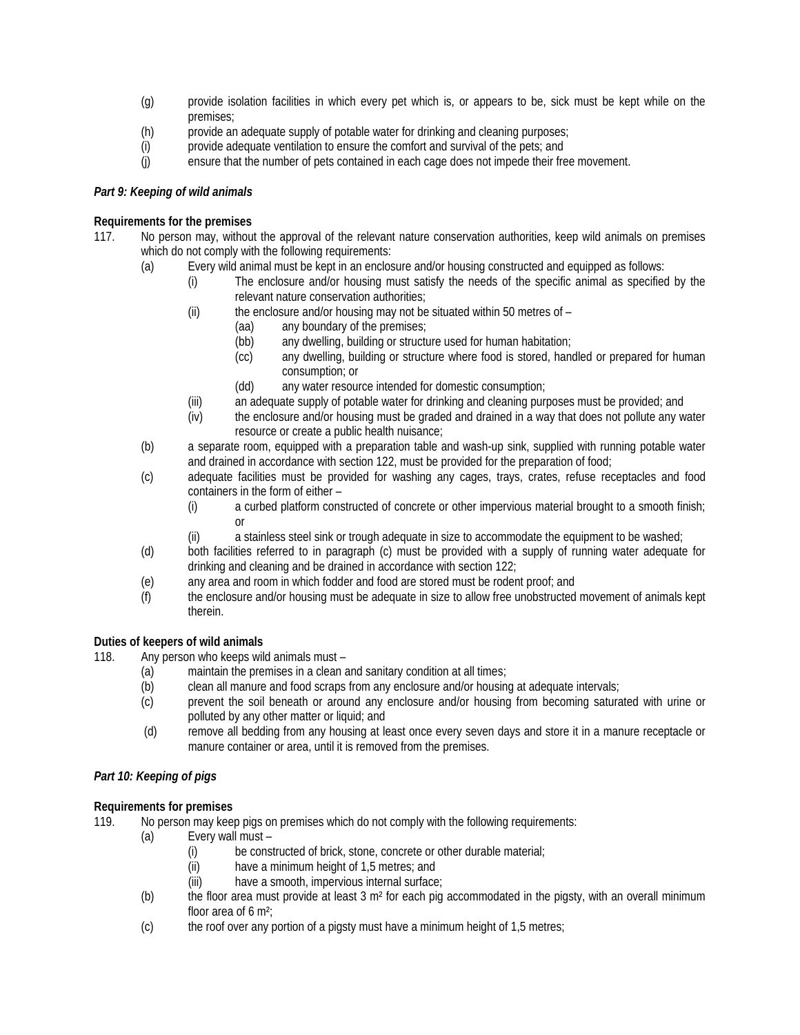(g) provide isolation facilities in which every pet which is, or appears to be, sick must be kept while on the premises;

(h) provide an adequate supply of potable water for drinking and cleaning purposes;

(i) provide adequate ventilation to ensure the comfort and survival of the pets; and

(j) ensure that the number of pets contained in each cage does not impede their free movement.

***Part 9: Keeping of wild animals***

**Requirements for the premises**

117. No person may, without the approval of the relevant nature conservation authorities, keep wild animals on premises which do not comply with the following requirements:

(a) Every wild animal must be kept in an enclosure and/or housing constructed and equipped as follows:

(i) The enclosure and/or housing must satisfy the needs of the specific animal as specified by the relevant nature conservation authorities;

(ii) the enclosure and/or housing may not be situated within 50 metres of –

(aa) any boundary of the premises;

(bb) any dwelling, building or structure used for human habitation;

(cc) any dwelling, building or structure where food is stored, handled or prepared for human consumption; or

(dd) any water resource intended for domestic consumption;

(iii) an adequate supply of potable water for drinking and cleaning purposes must be provided; and

(iv) the enclosure and/or housing must be graded and drained in a way that does not pollute any water resource or create a public health nuisance;

(b) a separate room, equipped with a preparation table and wash-up sink, supplied with running potable water and drained in accordance with section 122, must be provided for the preparation of food;

(c) adequate facilities must be provided for washing any cages, trays, crates, refuse receptacles and food containers in the form of either –

(i) a curbed platform constructed of concrete or other impervious material brought to a smooth finish; or

(ii) a stainless steel sink or trough adequate in size to accommodate the equipment to be washed;

(d) both facilities referred to in paragraph (c) must be provided with a supply of running water adequate for drinking and cleaning and be drained in accordance with section 122;

(e) any area and room in which fodder and food are stored must be rodent proof; and

(f) the enclosure and/or housing must be adequate in size to allow free unobstructed movement of animals kept therein.

**Duties of keepers of wild animals**

118. Any person who keeps wild animals must –

(a) maintain the premises in a clean and sanitary condition at all times;

(b) clean all manure and food scraps from any enclosure and/or housing at adequate intervals;

(c) prevent the soil beneath or around any enclosure and/or housing from becoming saturated with urine or polluted by any other matter or liquid; and

(d) remove all bedding from any housing at least once every seven days and store it in a manure receptacle or manure container or area, until it is removed from the premises.

***Part 10: Keeping of pigs***

**Requirements for premises**

119. No person may keep pigs on premises which do not comply with the following requirements:

(a) Every wall must –

(i) be constructed of brick, stone, concrete or other durable material;

(ii) have a minimum height of 1,5 metres; and

(iii) have a smooth, impervious internal surface;

(b) the floor area must provide at least 3 m² for each pig accommodated in the pigsty, with an overall minimum floor area of 6 m²;

(c) the roof over any portion of a pigsty must have a minimum height of 1,5 metres;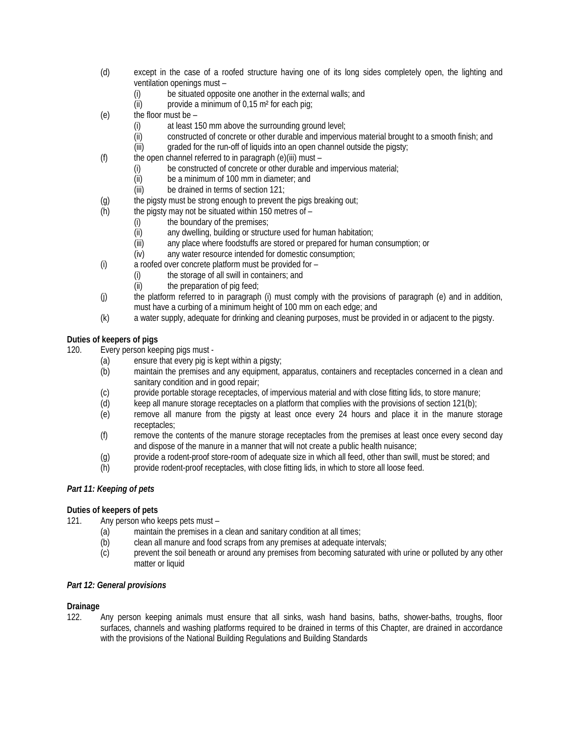(d) except in the case of a roofed structure having one of its long sides completely open, the lighting and ventilation openings must –
   (i) be situated opposite one another in the external walls; and
   (ii) provide a minimum of 0,15 m² for each pig;

(e) the floor must be –
   (i) at least 150 mm above the surrounding ground level;
   (ii) constructed of concrete or other durable and impervious material brought to a smooth finish; and
   (iii) graded for the run-off of liquids into an open channel outside the pigsty;

(f) the open channel referred to in paragraph (e)(iii) must –
   (i) be constructed of concrete or other durable and impervious material;
   (ii) be a minimum of 100 mm in diameter; and
   (iii) be drained in terms of section 121;

(g) the pigsty must be strong enough to prevent the pigs breaking out;

(h) the pigsty may not be situated within 150 metres of –
   (i) the boundary of the premises;
   (ii) any dwelling, building or structure used for human habitation;
   (iii) any place where foodstuffs are stored or prepared for human consumption; or
   (iv) any water resource intended for domestic consumption;

(i) a roofed over concrete platform must be provided for –
   (i) the storage of all swill in containers; and
   (ii) the preparation of pig feed;

(j) the platform referred to in paragraph (i) must comply with the provisions of paragraph (e) and in addition, must have a curbing of a minimum height of 100 mm on each edge; and

(k) a water supply, adequate for drinking and cleaning purposes, must be provided in or adjacent to the pigsty.

**Duties of keepers of pigs**

120. Every person keeping pigs must -
   (a) ensure that every pig is kept within a pigsty;
   (b) maintain the premises and any equipment, apparatus, containers and receptacles concerned in a clean and sanitary condition and in good repair;
   (c) provide portable storage receptacles, of impervious material and with close fitting lids, to store manure;
   (d) keep all manure storage receptacles on a platform that complies with the provisions of section 121(b);
   (e) remove all manure from the pigsty at least once every 24 hours and place it in the manure storage receptacles;
   (f) remove the contents of the manure storage receptacles from the premises at least once every second day and dispose of the manure in a manner that will not create a public health nuisance;
   (g) provide a rodent-proof store-room of adequate size in which all feed, other than swill, must be stored; and
   (h) provide rodent-proof receptacles, with close fitting lids, in which to store all loose feed.

***Part 11: Keeping of pets***

**Duties of keepers of pets**

121. Any person who keeps pets must –
   (a) maintain the premises in a clean and sanitary condition at all times;
   (b) clean all manure and food scraps from any premises at adequate intervals;
   (c) prevent the soil beneath or around any premises from becoming saturated with urine or polluted by any other matter or liquid

***Part 12: General provisions***

**Drainage**

122. Any person keeping animals must ensure that all sinks, wash hand basins, baths, shower-baths, troughs, floor surfaces, channels and washing platforms required to be drained in terms of this Chapter, are drained in accordance with the provisions of the National Building Regulations and Building Standards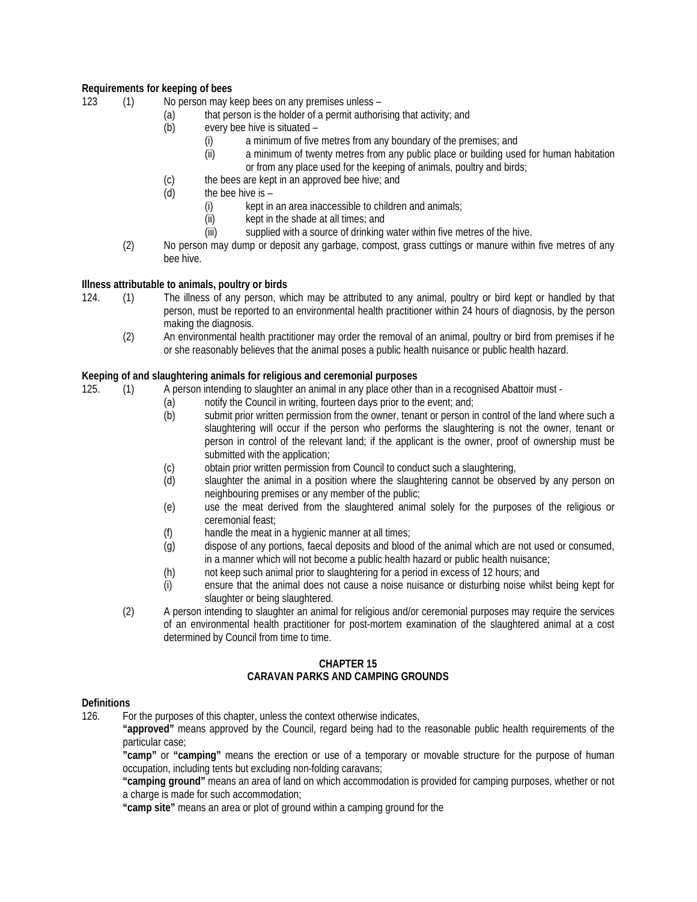**Requirements for keeping of bees**

123 (1) No person may keep bees on any premises unless –

(a) that person is the holder of a permit authorising that activity; and

(b) every bee hive is situated –

(i) a minimum of five metres from any boundary of the premises; and

(ii) a minimum of twenty metres from any public place or building used for human habitation or from any place used for the keeping of animals, poultry and birds;

(c) the bees are kept in an approved bee hive; and

(d) the bee hive is –

(i) kept in an area inaccessible to children and animals;

(ii) kept in the shade at all times; and

(iii) supplied with a source of drinking water within five metres of the hive.

(2) No person may dump or deposit any garbage, compost, grass cuttings or manure within five metres of any bee hive.

**Illness attributable to animals, poultry or birds**

124. (1) The illness of any person, which may be attributed to any animal, poultry or bird kept or handled by that person, must be reported to an environmental health practitioner within 24 hours of diagnosis, by the person making the diagnosis.

(2) An environmental health practitioner may order the removal of an animal, poultry or bird from premises if he or she reasonably believes that the animal poses a public health nuisance or public health hazard.

**Keeping of and slaughtering animals for religious and ceremonial purposes**

125. (1) A person intending to slaughter an animal in any place other than in a recognised Abattoir must -

(a) notify the Council in writing, fourteen days prior to the event; and;

(b) submit prior written permission from the owner, tenant or person in control of the land where such a slaughtering will occur if the person who performs the slaughtering is not the owner, tenant or person in control of the relevant land; if the applicant is the owner, proof of ownership must be submitted with the application;

(c) obtain prior written permission from Council to conduct such a slaughtering,

(d) slaughter the animal in a position where the slaughtering cannot be observed by any person on neighbouring premises or any member of the public;

(e) use the meat derived from the slaughtered animal solely for the purposes of the religious or ceremonial feast;

(f) handle the meat in a hygienic manner at all times;

(g) dispose of any portions, faecal deposits and blood of the animal which are not used or consumed, in a manner which will not become a public health hazard or public health nuisance;

(h) not keep such animal prior to slaughtering for a period in excess of 12 hours; and

(i) ensure that the animal does not cause a noise nuisance or disturbing noise whilst being kept for slaughter or being slaughtered.

(2) A person intending to slaughter an animal for religious and/or ceremonial purposes may require the services of an environmental health practitioner for post-mortem examination of the slaughtered animal at a cost determined by Council from time to time.

## CHAPTER 15
## CARAVAN PARKS AND CAMPING GROUNDS

**Definitions**

126. For the purposes of this chapter, unless the context otherwise indicates,

**"approved"** means approved by the Council, regard being had to the reasonable public health requirements of the particular case;

**"camp"** or **"camping"** means the erection or use of a temporary or movable structure for the purpose of human occupation, including tents but excluding non-folding caravans;

**"camping ground"** means an area of land on which accommodation is provided for camping purposes, whether or not a charge is made for such accommodation;

**"camp site"** means an area or plot of ground within a camping ground for the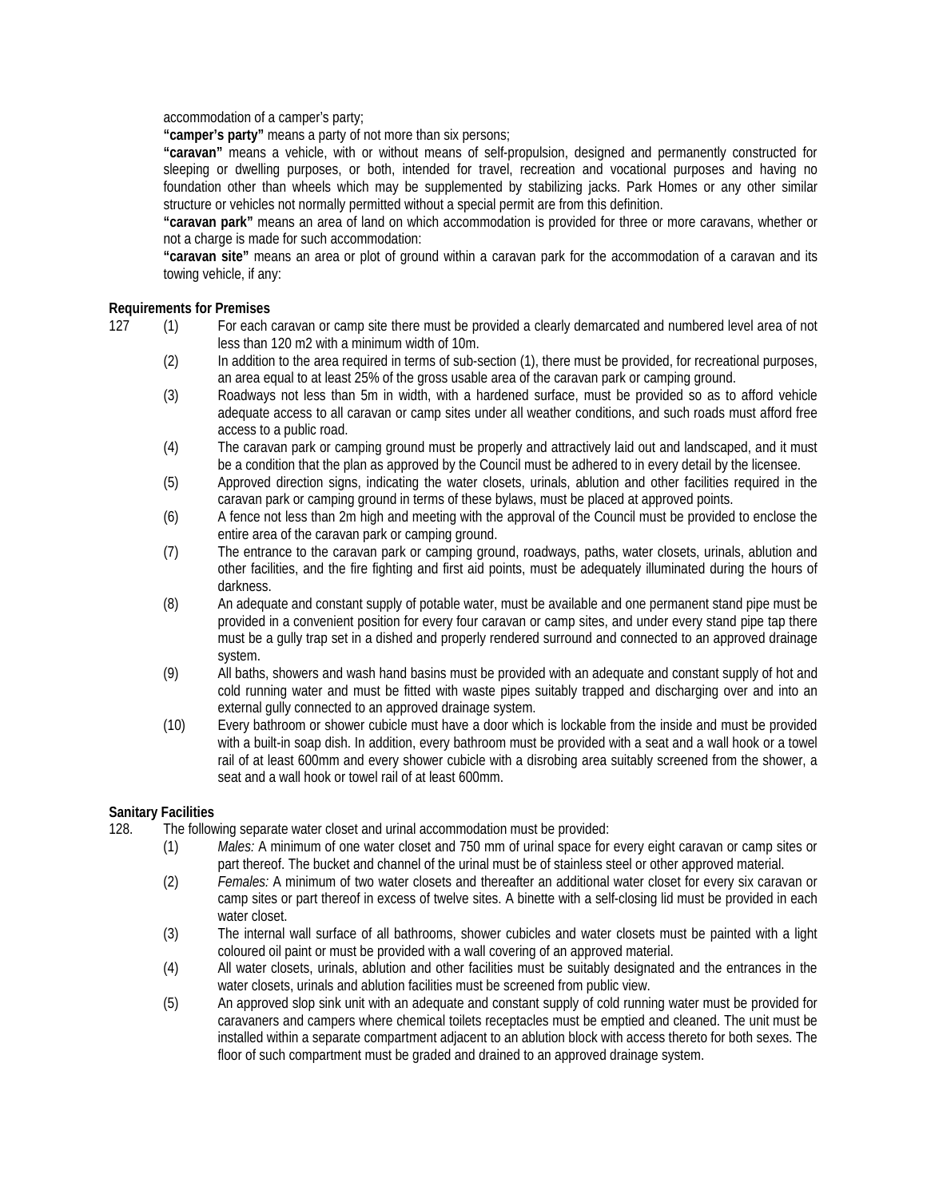accommodation of a camper's party;

**"camper's party"** means a party of not more than six persons;

**"caravan"** means a vehicle, with or without means of self-propulsion, designed and permanently constructed for sleeping or dwelling purposes, or both, intended for travel, recreation and vocational purposes and having no foundation other than wheels which may be supplemented by stabilizing jacks. Park Homes or any other similar structure or vehicles not normally permitted without a special permit are from this definition.

**"caravan park"** means an area of land on which accommodation is provided for three or more caravans, whether or not a charge is made for such accommodation:

**"caravan site"** means an area or plot of ground within a caravan park for the accommodation of a caravan and its towing vehicle, if any:

**Requirements for Premises**

127 (1) For each caravan or camp site there must be provided a clearly demarcated and numbered level area of not less than 120 m2 with a minimum width of 10m.

(2) In addition to the area required in terms of sub-section (1), there must be provided, for recreational purposes, an area equal to at least 25% of the gross usable area of the caravan park or camping ground.

(3) Roadways not less than 5m in width, with a hardened surface, must be provided so as to afford vehicle adequate access to all caravan or camp sites under all weather conditions, and such roads must afford free access to a public road.

(4) The caravan park or camping ground must be properly and attractively laid out and landscaped, and it must be a condition that the plan as approved by the Council must be adhered to in every detail by the licensee.

(5) Approved direction signs, indicating the water closets, urinals, ablution and other facilities required in the caravan park or camping ground in terms of these bylaws, must be placed at approved points.

(6) A fence not less than 2m high and meeting with the approval of the Council must be provided to enclose the entire area of the caravan park or camping ground.

(7) The entrance to the caravan park or camping ground, roadways, paths, water closets, urinals, ablution and other facilities, and the fire fighting and first aid points, must be adequately illuminated during the hours of darkness.

(8) An adequate and constant supply of potable water, must be available and one permanent stand pipe must be provided in a convenient position for every four caravan or camp sites, and under every stand pipe tap there must be a gully trap set in a dished and properly rendered surround and connected to an approved drainage system.

(9) All baths, showers and wash hand basins must be provided with an adequate and constant supply of hot and cold running water and must be fitted with waste pipes suitably trapped and discharging over and into an external gully connected to an approved drainage system.

(10) Every bathroom or shower cubicle must have a door which is lockable from the inside and must be provided with a built-in soap dish. In addition, every bathroom must be provided with a seat and a wall hook or a towel rail of at least 600mm and every shower cubicle with a disrobing area suitably screened from the shower, a seat and a wall hook or towel rail of at least 600mm.

**Sanitary Facilities**

128. The following separate water closet and urinal accommodation must be provided:

(1) *Males:* A minimum of one water closet and 750 mm of urinal space for every eight caravan or camp sites or part thereof. The bucket and channel of the urinal must be of stainless steel or other approved material.

(2) *Females:* A minimum of two water closets and thereafter an additional water closet for every six caravan or camp sites or part thereof in excess of twelve sites. A binette with a self-closing lid must be provided in each water closet.

(3) The internal wall surface of all bathrooms, shower cubicles and water closets must be painted with a light coloured oil paint or must be provided with a wall covering of an approved material.

(4) All water closets, urinals, ablution and other facilities must be suitably designated and the entrances in the water closets, urinals and ablution facilities must be screened from public view.

(5) An approved slop sink unit with an adequate and constant supply of cold running water must be provided for caravaners and campers where chemical toilets receptacles must be emptied and cleaned. The unit must be installed within a separate compartment adjacent to an ablution block with access thereto for both sexes. The floor of such compartment must be graded and drained to an approved drainage system.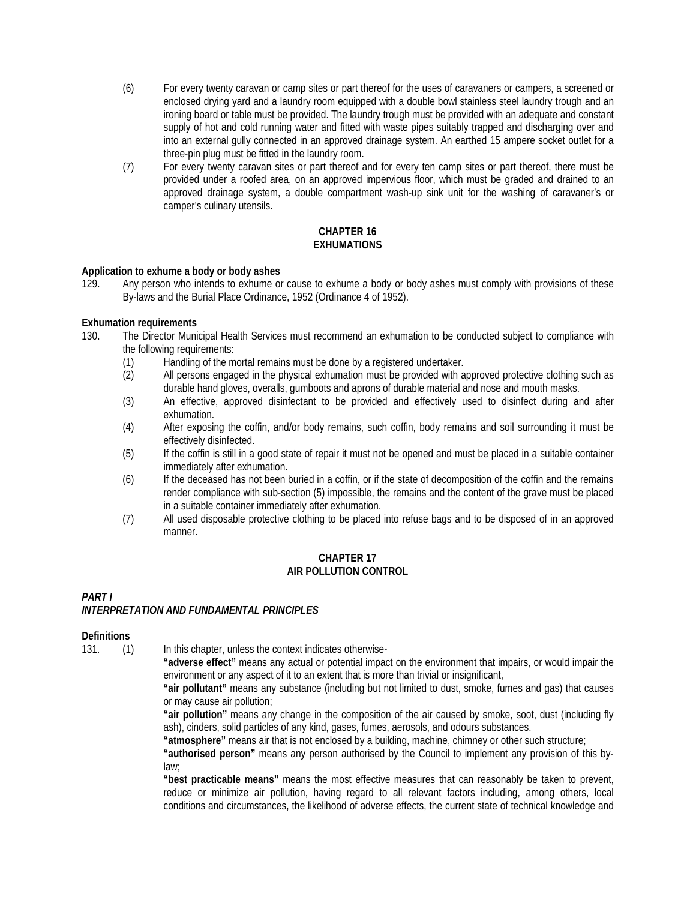(6) For every twenty caravan or camp sites or part thereof for the uses of caravaners or campers, a screened or enclosed drying yard and a laundry room equipped with a double bowl stainless steel laundry trough and an ironing board or table must be provided. The laundry trough must be provided with an adequate and constant supply of hot and cold running water and fitted with waste pipes suitably trapped and discharging over and into an external gully connected in an approved drainage system. An earthed 15 ampere socket outlet for a three-pin plug must be fitted in the laundry room.

(7) For every twenty caravan sites or part thereof and for every ten camp sites or part thereof, there must be provided under a roofed area, on an approved impervious floor, which must be graded and drained to an approved drainage system, a double compartment wash-up sink unit for the washing of caravaner's or camper's culinary utensils.

## CHAPTER 16
## EXHUMATIONS

**Application to exhume a body or body ashes**

129. Any person who intends to exhume or cause to exhume a body or body ashes must comply with provisions of these By-laws and the Burial Place Ordinance, 1952 (Ordinance 4 of 1952).

**Exhumation requirements**

130. The Director Municipal Health Services must recommend an exhumation to be conducted subject to compliance with the following requirements:

(1) Handling of the mortal remains must be done by a registered undertaker.

(2) All persons engaged in the physical exhumation must be provided with approved protective clothing such as durable hand gloves, overalls, gumboots and aprons of durable material and nose and mouth masks.

(3) An effective, approved disinfectant to be provided and effectively used to disinfect during and after exhumation.

(4) After exposing the coffin, and/or body remains, such coffin, body remains and soil surrounding it must be effectively disinfected.

(5) If the coffin is still in a good state of repair it must not be opened and must be placed in a suitable container immediately after exhumation.

(6) If the deceased has not been buried in a coffin, or if the state of decomposition of the coffin and the remains render compliance with sub-section (5) impossible, the remains and the content of the grave must be placed in a suitable container immediately after exhumation.

(7) All used disposable protective clothing to be placed into refuse bags and to be disposed of in an approved manner.

## CHAPTER 17
## AIR POLLUTION CONTROL

***PART I***

***INTERPRETATION AND FUNDAMENTAL PRINCIPLES***

**Definitions**

131. (1) In this chapter, unless the context indicates otherwise-

**"adverse effect"** means any actual or potential impact on the environment that impairs, or would impair the environment or any aspect of it to an extent that is more than trivial or insignificant,

**"air pollutant"** means any substance (including but not limited to dust, smoke, fumes and gas) that causes or may cause air pollution;

**"air pollution"** means any change in the composition of the air caused by smoke, soot, dust (including fly ash), cinders, solid particles of any kind, gases, fumes, aerosols, and odours substances.

**"atmosphere"** means air that is not enclosed by a building, machine, chimney or other such structure;

**"authorised person"** means any person authorised by the Council to implement any provision of this by-law;

**"best practicable means"** means the most effective measures that can reasonably be taken to prevent, reduce or minimize air pollution, having regard to all relevant factors including, among others, local conditions and circumstances, the likelihood of adverse effects, the current state of technical knowledge and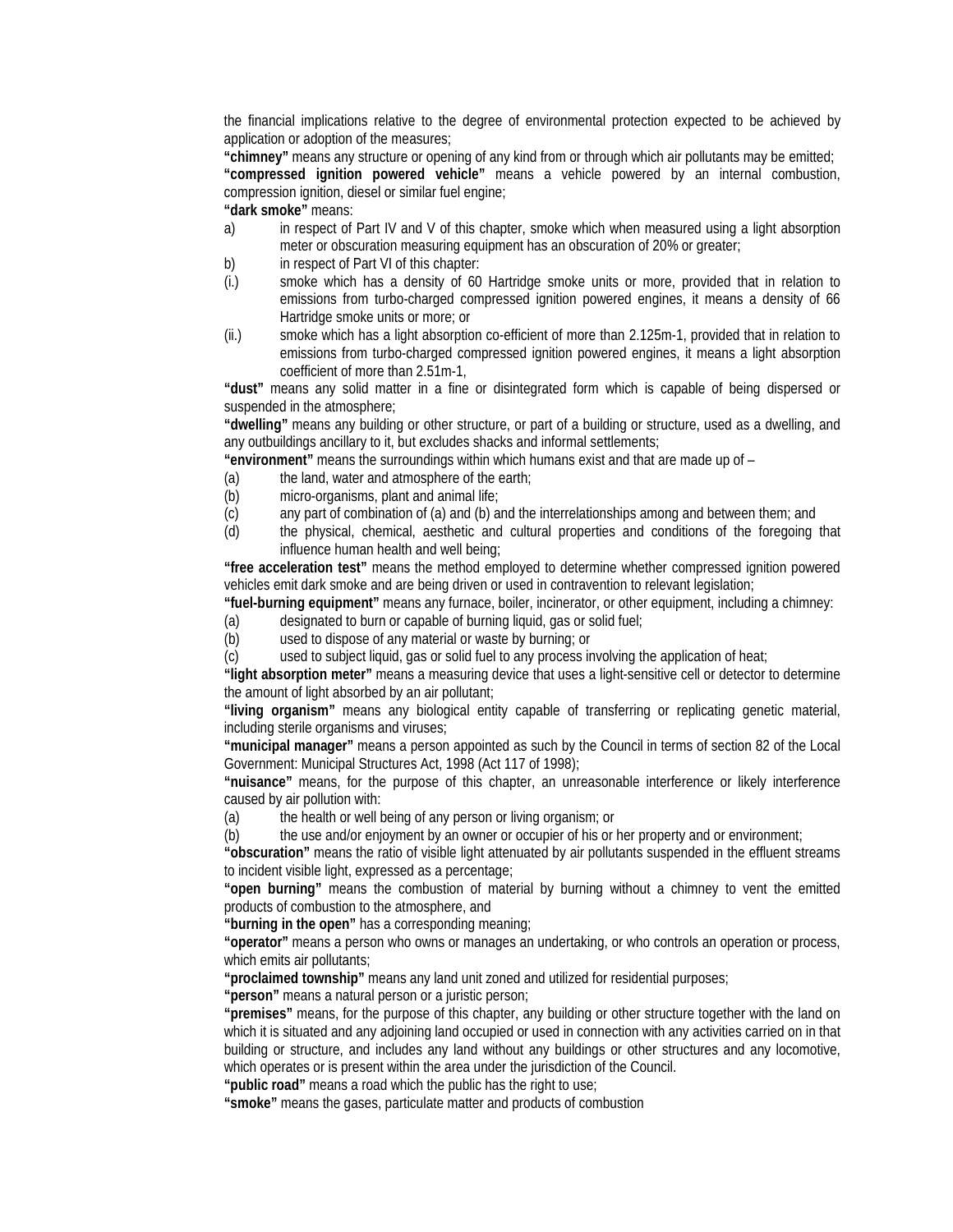the financial implications relative to the degree of environmental protection expected to be achieved by application or adoption of the measures;

**"chimney"** means any structure or opening of any kind from or through which air pollutants may be emitted;

**"compressed ignition powered vehicle"** means a vehicle powered by an internal combustion, compression ignition, diesel or similar fuel engine;

**"dark smoke"** means:

a) in respect of Part IV and V of this chapter, smoke which when measured using a light absorption meter or obscuration measuring equipment has an obscuration of 20% or greater;

b) in respect of Part VI of this chapter:

(i.) smoke which has a density of 60 Hartridge smoke units or more, provided that in relation to emissions from turbo-charged compressed ignition powered engines, it means a density of 66 Hartridge smoke units or more; or

(ii.) smoke which has a light absorption co-efficient of more than 2.125m-1, provided that in relation to emissions from turbo-charged compressed ignition powered engines, it means a light absorption coefficient of more than 2.51m-1,

**"dust"** means any solid matter in a fine or disintegrated form which is capable of being dispersed or suspended in the atmosphere;

**"dwelling"** means any building or other structure, or part of a building or structure, used as a dwelling, and any outbuildings ancillary to it, but excludes shacks and informal settlements;

**"environment"** means the surroundings within which humans exist and that are made up of –

(a) the land, water and atmosphere of the earth;

(b) micro-organisms, plant and animal life;

(c) any part of combination of (a) and (b) and the interrelationships among and between them; and

(d) the physical, chemical, aesthetic and cultural properties and conditions of the foregoing that influence human health and well being;

**"free acceleration test"** means the method employed to determine whether compressed ignition powered vehicles emit dark smoke and are being driven or used in contravention to relevant legislation;

**"fuel-burning equipment"** means any furnace, boiler, incinerator, or other equipment, including a chimney:

(a) designated to burn or capable of burning liquid, gas or solid fuel;

(b) used to dispose of any material or waste by burning; or

(c) used to subject liquid, gas or solid fuel to any process involving the application of heat;

**"light absorption meter"** means a measuring device that uses a light-sensitive cell or detector to determine the amount of light absorbed by an air pollutant;

**"living organism"** means any biological entity capable of transferring or replicating genetic material, including sterile organisms and viruses;

**"municipal manager"** means a person appointed as such by the Council in terms of section 82 of the Local Government: Municipal Structures Act, 1998 (Act 117 of 1998);

**"nuisance"** means, for the purpose of this chapter, an unreasonable interference or likely interference caused by air pollution with:

(a) the health or well being of any person or living organism; or

(b) the use and/or enjoyment by an owner or occupier of his or her property and or environment;

**"obscuration"** means the ratio of visible light attenuated by air pollutants suspended in the effluent streams to incident visible light, expressed as a percentage;

**"open burning"** means the combustion of material by burning without a chimney to vent the emitted products of combustion to the atmosphere, and

**"burning in the open"** has a corresponding meaning;

**"operator"** means a person who owns or manages an undertaking, or who controls an operation or process, which emits air pollutants;

**"proclaimed township"** means any land unit zoned and utilized for residential purposes;

**"person"** means a natural person or a juristic person;

**"premises"** means, for the purpose of this chapter, any building or other structure together with the land on which it is situated and any adjoining land occupied or used in connection with any activities carried on in that building or structure, and includes any land without any buildings or other structures and any locomotive, which operates or is present within the area under the jurisdiction of the Council.

**"public road"** means a road which the public has the right to use;

**"smoke"** means the gases, particulate matter and products of combustion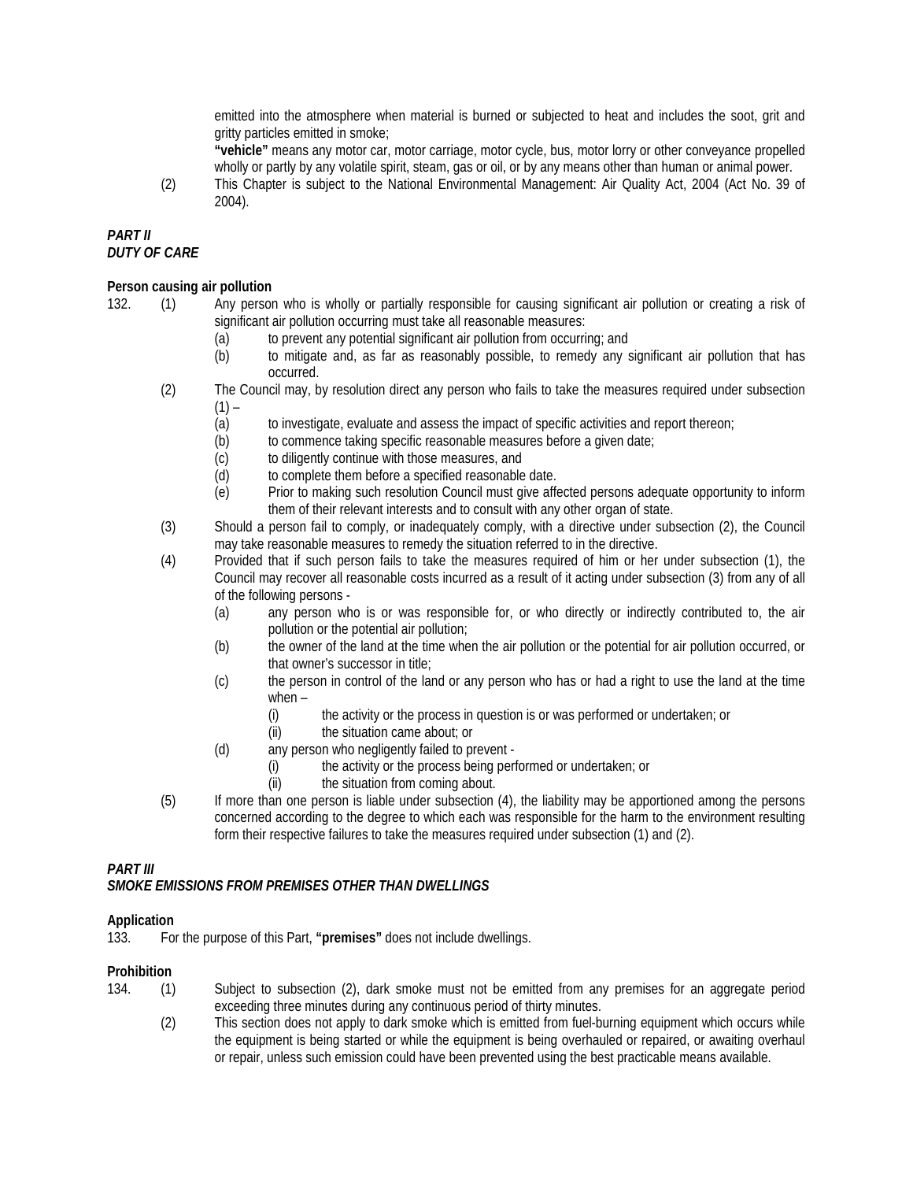emitted into the atmosphere when material is burned or subjected to heat and includes the soot, grit and gritty particles emitted in smoke;

**"vehicle"** means any motor car, motor carriage, motor cycle, bus, motor lorry or other conveyance propelled wholly or partly by any volatile spirit, steam, gas or oil, or by any means other than human or animal power.

(2) This Chapter is subject to the National Environmental Management: Air Quality Act, 2004 (Act No. 39 of 2004).

***PART II***
***DUTY OF CARE***

**Person causing air pollution**

132. (1) Any person who is wholly or partially responsible for causing significant air pollution or creating a risk of significant air pollution occurring must take all reasonable measures:

(a) to prevent any potential significant air pollution from occurring; and

(b) to mitigate and, as far as reasonably possible, to remedy any significant air pollution that has occurred.

(2) The Council may, by resolution direct any person who fails to take the measures required under subsection (1) –

(a) to investigate, evaluate and assess the impact of specific activities and report thereon;

(b) to commence taking specific reasonable measures before a given date;

(c) to diligently continue with those measures, and

(d) to complete them before a specified reasonable date.

(e) Prior to making such resolution Council must give affected persons adequate opportunity to inform them of their relevant interests and to consult with any other organ of state.

(3) Should a person fail to comply, or inadequately comply, with a directive under subsection (2), the Council may take reasonable measures to remedy the situation referred to in the directive.

(4) Provided that if such person fails to take the measures required of him or her under subsection (1), the Council may recover all reasonable costs incurred as a result of it acting under subsection (3) from any of all of the following persons -

(a) any person who is or was responsible for, or who directly or indirectly contributed to, the air pollution or the potential air pollution;

(b) the owner of the land at the time when the air pollution or the potential for air pollution occurred, or that owner's successor in title;

(c) the person in control of the land or any person who has or had a right to use the land at the time when –

(i) the activity or the process in question is or was performed or undertaken; or

(ii) the situation came about; or

(d) any person who negligently failed to prevent -

(i) the activity or the process being performed or undertaken; or

(ii) the situation from coming about.

(5) If more than one person is liable under subsection (4), the liability may be apportioned among the persons concerned according to the degree to which each was responsible for the harm to the environment resulting form their respective failures to take the measures required under subsection (1) and (2).

***PART III***
***SMOKE EMISSIONS FROM PREMISES OTHER THAN DWELLINGS***

**Application**

133. For the purpose of this Part, **"premises"** does not include dwellings.

**Prohibition**

134. (1) Subject to subsection (2), dark smoke must not be emitted from any premises for an aggregate period exceeding three minutes during any continuous period of thirty minutes.

(2) This section does not apply to dark smoke which is emitted from fuel-burning equipment which occurs while the equipment is being started or while the equipment is being overhauled or repaired, or awaiting overhaul or repair, unless such emission could have been prevented using the best practicable means available.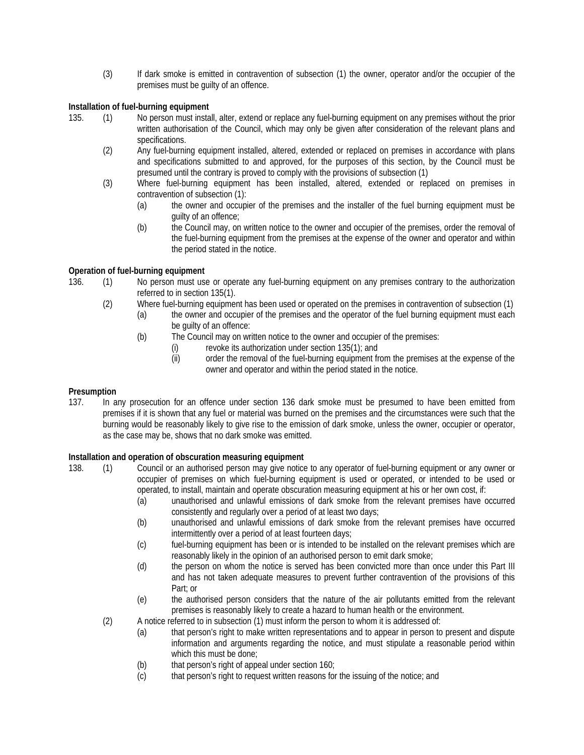(3) If dark smoke is emitted in contravention of subsection (1) the owner, operator and/or the occupier of the premises must be guilty of an offence.

**Installation of fuel-burning equipment**

135. (1) No person must install, alter, extend or replace any fuel-burning equipment on any premises without the prior written authorisation of the Council, which may only be given after consideration of the relevant plans and specifications.

(2) Any fuel-burning equipment installed, altered, extended or replaced on premises in accordance with plans and specifications submitted to and approved, for the purposes of this section, by the Council must be presumed until the contrary is proved to comply with the provisions of subsection (1)

(3) Where fuel-burning equipment has been installed, altered, extended or replaced on premises in contravention of subsection (1):

(a) the owner and occupier of the premises and the installer of the fuel burning equipment must be guilty of an offence;

(b) the Council may, on written notice to the owner and occupier of the premises, order the removal of the fuel-burning equipment from the premises at the expense of the owner and operator and within the period stated in the notice.

**Operation of fuel-burning equipment**

136. (1) No person must use or operate any fuel-burning equipment on any premises contrary to the authorization referred to in section 135(1).

(2) Where fuel-burning equipment has been used or operated on the premises in contravention of subsection (1)

(a) the owner and occupier of the premises and the operator of the fuel burning equipment must each be guilty of an offence:

(b) The Council may on written notice to the owner and occupier of the premises:

(i) revoke its authorization under section 135(1); and

(ii) order the removal of the fuel-burning equipment from the premises at the expense of the owner and operator and within the period stated in the notice.

**Presumption**

137. In any prosecution for an offence under section 136 dark smoke must be presumed to have been emitted from premises if it is shown that any fuel or material was burned on the premises and the circumstances were such that the burning would be reasonably likely to give rise to the emission of dark smoke, unless the owner, occupier or operator, as the case may be, shows that no dark smoke was emitted.

**Installation and operation of obscuration measuring equipment**

138. (1) Council or an authorised person may give notice to any operator of fuel-burning equipment or any owner or occupier of premises on which fuel-burning equipment is used or operated, or intended to be used or operated, to install, maintain and operate obscuration measuring equipment at his or her own cost, if:

(a) unauthorised and unlawful emissions of dark smoke from the relevant premises have occurred consistently and regularly over a period of at least two days;

(b) unauthorised and unlawful emissions of dark smoke from the relevant premises have occurred intermittently over a period of at least fourteen days;

(c) fuel-burning equipment has been or is intended to be installed on the relevant premises which are reasonably likely in the opinion of an authorised person to emit dark smoke;

(d) the person on whom the notice is served has been convicted more than once under this Part III and has not taken adequate measures to prevent further contravention of the provisions of this Part; or

(e) the authorised person considers that the nature of the air pollutants emitted from the relevant premises is reasonably likely to create a hazard to human health or the environment.

(2) A notice referred to in subsection (1) must inform the person to whom it is addressed of:

(a) that person's right to make written representations and to appear in person to present and dispute information and arguments regarding the notice, and must stipulate a reasonable period within which this must be done;

(b) that person's right of appeal under section 160;

(c) that person's right to request written reasons for the issuing of the notice; and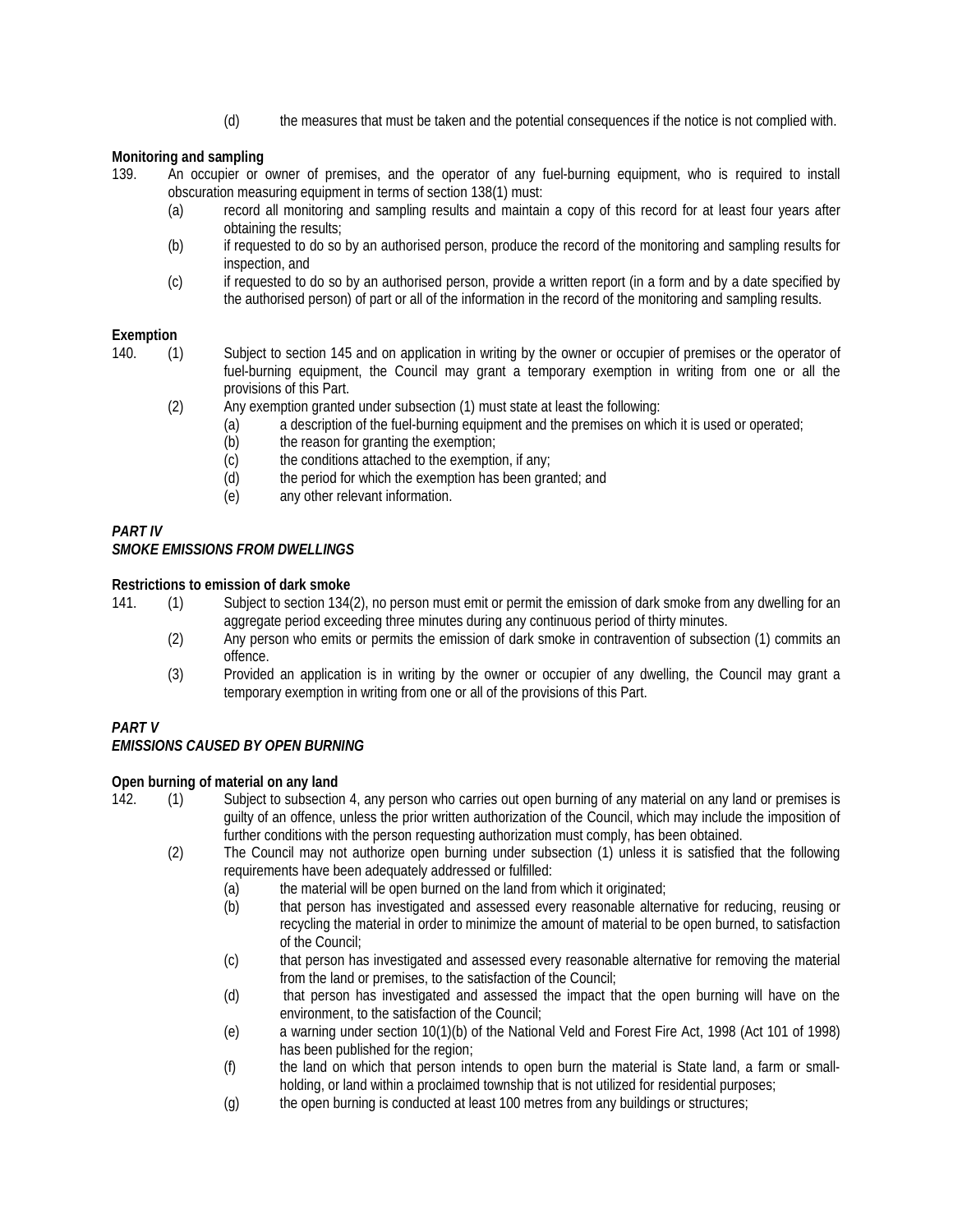(d) the measures that must be taken and the potential consequences if the notice is not complied with.

**Monitoring and sampling**

139. An occupier or owner of premises, and the operator of any fuel-burning equipment, who is required to install obscuration measuring equipment in terms of section 138(1) must:

(a) record all monitoring and sampling results and maintain a copy of this record for at least four years after obtaining the results;

(b) if requested to do so by an authorised person, produce the record of the monitoring and sampling results for inspection, and

(c) if requested to do so by an authorised person, provide a written report (in a form and by a date specified by the authorised person) of part or all of the information in the record of the monitoring and sampling results.

**Exemption**

140. (1) Subject to section 145 and on application in writing by the owner or occupier of premises or the operator of fuel-burning equipment, the Council may grant a temporary exemption in writing from one or all the provisions of this Part.

(2) Any exemption granted under subsection (1) must state at least the following:

(a) a description of the fuel-burning equipment and the premises on which it is used or operated;
(b) the reason for granting the exemption;
(c) the conditions attached to the exemption, if any;
(d) the period for which the exemption has been granted; and
(e) any other relevant information.

***PART IV***
***SMOKE EMISSIONS FROM DWELLINGS***

**Restrictions to emission of dark smoke**

141. (1) Subject to section 134(2), no person must emit or permit the emission of dark smoke from any dwelling for an aggregate period exceeding three minutes during any continuous period of thirty minutes.

(2) Any person who emits or permits the emission of dark smoke in contravention of subsection (1) commits an offence.

(3) Provided an application is in writing by the owner or occupier of any dwelling, the Council may grant a temporary exemption in writing from one or all of the provisions of this Part.

***PART V***
***EMISSIONS CAUSED BY OPEN BURNING***

**Open burning of material on any land**

142. (1) Subject to subsection 4, any person who carries out open burning of any material on any land or premises is guilty of an offence, unless the prior written authorization of the Council, which may include the imposition of further conditions with the person requesting authorization must comply, has been obtained.

(2) The Council may not authorize open burning under subsection (1) unless it is satisfied that the following requirements have been adequately addressed or fulfilled:

(a) the material will be open burned on the land from which it originated;
(b) that person has investigated and assessed every reasonable alternative for reducing, reusing or recycling the material in order to minimize the amount of material to be open burned, to satisfaction of the Council;
(c) that person has investigated and assessed every reasonable alternative for removing the material from the land or premises, to the satisfaction of the Council;
(d) that person has investigated and assessed the impact that the open burning will have on the environment, to the satisfaction of the Council;
(e) a warning under section 10(1)(b) of the National Veld and Forest Fire Act, 1998 (Act 101 of 1998) has been published for the region;
(f) the land on which that person intends to open burn the material is State land, a farm or small-holding, or land within a proclaimed township that is not utilized for residential purposes;
(g) the open burning is conducted at least 100 metres from any buildings or structures;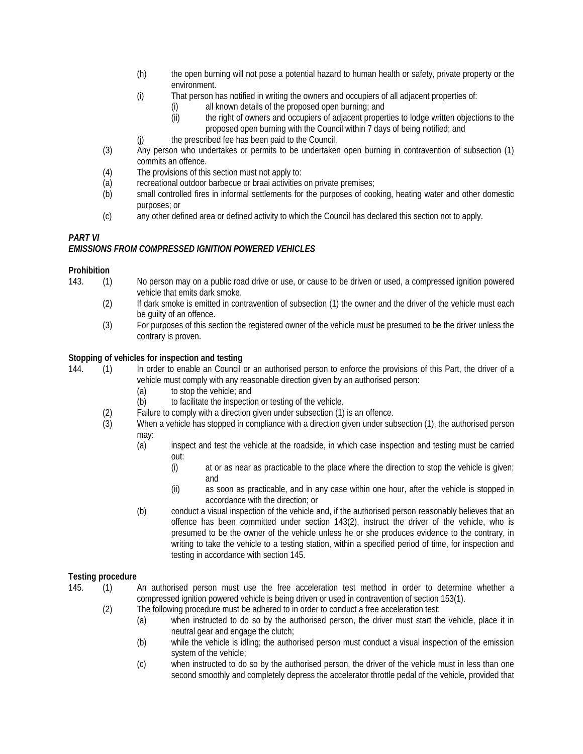(h) the open burning will not pose a potential hazard to human health or safety, private property or the environment.

(i) That person has notified in writing the owners and occupiers of all adjacent properties of:

  (i) all known details of the proposed open burning; and

  (ii) the right of owners and occupiers of adjacent properties to lodge written objections to the proposed open burning with the Council within 7 days of being notified; and

(j) the prescribed fee has been paid to the Council.

(3) Any person who undertakes or permits to be undertaken open burning in contravention of subsection (1) commits an offence.

(4) The provisions of this section must not apply to:

(a) recreational outdoor barbecue or braai activities on private premises;

(b) small controlled fires in informal settlements for the purposes of cooking, heating water and other domestic purposes; or

(c) any other defined area or defined activity to which the Council has declared this section not to apply.

***PART VI***

***EMISSIONS FROM COMPRESSED IGNITION POWERED VEHICLES***

**Prohibition**

143. (1) No person may on a public road drive or use, or cause to be driven or used, a compressed ignition powered vehicle that emits dark smoke.

(2) If dark smoke is emitted in contravention of subsection (1) the owner and the driver of the vehicle must each be guilty of an offence.

(3) For purposes of this section the registered owner of the vehicle must be presumed to be the driver unless the contrary is proven.

**Stopping of vehicles for inspection and testing**

144. (1) In order to enable an Council or an authorised person to enforce the provisions of this Part, the driver of a vehicle must comply with any reasonable direction given by an authorised person:

  (a) to stop the vehicle; and

  (b) to facilitate the inspection or testing of the vehicle.

(2) Failure to comply with a direction given under subsection (1) is an offence.

(3) When a vehicle has stopped in compliance with a direction given under subsection (1), the authorised person may:

  (a) inspect and test the vehicle at the roadside, in which case inspection and testing must be carried out:

    (i) at or as near as practicable to the place where the direction to stop the vehicle is given; and

    (ii) as soon as practicable, and in any case within one hour, after the vehicle is stopped in accordance with the direction; or

  (b) conduct a visual inspection of the vehicle and, if the authorised person reasonably believes that an offence has been committed under section 143(2), instruct the driver of the vehicle, who is presumed to be the owner of the vehicle unless he or she produces evidence to the contrary, in writing to take the vehicle to a testing station, within a specified period of time, for inspection and testing in accordance with section 145.

**Testing procedure**

145. (1) An authorised person must use the free acceleration test method in order to determine whether a compressed ignition powered vehicle is being driven or used in contravention of section 153(1).

(2) The following procedure must be adhered to in order to conduct a free acceleration test:

  (a) when instructed to do so by the authorised person, the driver must start the vehicle, place it in neutral gear and engage the clutch;

  (b) while the vehicle is idling; the authorised person must conduct a visual inspection of the emission system of the vehicle;

  (c) when instructed to do so by the authorised person, the driver of the vehicle must in less than one second smoothly and completely depress the accelerator throttle pedal of the vehicle, provided that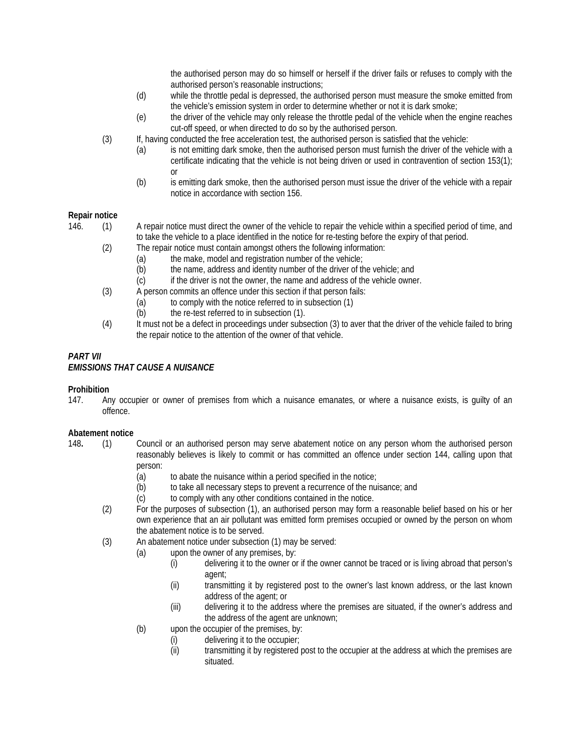the authorised person may do so himself or herself if the driver fails or refuses to comply with the authorised person's reasonable instructions;

(d) while the throttle pedal is depressed, the authorised person must measure the smoke emitted from the vehicle's emission system in order to determine whether or not it is dark smoke;

(e) the driver of the vehicle may only release the throttle pedal of the vehicle when the engine reaches cut-off speed, or when directed to do so by the authorised person.

(3) If, having conducted the free acceleration test, the authorised person is satisfied that the vehicle:

(a) is not emitting dark smoke, then the authorised person must furnish the driver of the vehicle with a certificate indicating that the vehicle is not being driven or used in contravention of section 153(1); or

(b) is emitting dark smoke, then the authorised person must issue the driver of the vehicle with a repair notice in accordance with section 156.

**Repair notice**

146. (1) A repair notice must direct the owner of the vehicle to repair the vehicle within a specified period of time, and to take the vehicle to a place identified in the notice for re-testing before the expiry of that period.

(2) The repair notice must contain amongst others the following information:

(a) the make, model and registration number of the vehicle;

(b) the name, address and identity number of the driver of the vehicle; and

(c) if the driver is not the owner, the name and address of the vehicle owner.

(3) A person commits an offence under this section if that person fails:

(a) to comply with the notice referred to in subsection (1)

(b) the re-test referred to in subsection (1).

(4) It must not be a defect in proceedings under subsection (3) to aver that the driver of the vehicle failed to bring the repair notice to the attention of the owner of that vehicle.

***PART VII***
***EMISSIONS THAT CAUSE A NUISANCE***

**Prohibition**

147. Any occupier or owner of premises from which a nuisance emanates, or where a nuisance exists, is guilty of an offence.

**Abatement notice**

148**.** (1) Council or an authorised person may serve abatement notice on any person whom the authorised person reasonably believes is likely to commit or has committed an offence under section 144, calling upon that person:

(a) to abate the nuisance within a period specified in the notice;

(b) to take all necessary steps to prevent a recurrence of the nuisance; and

(c) to comply with any other conditions contained in the notice.

(2) For the purposes of subsection (1), an authorised person may form a reasonable belief based on his or her own experience that an air pollutant was emitted form premises occupied or owned by the person on whom the abatement notice is to be served.

(3) An abatement notice under subsection (1) may be served:

(a) upon the owner of any premises, by:

(i) delivering it to the owner or if the owner cannot be traced or is living abroad that person's agent;

(ii) transmitting it by registered post to the owner's last known address, or the last known address of the agent; or

(iii) delivering it to the address where the premises are situated, if the owner's address and the address of the agent are unknown;

(b) upon the occupier of the premises, by:

(i) delivering it to the occupier;

(ii) transmitting it by registered post to the occupier at the address at which the premises are situated.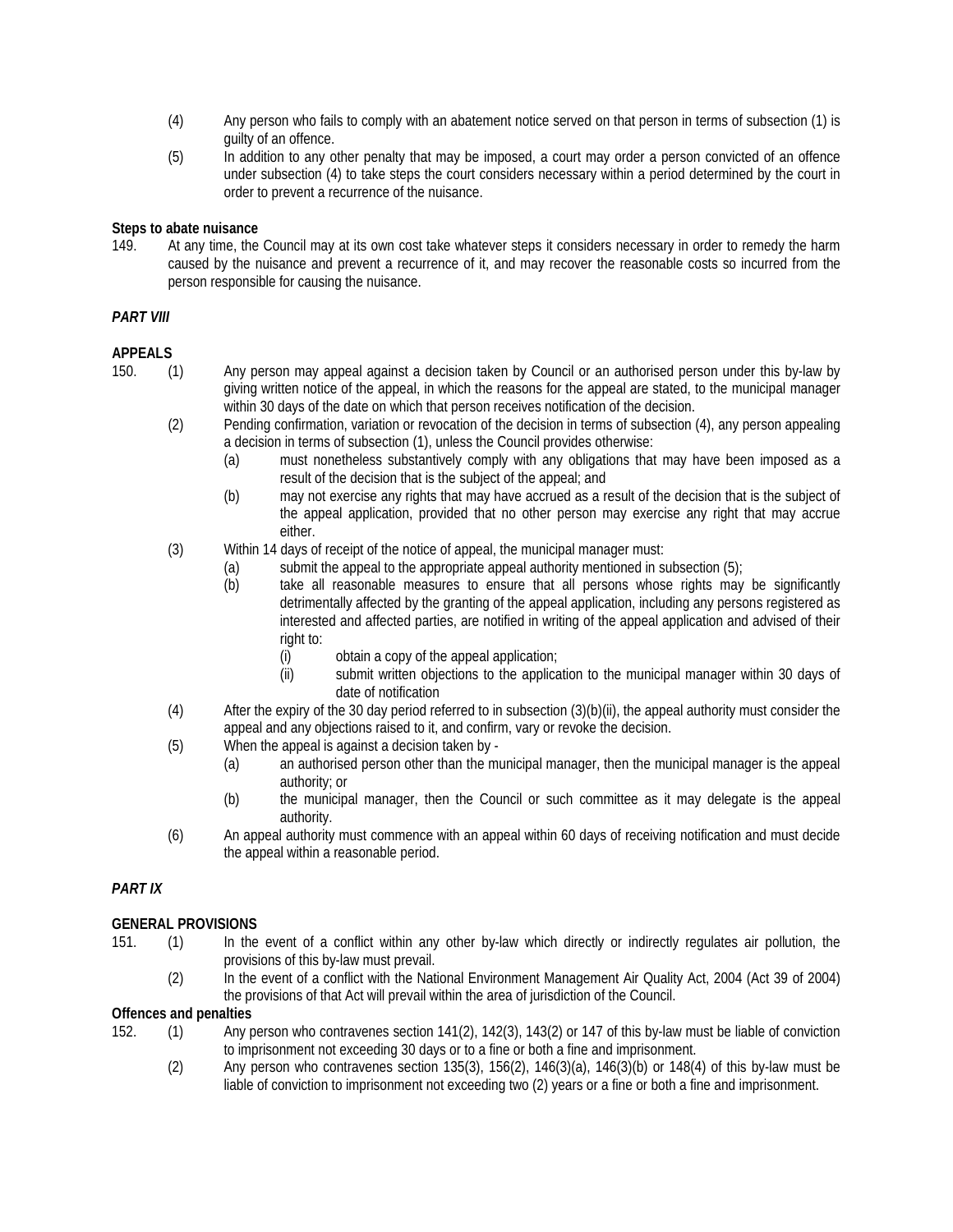(4) Any person who fails to comply with an abatement notice served on that person in terms of subsection (1) is guilty of an offence.

(5) In addition to any other penalty that may be imposed, a court may order a person convicted of an offence under subsection (4) to take steps the court considers necessary within a period determined by the court in order to prevent a recurrence of the nuisance.

**Steps to abate nuisance**

149. At any time, the Council may at its own cost take whatever steps it considers necessary in order to remedy the harm caused by the nuisance and prevent a recurrence of it, and may recover the reasonable costs so incurred from the person responsible for causing the nuisance.

***PART VIII***

**APPEALS**

150. (1) Any person may appeal against a decision taken by Council or an authorised person under this by-law by giving written notice of the appeal, in which the reasons for the appeal are stated, to the municipal manager within 30 days of the date on which that person receives notification of the decision.

(2) Pending confirmation, variation or revocation of the decision in terms of subsection (4), any person appealing a decision in terms of subsection (1), unless the Council provides otherwise:

(a) must nonetheless substantively comply with any obligations that may have been imposed as a result of the decision that is the subject of the appeal; and

(b) may not exercise any rights that may have accrued as a result of the decision that is the subject of the appeal application, provided that no other person may exercise any right that may accrue either.

(3) Within 14 days of receipt of the notice of appeal, the municipal manager must:

(a) submit the appeal to the appropriate appeal authority mentioned in subsection (5);

(b) take all reasonable measures to ensure that all persons whose rights may be significantly detrimentally affected by the granting of the appeal application, including any persons registered as interested and affected parties, are notified in writing of the appeal application and advised of their right to:

(i) obtain a copy of the appeal application;

(ii) submit written objections to the application to the municipal manager within 30 days of date of notification

(4) After the expiry of the 30 day period referred to in subsection (3)(b)(ii), the appeal authority must consider the appeal and any objections raised to it, and confirm, vary or revoke the decision.

(5) When the appeal is against a decision taken by -

(a) an authorised person other than the municipal manager, then the municipal manager is the appeal authority; or

(b) the municipal manager, then the Council or such committee as it may delegate is the appeal authority.

(6) An appeal authority must commence with an appeal within 60 days of receiving notification and must decide the appeal within a reasonable period.

***PART IX***

**GENERAL PROVISIONS**

151. (1) In the event of a conflict within any other by-law which directly or indirectly regulates air pollution, the provisions of this by-law must prevail.

(2) In the event of a conflict with the National Environment Management Air Quality Act, 2004 (Act 39 of 2004) the provisions of that Act will prevail within the area of jurisdiction of the Council.

**Offences and penalties**

152. (1) Any person who contravenes section 141(2), 142(3), 143(2) or 147 of this by-law must be liable of conviction to imprisonment not exceeding 30 days or to a fine or both a fine and imprisonment.

(2) Any person who contravenes section 135(3), 156(2), 146(3)(a), 146(3)(b) or 148(4) of this by-law must be liable of conviction to imprisonment not exceeding two (2) years or a fine or both a fine and imprisonment.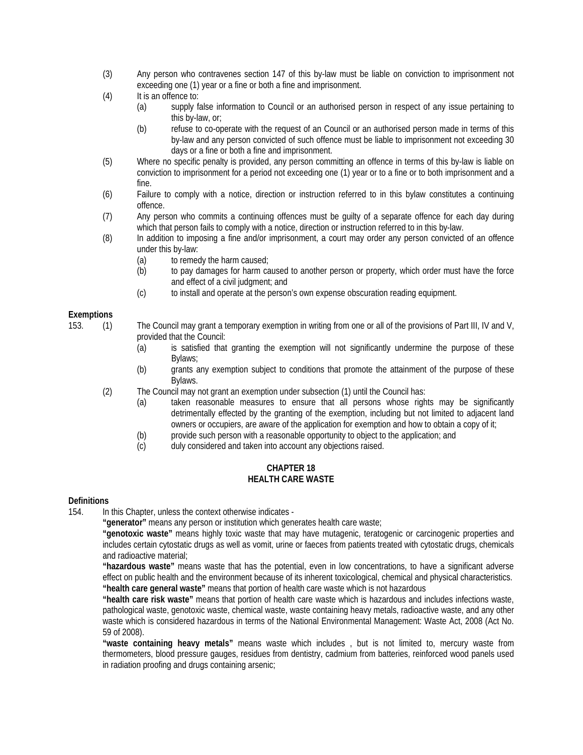(3) Any person who contravenes section 147 of this by-law must be liable on conviction to imprisonment not exceeding one (1) year or a fine or both a fine and imprisonment.

(4) It is an offence to:

  (a) supply false information to Council or an authorised person in respect of any issue pertaining to this by-law, or;

  (b) refuse to co-operate with the request of an Council or an authorised person made in terms of this by-law and any person convicted of such offence must be liable to imprisonment not exceeding 30 days or a fine or both a fine and imprisonment.

(5) Where no specific penalty is provided, any person committing an offence in terms of this by-law is liable on conviction to imprisonment for a period not exceeding one (1) year or to a fine or to both imprisonment and a fine.

(6) Failure to comply with a notice, direction or instruction referred to in this bylaw constitutes a continuing offence.

(7) Any person who commits a continuing offences must be guilty of a separate offence for each day during which that person fails to comply with a notice, direction or instruction referred to in this by-law.

(8) In addition to imposing a fine and/or imprisonment, a court may order any person convicted of an offence under this by-law:

  (a) to remedy the harm caused;

  (b) to pay damages for harm caused to another person or property, which order must have the force and effect of a civil judgment; and

  (c) to install and operate at the person's own expense obscuration reading equipment.

**Exemptions**

153. (1) The Council may grant a temporary exemption in writing from one or all of the provisions of Part III, IV and V, provided that the Council:

  (a) is satisfied that granting the exemption will not significantly undermine the purpose of these Bylaws;

  (b) grants any exemption subject to conditions that promote the attainment of the purpose of these Bylaws.

(2) The Council may not grant an exemption under subsection (1) until the Council has:

  (a) taken reasonable measures to ensure that all persons whose rights may be significantly detrimentally effected by the granting of the exemption, including but not limited to adjacent land owners or occupiers, are aware of the application for exemption and how to obtain a copy of it;

  (b) provide such person with a reasonable opportunity to object to the application; and

  (c) duly considered and taken into account any objections raised.

## CHAPTER 18
## HEALTH CARE WASTE

**Definitions**

154. In this Chapter, unless the context otherwise indicates -

**"generator"** means any person or institution which generates health care waste;

**"genotoxic waste"** means highly toxic waste that may have mutagenic, teratogenic or carcinogenic properties and includes certain cytostatic drugs as well as vomit, urine or faeces from patients treated with cytostatic drugs, chemicals and radioactive material;

**"hazardous waste"** means waste that has the potential, even in low concentrations, to have a significant adverse effect on public health and the environment because of its inherent toxicological, chemical and physical characteristics.

**"health care general waste"** means that portion of health care waste which is not hazardous

**"health care risk waste"** means that portion of health care waste which is hazardous and includes infections waste, pathological waste, genotoxic waste, chemical waste, waste containing heavy metals, radioactive waste, and any other waste which is considered hazardous in terms of the National Environmental Management: Waste Act, 2008 (Act No. 59 of 2008).

**"waste containing heavy metals"** means waste which includes , but is not limited to, mercury waste from thermometers, blood pressure gauges, residues from dentistry, cadmium from batteries, reinforced wood panels used in radiation proofing and drugs containing arsenic;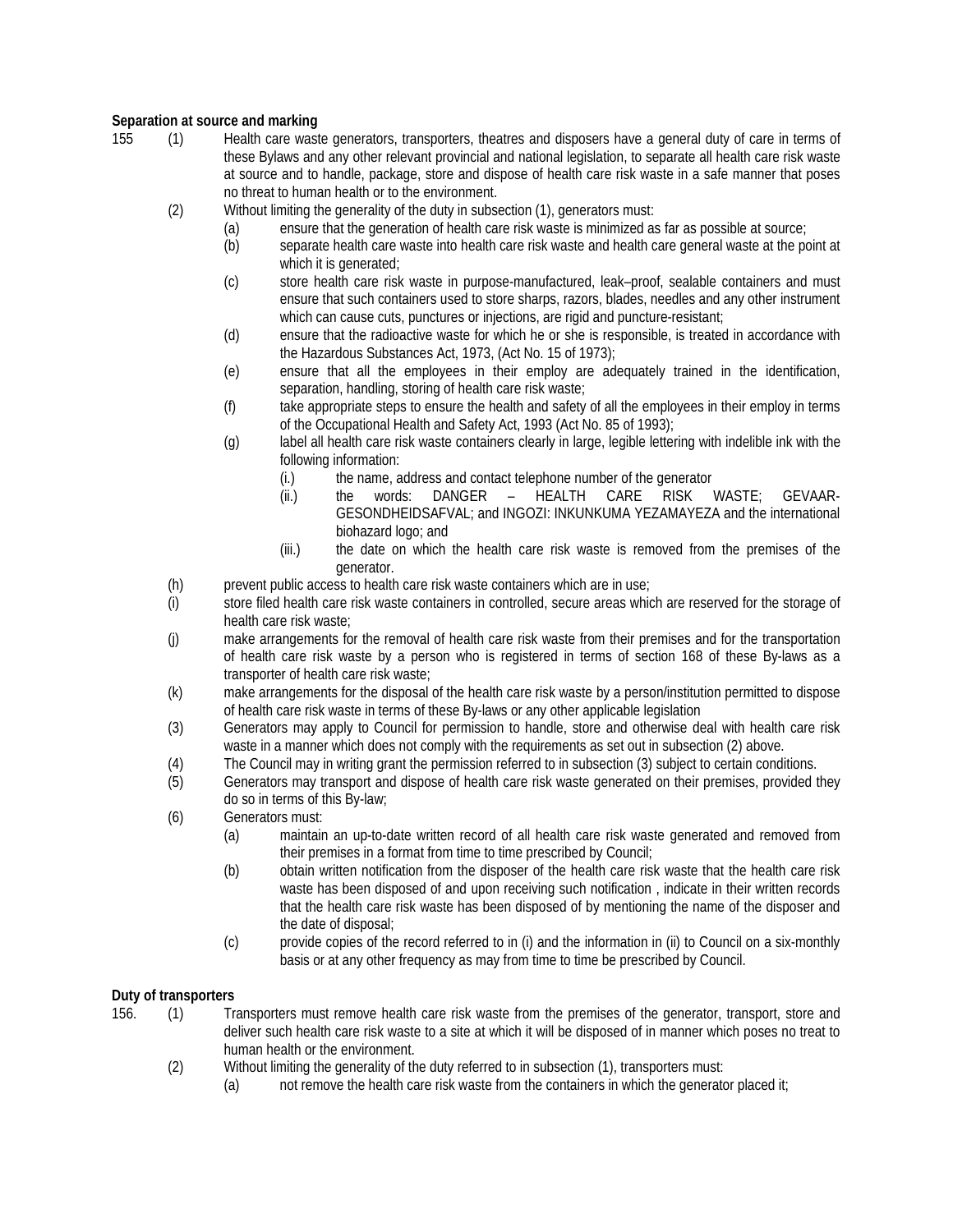**Separation at source and marking**

155 (1) Health care waste generators, transporters, theatres and disposers have a general duty of care in terms of these Bylaws and any other relevant provincial and national legislation, to separate all health care risk waste at source and to handle, package, store and dispose of health care risk waste in a safe manner that poses no threat to human health or to the environment.

(2) Without limiting the generality of the duty in subsection (1), generators must:

- (a) ensure that the generation of health care risk waste is minimized as far as possible at source;
- (b) separate health care waste into health care risk waste and health care general waste at the point at which it is generated;
- (c) store health care risk waste in purpose-manufactured, leak–proof, sealable containers and must ensure that such containers used to store sharps, razors, blades, needles and any other instrument which can cause cuts, punctures or injections, are rigid and puncture-resistant;
- (d) ensure that the radioactive waste for which he or she is responsible, is treated in accordance with the Hazardous Substances Act, 1973, (Act No. 15 of 1973);
- (e) ensure that all the employees in their employ are adequately trained in the identification, separation, handling, storing of health care risk waste;
- (f) take appropriate steps to ensure the health and safety of all the employees in their employ in terms of the Occupational Health and Safety Act, 1993 (Act No. 85 of 1993);
- (g) label all health care risk waste containers clearly in large, legible lettering with indelible ink with the following information:
  - (i.) the name, address and contact telephone number of the generator
  - (ii.) the words: DANGER – HEALTH CARE RISK WASTE; GEVAAR-GESONDHEIDSAFVAL; and INGOZI: INKUNKUMA YEZAMAYEZA and the international biohazard logo; and
  - (iii.) the date on which the health care risk waste is removed from the premises of the generator.
- (h) prevent public access to health care risk waste containers which are in use;
- (i) store filed health care risk waste containers in controlled, secure areas which are reserved for the storage of health care risk waste;
- (j) make arrangements for the removal of health care risk waste from their premises and for the transportation of health care risk waste by a person who is registered in terms of section 168 of these By-laws as a transporter of health care risk waste;
- (k) make arrangements for the disposal of the health care risk waste by a person/institution permitted to dispose of health care risk waste in terms of these By-laws or any other applicable legislation

(3) Generators may apply to Council for permission to handle, store and otherwise deal with health care risk waste in a manner which does not comply with the requirements as set out in subsection (2) above.

(4) The Council may in writing grant the permission referred to in subsection (3) subject to certain conditions.

(5) Generators may transport and dispose of health care risk waste generated on their premises, provided they do so in terms of this By-law;

(6) Generators must:

- (a) maintain an up-to-date written record of all health care risk waste generated and removed from their premises in a format from time to time prescribed by Council;
- (b) obtain written notification from the disposer of the health care risk waste that the health care risk waste has been disposed of and upon receiving such notification , indicate in their written records that the health care risk waste has been disposed of by mentioning the name of the disposer and the date of disposal;
- (c) provide copies of the record referred to in (i) and the information in (ii) to Council on a six-monthly basis or at any other frequency as may from time to time be prescribed by Council.

**Duty of transporters**

156. (1) Transporters must remove health care risk waste from the premises of the generator, transport, store and deliver such health care risk waste to a site at which it will be disposed of in manner which poses no treat to human health or the environment.

(2) Without limiting the generality of the duty referred to in subsection (1), transporters must:

- (a) not remove the health care risk waste from the containers in which the generator placed it;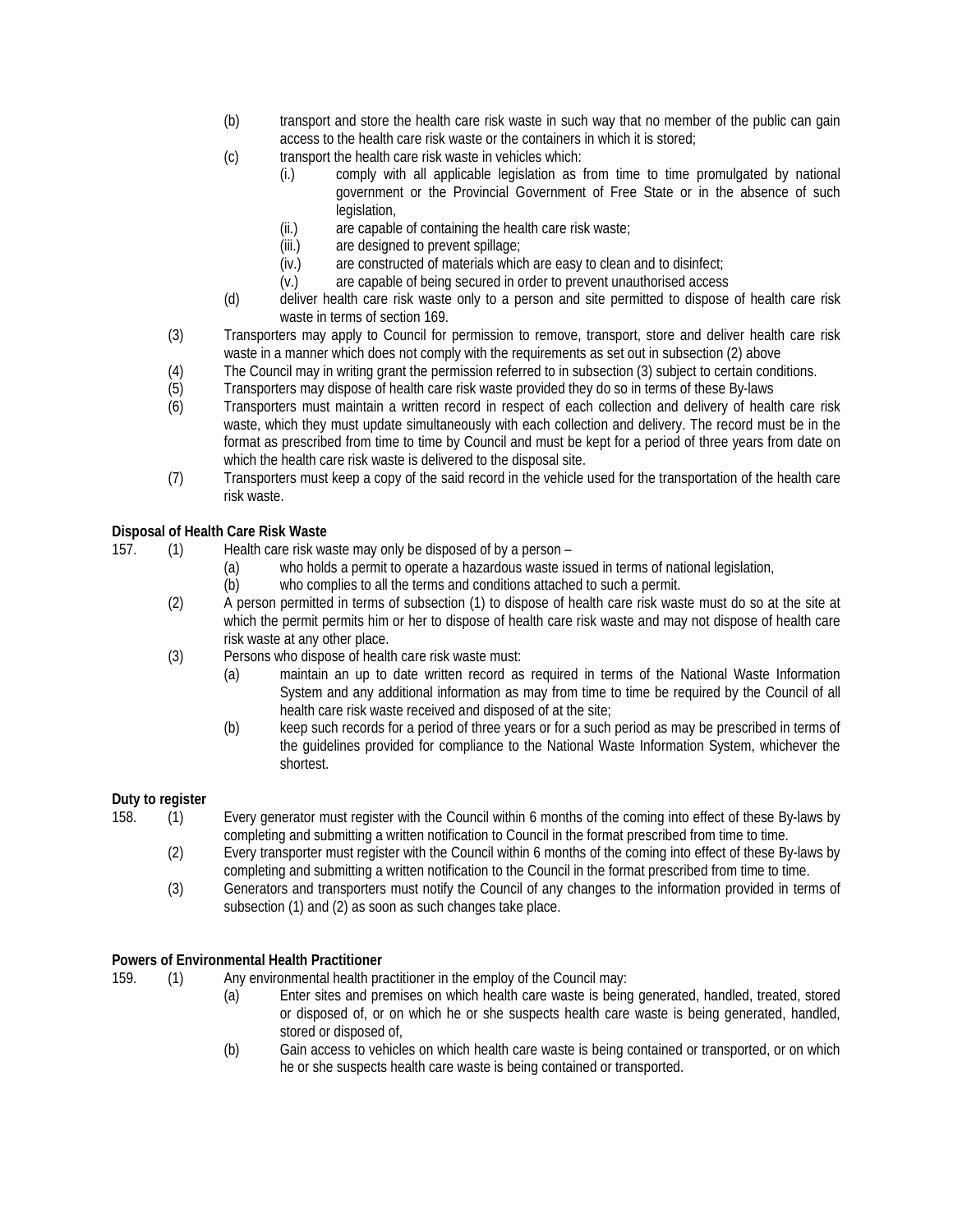(b) transport and store the health care risk waste in such way that no member of the public can gain access to the health care risk waste or the containers in which it is stored;

(c) transport the health care risk waste in vehicles which:

(i.) comply with all applicable legislation as from time to time promulgated by national government or the Provincial Government of Free State or in the absence of such legislation,

(ii.) are capable of containing the health care risk waste;

(iii.) are designed to prevent spillage;

(iv.) are constructed of materials which are easy to clean and to disinfect;

(v.) are capable of being secured in order to prevent unauthorised access

(d) deliver health care risk waste only to a person and site permitted to dispose of health care risk waste in terms of section 169.

(3) Transporters may apply to Council for permission to remove, transport, store and deliver health care risk waste in a manner which does not comply with the requirements as set out in subsection (2) above

(4) The Council may in writing grant the permission referred to in subsection (3) subject to certain conditions.

(5) Transporters may dispose of health care risk waste provided they do so in terms of these By-laws

(6) Transporters must maintain a written record in respect of each collection and delivery of health care risk waste, which they must update simultaneously with each collection and delivery. The record must be in the format as prescribed from time to time by Council and must be kept for a period of three years from date on which the health care risk waste is delivered to the disposal site.

(7) Transporters must keep a copy of the said record in the vehicle used for the transportation of the health care risk waste.

**Disposal of Health Care Risk Waste**

157. (1) Health care risk waste may only be disposed of by a person –

(a) who holds a permit to operate a hazardous waste issued in terms of national legislation,

(b) who complies to all the terms and conditions attached to such a permit.

(2) A person permitted in terms of subsection (1) to dispose of health care risk waste must do so at the site at which the permit permits him or her to dispose of health care risk waste and may not dispose of health care risk waste at any other place.

(3) Persons who dispose of health care risk waste must:

(a) maintain an up to date written record as required in terms of the National Waste Information System and any additional information as may from time to time be required by the Council of all health care risk waste received and disposed of at the site;

(b) keep such records for a period of three years or for a such period as may be prescribed in terms of the guidelines provided for compliance to the National Waste Information System, whichever the shortest.

**Duty to register**

158. (1) Every generator must register with the Council within 6 months of the coming into effect of these By-laws by completing and submitting a written notification to Council in the format prescribed from time to time.

(2) Every transporter must register with the Council within 6 months of the coming into effect of these By-laws by completing and submitting a written notification to the Council in the format prescribed from time to time.

(3) Generators and transporters must notify the Council of any changes to the information provided in terms of subsection (1) and (2) as soon as such changes take place.

**Powers of Environmental Health Practitioner**

159. (1) Any environmental health practitioner in the employ of the Council may:

(a) Enter sites and premises on which health care waste is being generated, handled, treated, stored or disposed of, or on which he or she suspects health care waste is being generated, handled, stored or disposed of,

(b) Gain access to vehicles on which health care waste is being contained or transported, or on which he or she suspects health care waste is being contained or transported.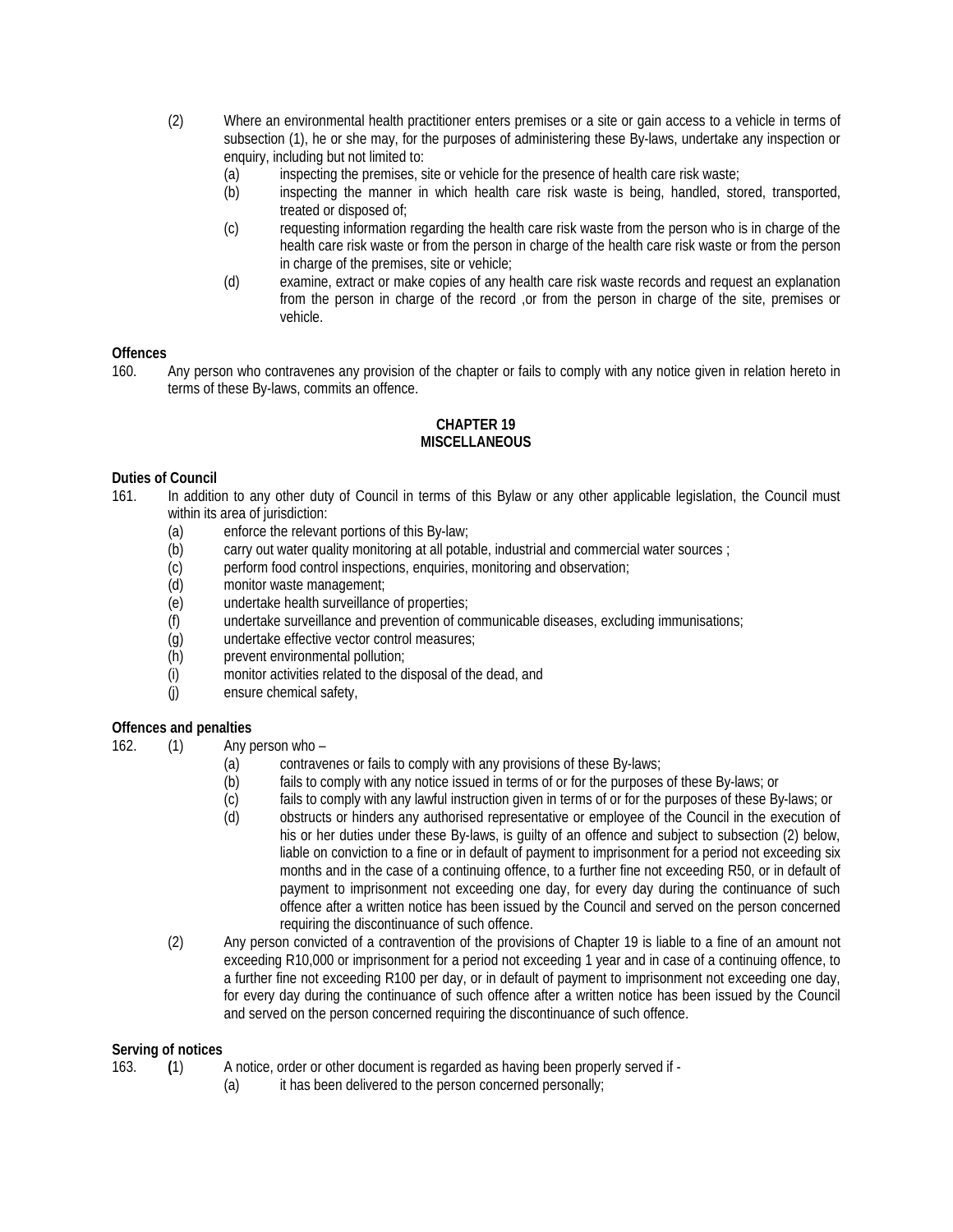(2) Where an environmental health practitioner enters premises or a site or gain access to a vehicle in terms of subsection (1), he or she may, for the purposes of administering these By-laws, undertake any inspection or enquiry, including but not limited to:

  (a) inspecting the premises, site or vehicle for the presence of health care risk waste;
  (b) inspecting the manner in which health care risk waste is being, handled, stored, transported, treated or disposed of;
  (c) requesting information regarding the health care risk waste from the person who is in charge of the health care risk waste or from the person in charge of the health care risk waste or from the person in charge of the premises, site or vehicle;
  (d) examine, extract or make copies of any health care risk waste records and request an explanation from the person in charge of the record ,or from the person in charge of the site, premises or vehicle.

**Offences**

160. Any person who contravenes any provision of the chapter or fails to comply with any notice given in relation hereto in terms of these By-laws, commits an offence.

## CHAPTER 19
## MISCELLANEOUS

**Duties of Council**

161. In addition to any other duty of Council in terms of this Bylaw or any other applicable legislation, the Council must within its area of jurisdiction:

  (a) enforce the relevant portions of this By-law;
  (b) carry out water quality monitoring at all potable, industrial and commercial water sources ;
  (c) perform food control inspections, enquiries, monitoring and observation;
  (d) monitor waste management;
  (e) undertake health surveillance of properties;
  (f) undertake surveillance and prevention of communicable diseases, excluding immunisations;
  (g) undertake effective vector control measures;
  (h) prevent environmental pollution;
  (i) monitor activities related to the disposal of the dead, and
  (j) ensure chemical safety,

**Offences and penalties**

162. (1) Any person who –

  (a) contravenes or fails to comply with any provisions of these By-laws;
  (b) fails to comply with any notice issued in terms of or for the purposes of these By-laws; or
  (c) fails to comply with any lawful instruction given in terms of or for the purposes of these By-laws; or
  (d) obstructs or hinders any authorised representative or employee of the Council in the execution of his or her duties under these By-laws, is guilty of an offence and subject to subsection (2) below, liable on conviction to a fine or in default of payment to imprisonment for a period not exceeding six months and in the case of a continuing offence, to a further fine not exceeding R50, or in default of payment to imprisonment not exceeding one day, for every day during the continuance of such offence after a written notice has been issued by the Council and served on the person concerned requiring the discontinuance of such offence.

(2) Any person convicted of a contravention of the provisions of Chapter 19 is liable to a fine of an amount not exceeding R10,000 or imprisonment for a period not exceeding 1 year and in case of a continuing offence, to a further fine not exceeding R100 per day, or in default of payment to imprisonment not exceeding one day, for every day during the continuance of such offence after a written notice has been issued by the Council and served on the person concerned requiring the discontinuance of such offence.

**Serving of notices**

163. (1) A notice, order or other document is regarded as having been properly served if -

  (a) it has been delivered to the person concerned personally;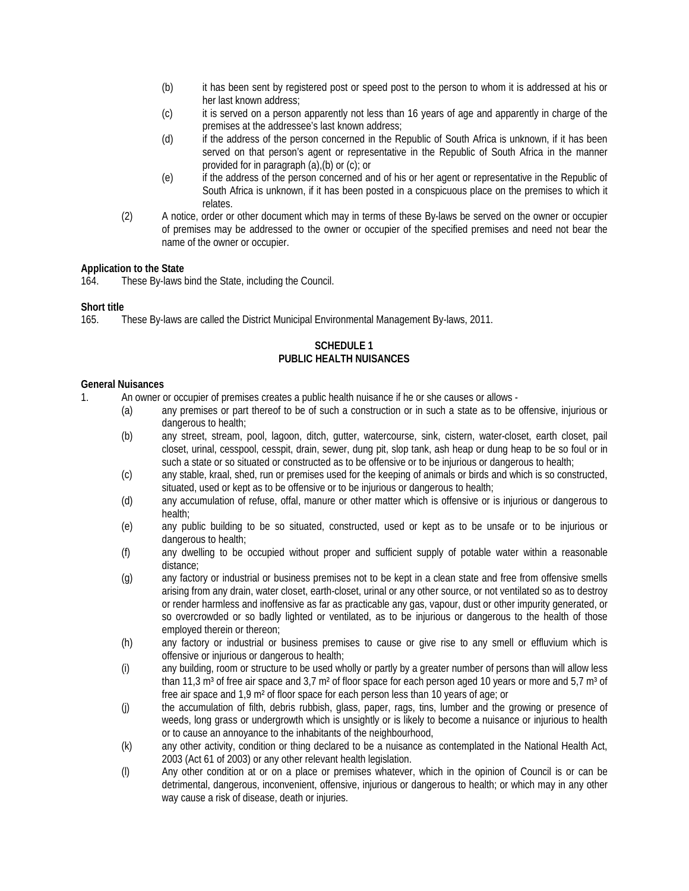(b) it has been sent by registered post or speed post to the person to whom it is addressed at his or her last known address;

(c) it is served on a person apparently not less than 16 years of age and apparently in charge of the premises at the addressee's last known address;

(d) if the address of the person concerned in the Republic of South Africa is unknown, if it has been served on that person's agent or representative in the Republic of South Africa in the manner provided for in paragraph (a),(b) or (c); or

(e) if the address of the person concerned and of his or her agent or representative in the Republic of South Africa is unknown, if it has been posted in a conspicuous place on the premises to which it relates.

(2) A notice, order or other document which may in terms of these By-laws be served on the owner or occupier of premises may be addressed to the owner or occupier of the specified premises and need not bear the name of the owner or occupier.

**Application to the State**

164. These By-laws bind the State, including the Council.

**Short title**

165. These By-laws are called the District Municipal Environmental Management By-laws, 2011.

**SCHEDULE 1**
**PUBLIC HEALTH NUISANCES**

**General Nuisances**

1. An owner or occupier of premises creates a public health nuisance if he or she causes or allows -

(a) any premises or part thereof to be of such a construction or in such a state as to be offensive, injurious or dangerous to health;

(b) any street, stream, pool, lagoon, ditch, gutter, watercourse, sink, cistern, water-closet, earth closet, pail closet, urinal, cesspool, cesspit, drain, sewer, dung pit, slop tank, ash heap or dung heap to be so foul or in such a state or so situated or constructed as to be offensive or to be injurious or dangerous to health;

(c) any stable, kraal, shed, run or premises used for the keeping of animals or birds and which is so constructed, situated, used or kept as to be offensive or to be injurious or dangerous to health;

(d) any accumulation of refuse, offal, manure or other matter which is offensive or is injurious or dangerous to health;

(e) any public building to be so situated, constructed, used or kept as to be unsafe or to be injurious or dangerous to health;

(f) any dwelling to be occupied without proper and sufficient supply of potable water within a reasonable distance;

(g) any factory or industrial or business premises not to be kept in a clean state and free from offensive smells arising from any drain, water closet, earth-closet, urinal or any other source, or not ventilated so as to destroy or render harmless and inoffensive as far as practicable any gas, vapour, dust or other impurity generated, or so overcrowded or so badly lighted or ventilated, as to be injurious or dangerous to the health of those employed therein or thereon;

(h) any factory or industrial or business premises to cause or give rise to any smell or effluvium which is offensive or injurious or dangerous to health;

(i) any building, room or structure to be used wholly or partly by a greater number of persons than will allow less than 11,3 $m^3$ of free air space and 3,7 $m^2$ of floor space for each person aged 10 years or more and 5,7 $m^3$ of free air space and 1,9 $m^2$ of floor space for each person less than 10 years of age; or

(j) the accumulation of filth, debris rubbish, glass, paper, rags, tins, lumber and the growing or presence of weeds, long grass or undergrowth which is unsightly or is likely to become a nuisance or injurious to health or to cause an annoyance to the inhabitants of the neighbourhood,

(k) any other activity, condition or thing declared to be a nuisance as contemplated in the National Health Act, 2003 (Act 61 of 2003) or any other relevant health legislation.

(l) Any other condition at or on a place or premises whatever, which in the opinion of Council is or can be detrimental, dangerous, inconvenient, offensive, injurious or dangerous to health; or which may in any other way cause a risk of disease, death or injuries.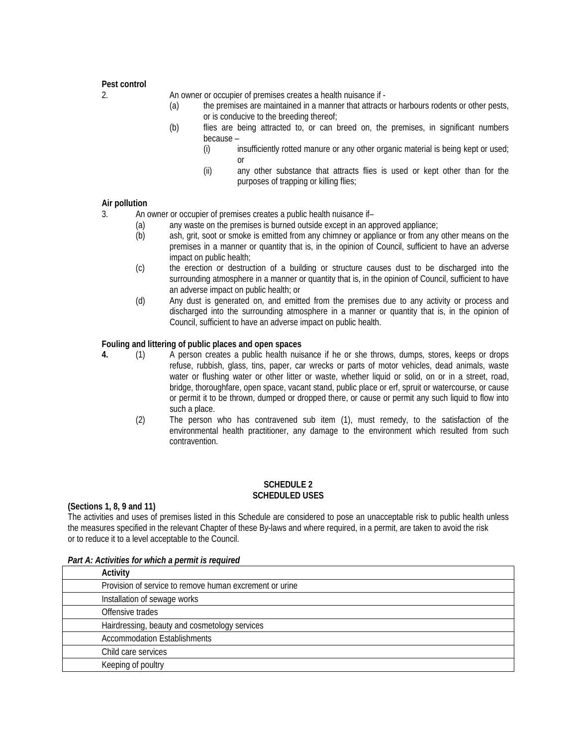**Pest control**

2. An owner or occupier of premises creates a health nuisance if -
   - (a) the premises are maintained in a manner that attracts or harbours rodents or other pests, or is conducive to the breeding thereof;
   - (b) flies are being attracted to, or can breed on, the premises, in significant numbers because –
     - (i) insufficiently rotted manure or any other organic material is being kept or used; or
     - (ii) any other substance that attracts flies is used or kept other than for the purposes of trapping or killing flies;

**Air pollution**

3. An owner or occupier of premises creates a public health nuisance if–
   - (a) any waste on the premises is burned outside except in an approved appliance;
   - (b) ash, grit, soot or smoke is emitted from any chimney or appliance or from any other means on the premises in a manner or quantity that is, in the opinion of Council, sufficient to have an adverse impact on public health;
   - (c) the erection or destruction of a building or structure causes dust to be discharged into the surrounding atmosphere in a manner or quantity that is, in the opinion of Council, sufficient to have an adverse impact on public health; or
   - (d) Any dust is generated on, and emitted from the premises due to any activity or process and discharged into the surrounding atmosphere in a manner or quantity that is, in the opinion of Council, sufficient to have an adverse impact on public health.

**Fouling and littering of public places and open spaces**

**4.** (1) A person creates a public health nuisance if he or she throws, dumps, stores, keeps or drops refuse, rubbish, glass, tins, paper, car wrecks or parts of motor vehicles, dead animals, waste water or flushing water or other litter or waste, whether liquid or solid, on or in a street, road, bridge, thoroughfare, open space, vacant stand, public place or erf, spruit or watercourse, or cause or permit it to be thrown, dumped or dropped there, or cause or permit any such liquid to flow into such a place.

(2) The person who has contravened sub item (1), must remedy, to the satisfaction of the environmental health practitioner, any damage to the environment which resulted from such contravention.

## SCHEDULE 2
## SCHEDULED USES

**(Sections 1, 8, 9 and 11)**

The activities and uses of premises listed in this Schedule are considered to pose an unacceptable risk to public health unless the measures specified in the relevant Chapter of these By-laws and where required, in a permit, are taken to avoid the risk or to reduce it to a level acceptable to the Council.

***Part A: Activities for which a permit is required***

| Activity |
|---|
| Provision of service to remove human excrement or urine |
| Installation of sewage works |
| Offensive trades |
| Hairdressing, beauty and cosmetology services |
| Accommodation Establishments |
| Child care services |
| Keeping of poultry |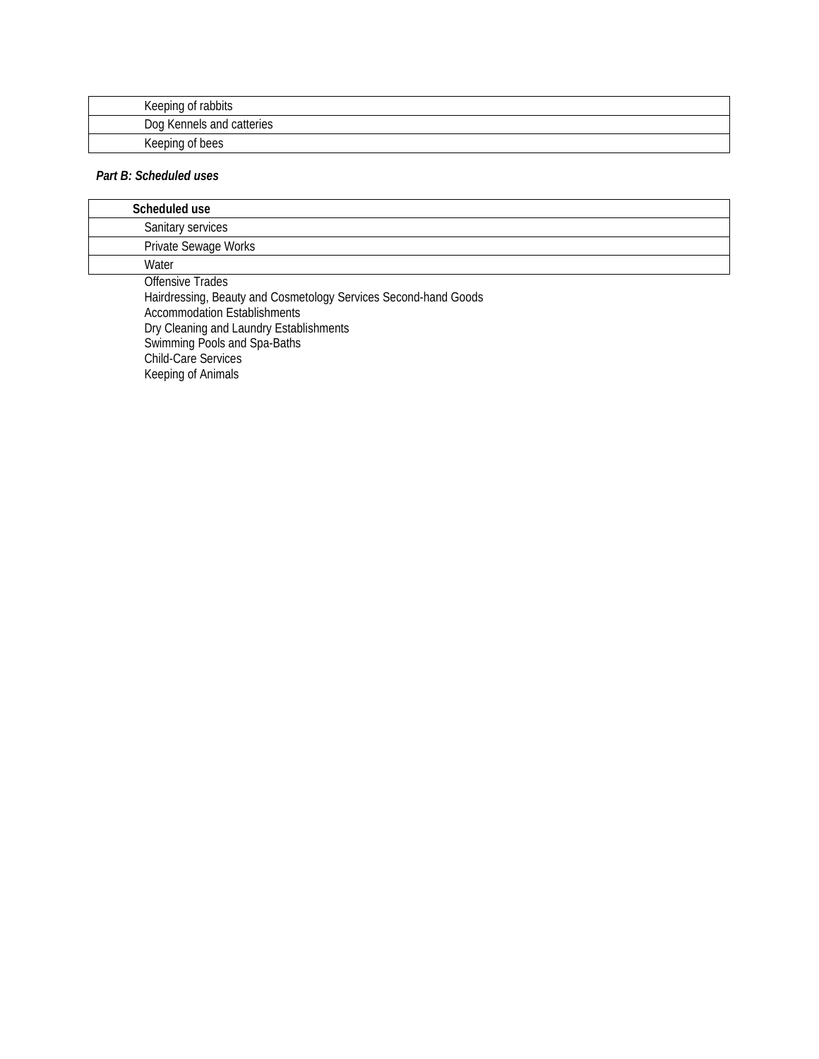| |
|---|
| Keeping of rabbits |
| Dog Kennels and catteries |
| Keeping of bees |

***Part B: Scheduled uses***

| Scheduled use |
|---|
| Sanitary services |
| Private Sewage Works |
| Water |
| Offensive Trades |
| Hairdressing, Beauty and Cosmetology Services Second-hand Goods |
| Accommodation Establishments |
| Dry Cleaning and Laundry Establishments |
| Swimming Pools and Spa-Baths |
| Child-Care Services |
| Keeping of Animals |